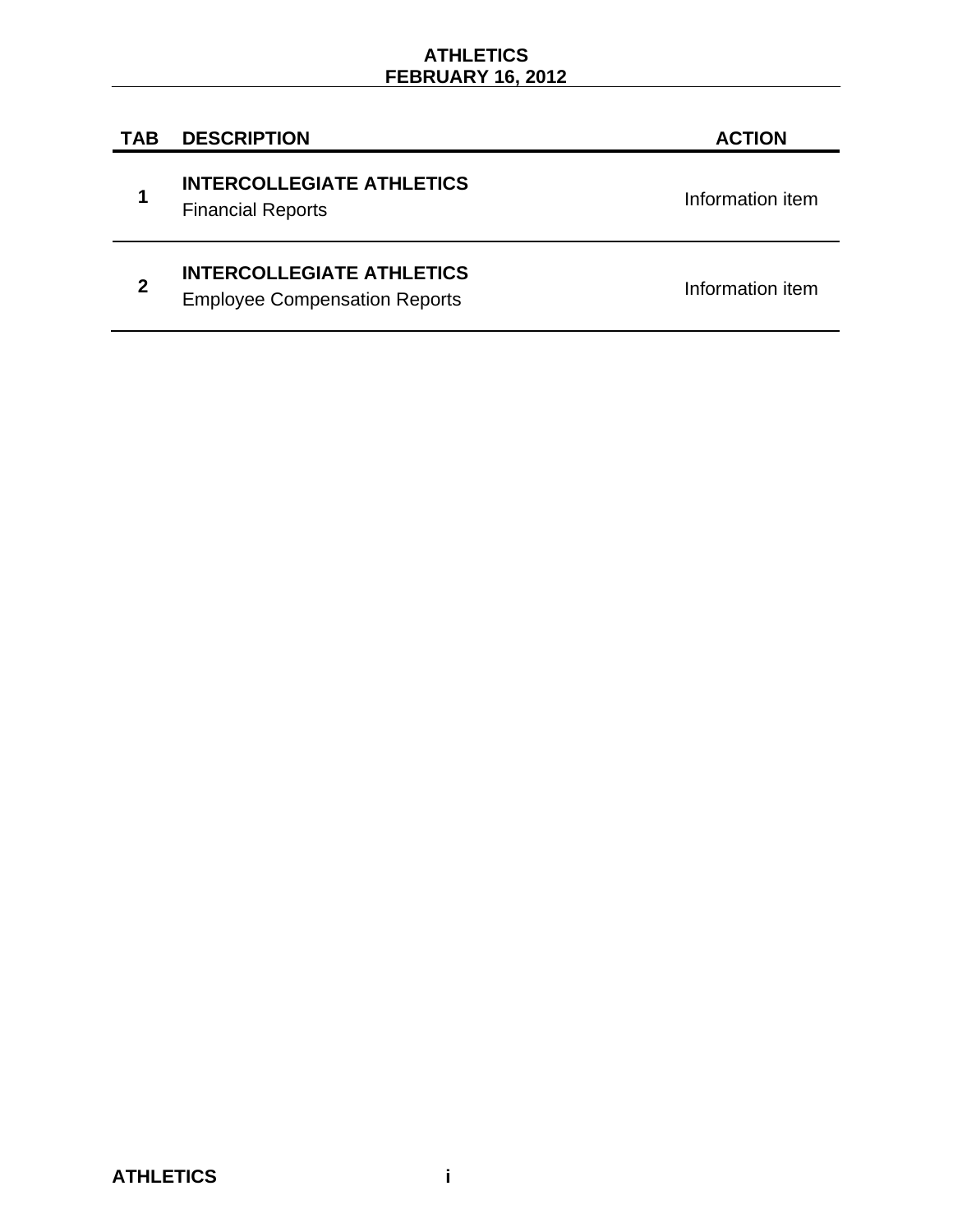# ATHLETICS
## FEBRUARY 16, 2012

| TAB | DESCRIPTION | ACTION |
|---|---|---|
| 1 | **INTERCOLLEGIATE ATHLETICS** Financial Reports | Information item |
| 2 | **INTERCOLLEGIATE ATHLETICS** Employee Compensation Reports | Information item |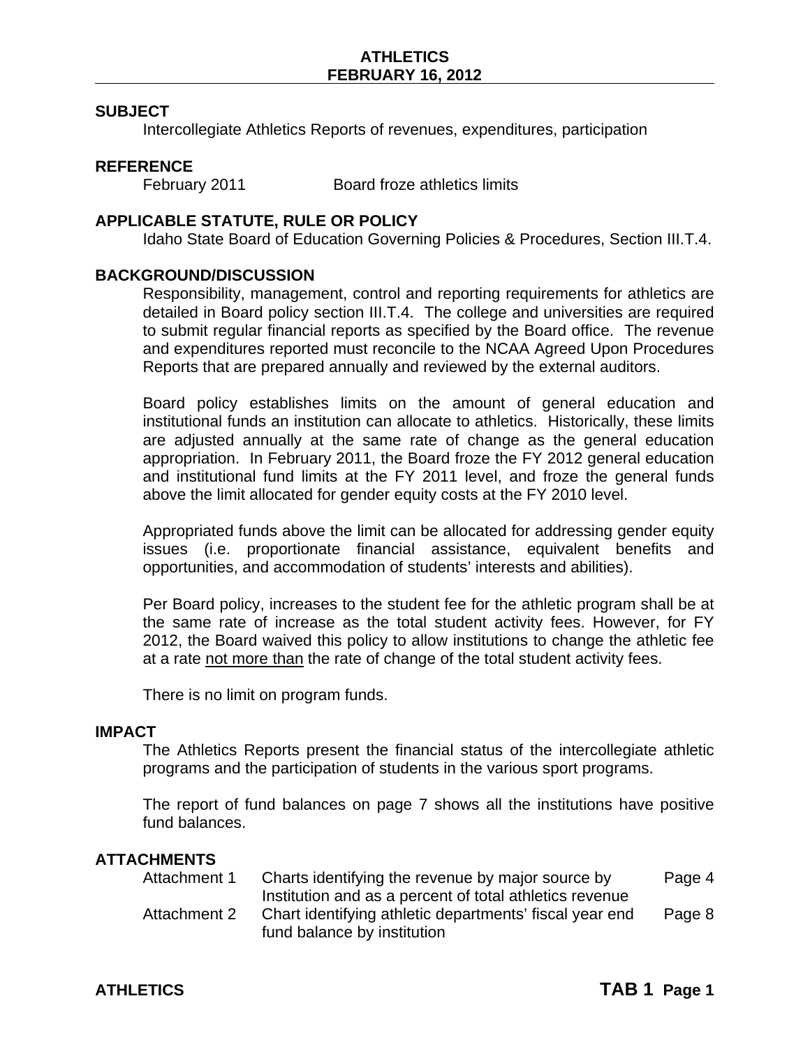## SUBJECT

Intercollegiate Athletics Reports of revenues, expenditures, participation

## REFERENCE

February 2011 Board froze athletics limits

## APPLICABLE STATUTE, RULE OR POLICY

Idaho State Board of Education Governing Policies & Procedures, Section III.T.4.

## BACKGROUND/DISCUSSION

Responsibility, management, control and reporting requirements for athletics are detailed in Board policy section III.T.4. The college and universities are required to submit regular financial reports as specified by the Board office. The revenue and expenditures reported must reconcile to the NCAA Agreed Upon Procedures Reports that are prepared annually and reviewed by the external auditors.

Board policy establishes limits on the amount of general education and institutional funds an institution can allocate to athletics. Historically, these limits are adjusted annually at the same rate of change as the general education appropriation. In February 2011, the Board froze the FY 2012 general education and institutional fund limits at the FY 2011 level, and froze the general funds above the limit allocated for gender equity costs at the FY 2010 level.

Appropriated funds above the limit can be allocated for addressing gender equity issues (i.e. proportionate financial assistance, equivalent benefits and opportunities, and accommodation of students' interests and abilities).

Per Board policy, increases to the student fee for the athletic program shall be at the same rate of increase as the total student activity fees. However, for FY 2012, the Board waived this policy to allow institutions to change the athletic fee at a rate <u>not more than</u> the rate of change of the total student activity fees.

There is no limit on program funds.

## IMPACT

The Athletics Reports present the financial status of the intercollegiate athletic programs and the participation of students in the various sport programs.

The report of fund balances on page 7 shows all the institutions have positive fund balances.

## ATTACHMENTS

| | | |
|---|---|---|
| Attachment 1 | Charts identifying the revenue by major source by Institution and as a percent of total athletics revenue | Page 4 |
| Attachment 2 | Chart identifying athletic departments' fiscal year end fund balance by institution | Page 8 |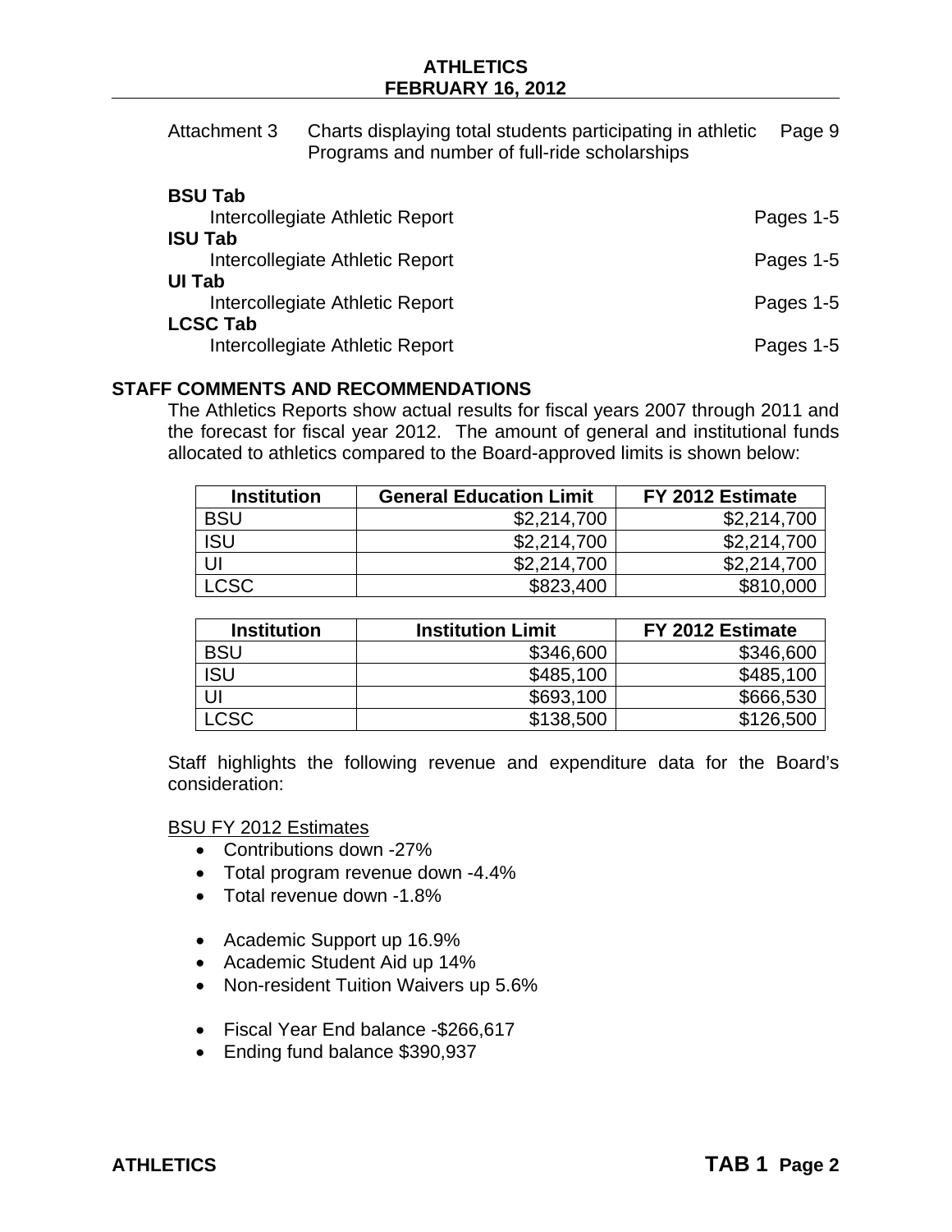| | | |
|---|---|---|
| Attachment 3 | Charts displaying total students participating in athletic Programs and number of full-ride scholarships | Page 9 |

**BSU Tab**
Intercollegiate Athletic Report — Pages 1-5

**ISU Tab**
Intercollegiate Athletic Report — Pages 1-5

**UI Tab**
Intercollegiate Athletic Report — Pages 1-5

**LCSC Tab**
Intercollegiate Athletic Report — Pages 1-5

## STAFF COMMENTS AND RECOMMENDATIONS

The Athletics Reports show actual results for fiscal years 2007 through 2011 and the forecast for fiscal year 2012. The amount of general and institutional funds allocated to athletics compared to the Board-approved limits is shown below:

| Institution | General Education Limit | FY 2012 Estimate |
|---|---:|---:|
| BSU | $2,214,700 | $2,214,700 |
| ISU | $2,214,700 | $2,214,700 |
| UI | $2,214,700 | $2,214,700 |
| LCSC | $823,400 | $810,000 |

| Institution | Institution Limit | FY 2012 Estimate |
|---|---:|---:|
| BSU | $346,600 | $346,600 |
| ISU | $485,100 | $485,100 |
| UI | $693,100 | $666,530 |
| LCSC | $138,500 | $126,500 |

Staff highlights the following revenue and expenditure data for the Board's consideration:

<u>BSU FY 2012 Estimates</u>

- Contributions down -27%
- Total program revenue down -4.4%
- Total revenue down -1.8%

- Academic Support up 16.9%
- Academic Student Aid up 14%
- Non-resident Tuition Waivers up 5.6%

- Fiscal Year End balance -$266,617
- Ending fund balance $390,937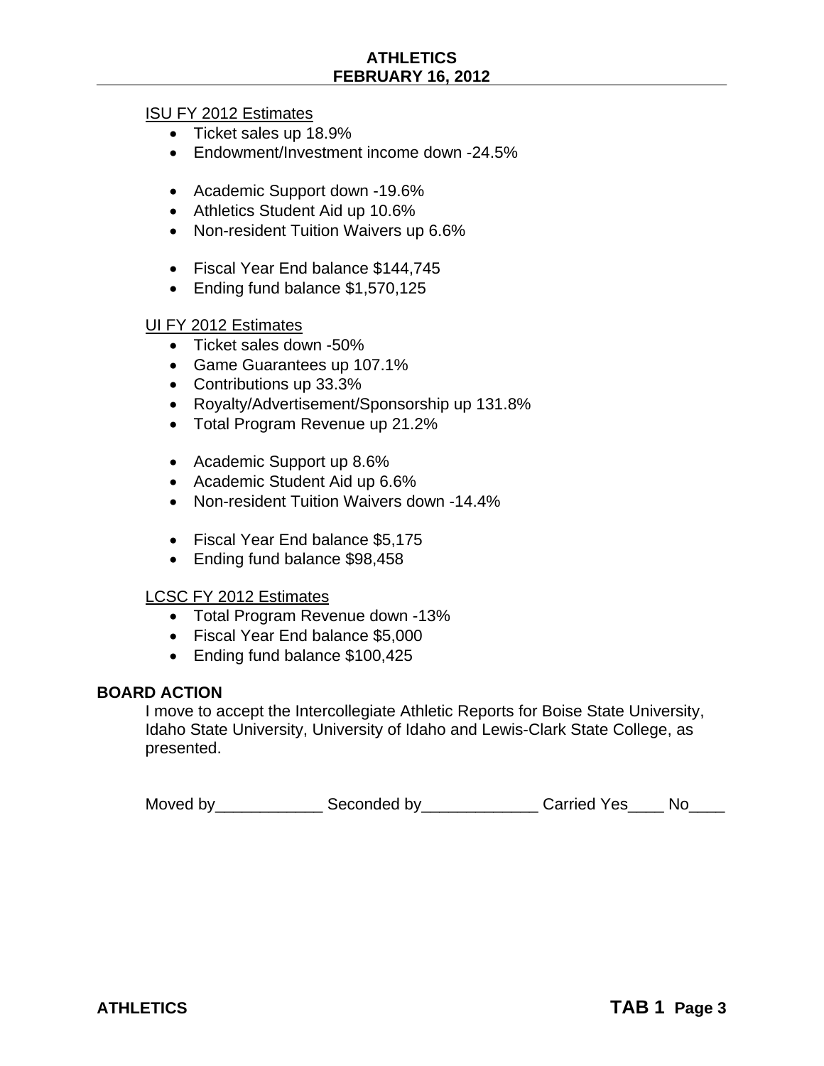ISU FY 2012 Estimates

- Ticket sales up 18.9%
- Endowment/Investment income down -24.5%

- Academic Support down -19.6%
- Athletics Student Aid up 10.6%
- Non-resident Tuition Waivers up 6.6%

- Fiscal Year End balance $144,745
- Ending fund balance $1,570,125

UI FY 2012 Estimates

- Ticket sales down -50%
- Game Guarantees up 107.1%
- Contributions up 33.3%
- Royalty/Advertisement/Sponsorship up 131.8%
- Total Program Revenue up 21.2%

- Academic Support up 8.6%
- Academic Student Aid up 6.6%
- Non-resident Tuition Waivers down -14.4%

- Fiscal Year End balance $5,175
- Ending fund balance $98,458

LCSC FY 2012 Estimates

- Total Program Revenue down -13%
- Fiscal Year End balance $5,000
- Ending fund balance $100,425

**BOARD ACTION**

I move to accept the Intercollegiate Athletic Reports for Boise State University, Idaho State University, University of Idaho and Lewis-Clark State College, as presented.

Moved by____________ Seconded by_____________ Carried Yes____ No____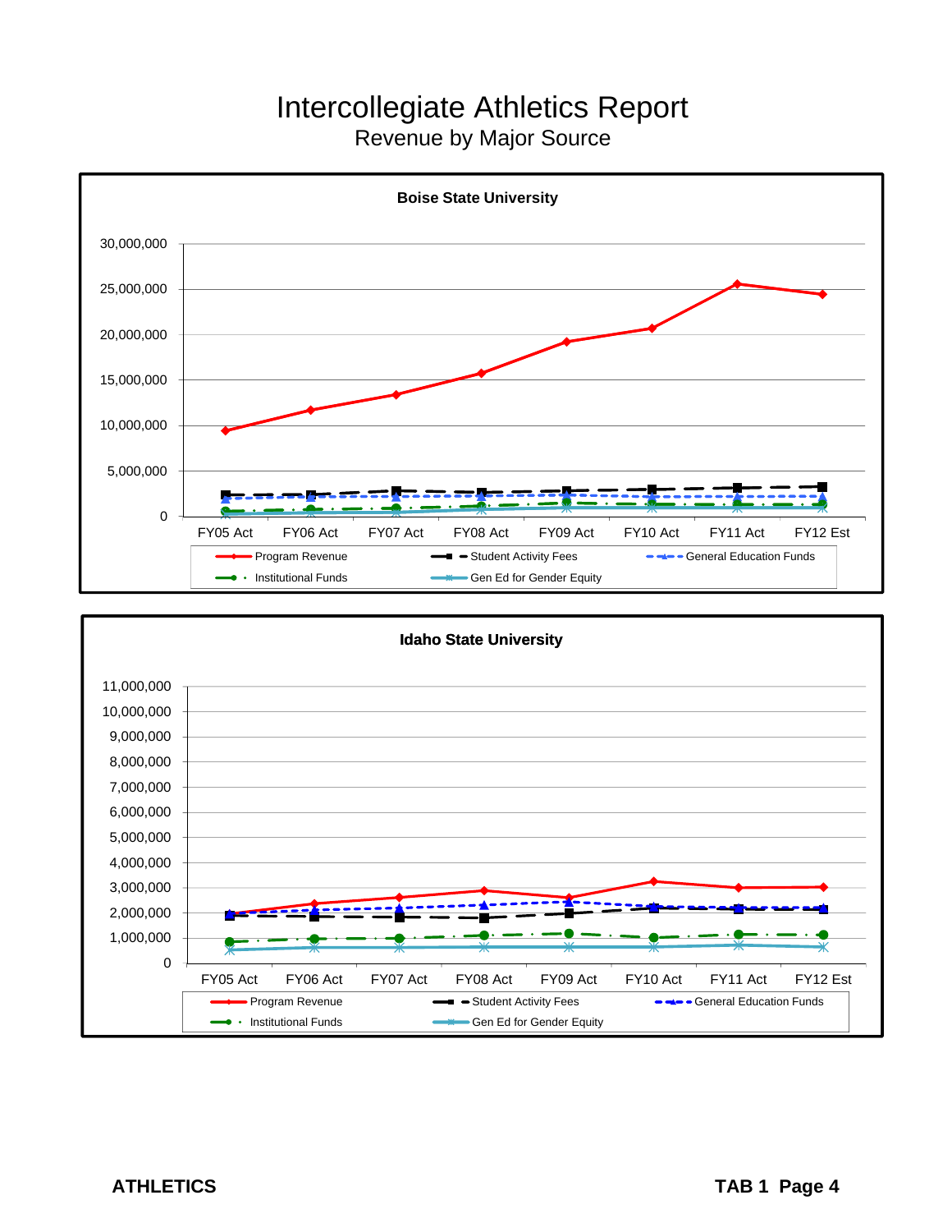# Intercollegiate Athletics Report

## Revenue by Major Source

### Boise State University

30,000,000
25,000,000
20,000,000
15,000,000
10,000,000
5,000,000
0

FY05 Act | FY06 Act | FY07 Act | FY08 Act | FY09 Act | FY10 Act | FY11 Act | FY12 Est

Program Revenue — Student Activity Fees — General Education Funds — Institutional Funds — Gen Ed for Gender Equity

### Idaho State University

11,000,000
10,000,000
9,000,000
8,000,000
7,000,000
6,000,000
5,000,000
4,000,000
3,000,000
2,000,000
1,000,000
0

FY05 Act | FY06 Act | FY07 Act | FY08 Act | FY09 Act | FY10 Act | FY11 Act | FY12 Est

Program Revenue — Student Activity Fees — General Education Funds — Institutional Funds — Gen Ed for Gender Equity

**ATHLETICS** **TAB 1 Page 4**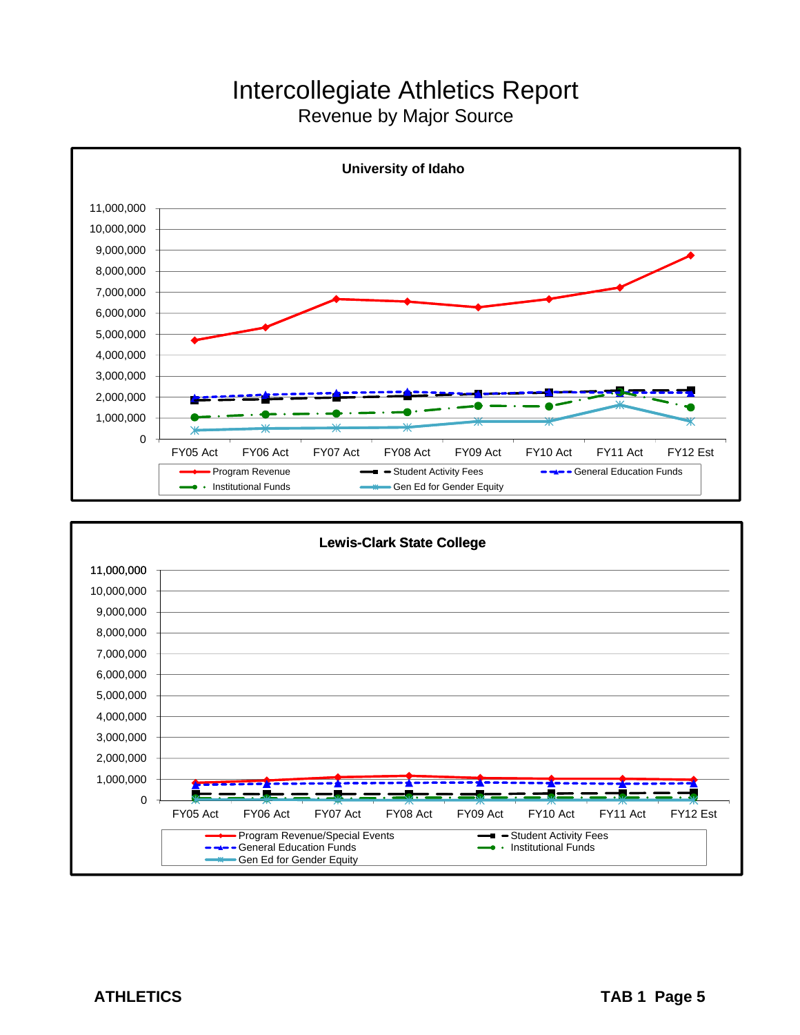# Intercollegiate Athletics Report

## Revenue by Major Source

### University of Idaho

11,000,000
10,000,000
9,000,000
8,000,000
7,000,000
6,000,000
5,000,000
4,000,000
3,000,000
2,000,000
1,000,000
0

FY05 Act | FY06 Act | FY07 Act | FY08 Act | FY09 Act | FY10 Act | FY11 Act | FY12 Est

- Program Revenue
- Student Activity Fees
- General Education Funds
- Institutional Funds
- Gen Ed for Gender Equity

### Lewis-Clark State College

11,000,000
10,000,000
9,000,000
8,000,000
7,000,000
6,000,000
5,000,000
4,000,000
3,000,000
2,000,000
1,000,000
0

FY05 Act | FY06 Act | FY07 Act | FY08 Act | FY09 Act | FY10 Act | FY11 Act | FY12 Est

- Program Revenue/Special Events
- Student Activity Fees
- General Education Funds
- Institutional Funds
- Gen Ed for Gender Equity

**ATHLETICS** **TAB 1 Page 5**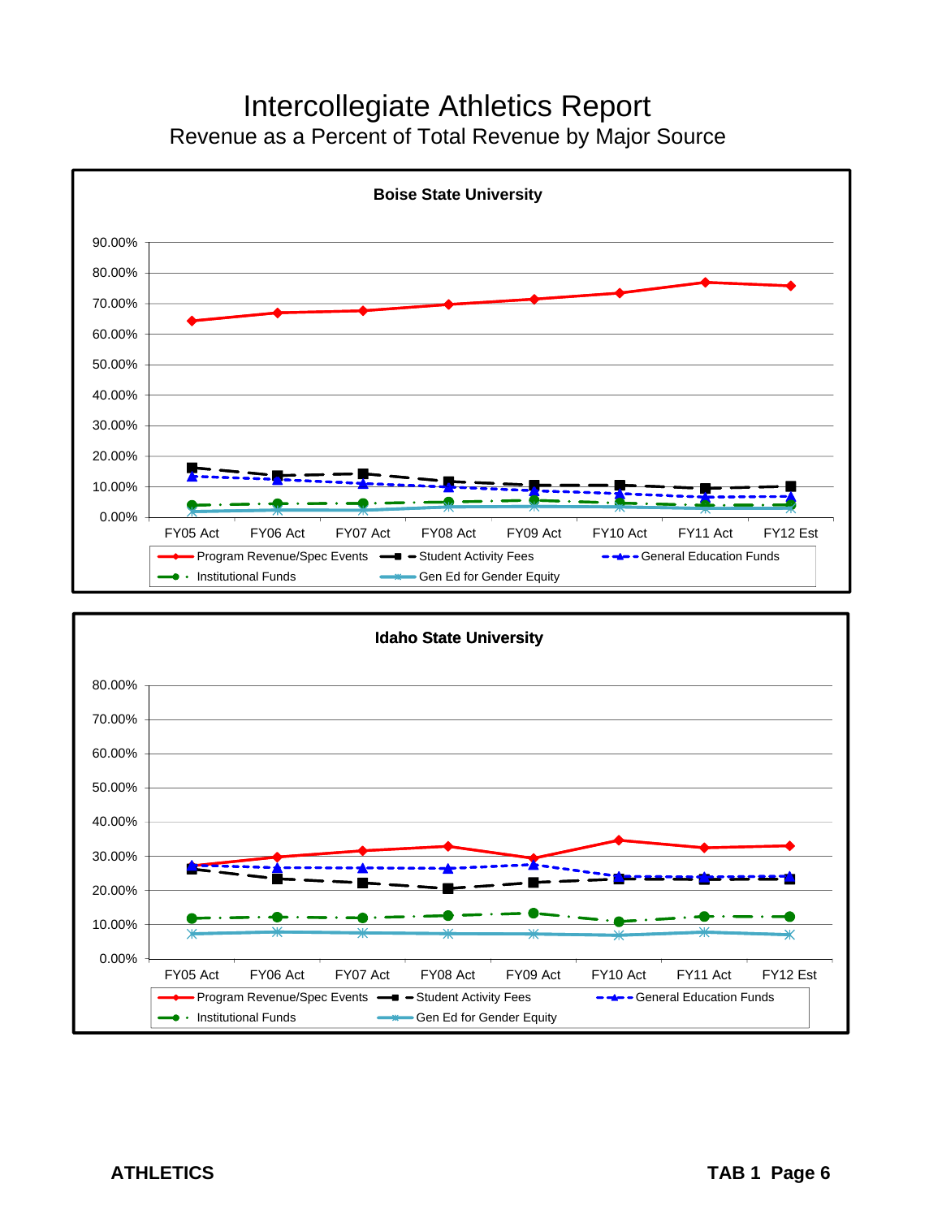# Intercollegiate Athletics Report

## Revenue as a Percent of Total Revenue by Major Source

### Boise State University

Legend: Program Revenue/Spec Events; Student Activity Fees; General Education Funds; Institutional Funds; Gen Ed for Gender Equity

Y-axis: 0.00% – 90.00%

X-axis: FY05 Act, FY06 Act, FY07 Act, FY08 Act, FY09 Act, FY10 Act, FY11 Act, FY12 Est

### Idaho State University

Legend: Program Revenue/Spec Events; Student Activity Fees; General Education Funds; Institutional Funds; Gen Ed for Gender Equity

Y-axis: 0.00% – 80.00%

X-axis: FY05 Act, FY06 Act, FY07 Act, FY08 Act, FY09 Act, FY10 Act, FY11 Act, FY12 Est

ATHLETICS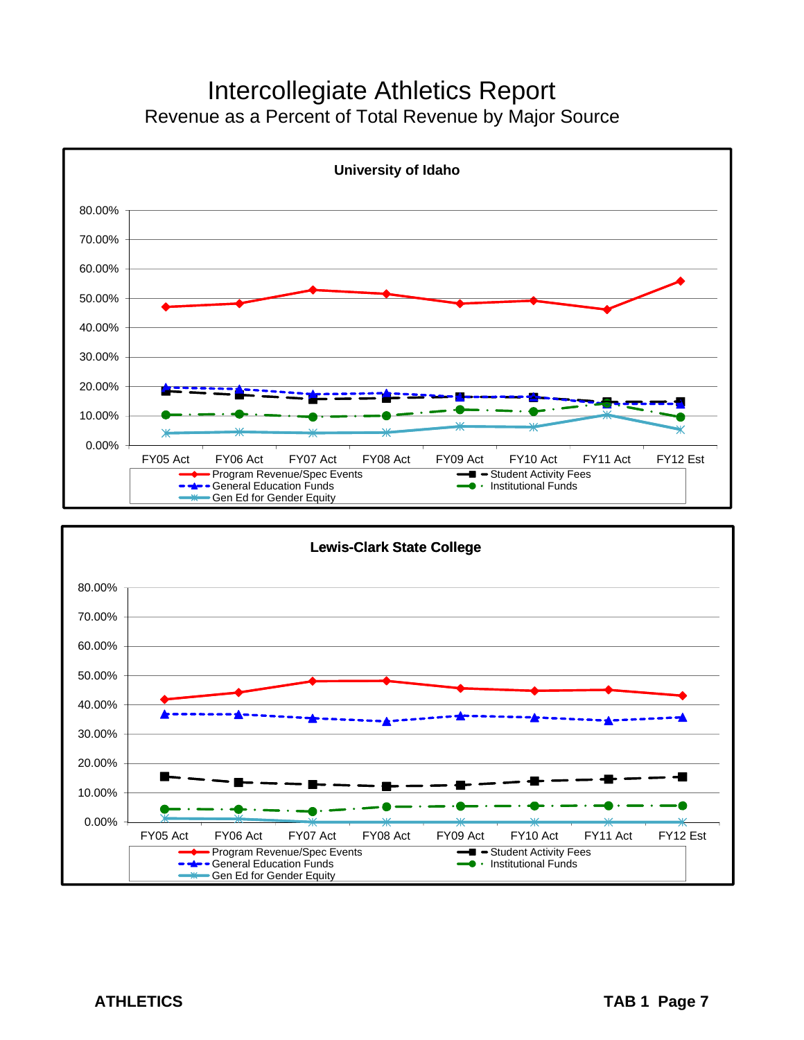# Intercollegiate Athletics Report

## Revenue as a Percent of Total Revenue by Major Source

### University of Idaho

80.00%
70.00%
60.00%
50.00%
40.00%
30.00%
20.00%
10.00%
0.00%

FY05 Act | FY06 Act | FY07 Act | FY08 Act | FY09 Act | FY10 Act | FY11 Act | FY12 Est

- Program Revenue/Spec Events
- Student Activity Fees
- General Education Funds
- Institutional Funds
- Gen Ed for Gender Equity

### Lewis-Clark State College

80.00%
70.00%
60.00%
50.00%
40.00%
30.00%
20.00%
10.00%
0.00%

FY05 Act | FY06 Act | FY07 Act | FY08 Act | FY09 Act | FY10 Act | FY11 Act | FY12 Est

- Program Revenue/Spec Events
- Student Activity Fees
- General Education Funds
- Institutional Funds
- Gen Ed for Gender Equity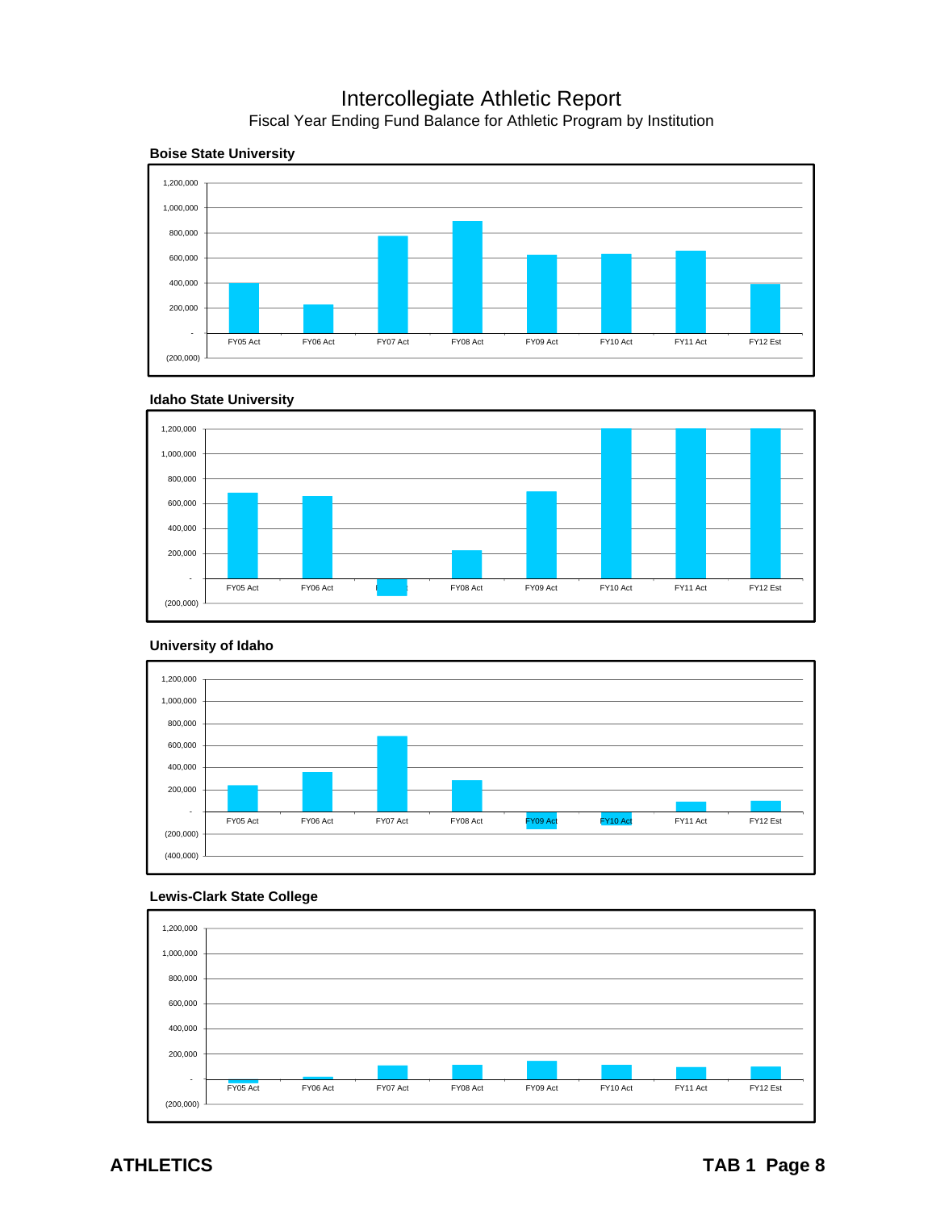# Intercollegiate Athletic Report

Fiscal Year Ending Fund Balance for Athletic Program by Institution

**Boise State University**

**Idaho State University**

**University of Idaho**

**Lewis-Clark State College**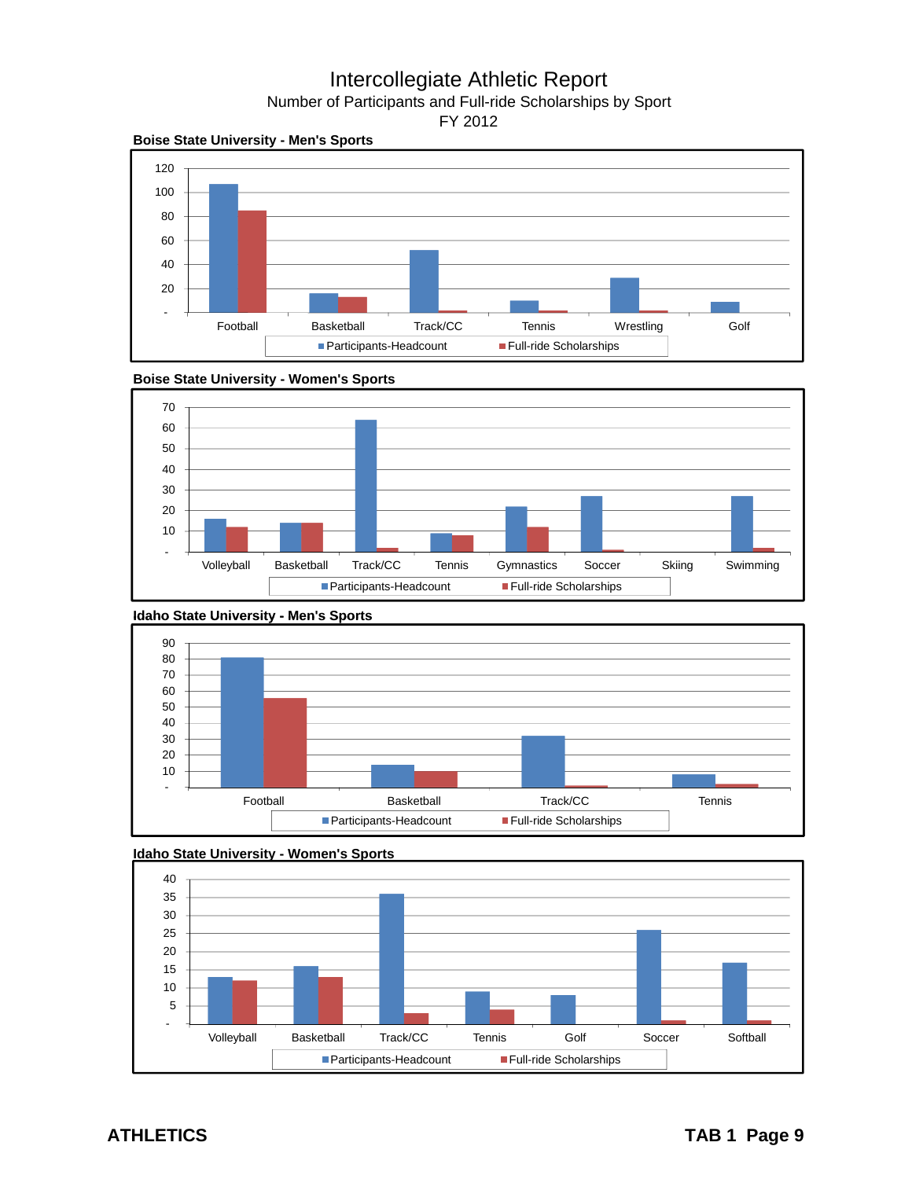# Intercollegiate Athletic Report

Number of Participants and Full-ride Scholarships by Sport

FY 2012

**Boise State University - Men's Sports**

120
100
80
60
40
20
-

Football | Basketball | Track/CC | Tennis | Wrestling | Golf

Participants-Headcount | Full-ride Scholarships

**Boise State University - Women's Sports**

70
60
50
40
30
20
10
-

Volleyball | Basketball | Track/CC | Tennis | Gymnastics | Soccer | Skiing | Swimming

Participants-Headcount | Full-ride Scholarships

**Idaho State University - Men's Sports**

90
80
70
60
50
40
30
20
10
-

Football | Basketball | Track/CC | Tennis

Participants-Headcount | Full-ride Scholarships

**Idaho State University - Women's Sports**

40
35
30
25
20
15
10
5
-

Volleyball | Basketball | Track/CC | Tennis | Golf | Soccer | Softball

Participants-Headcount | Full-ride Scholarships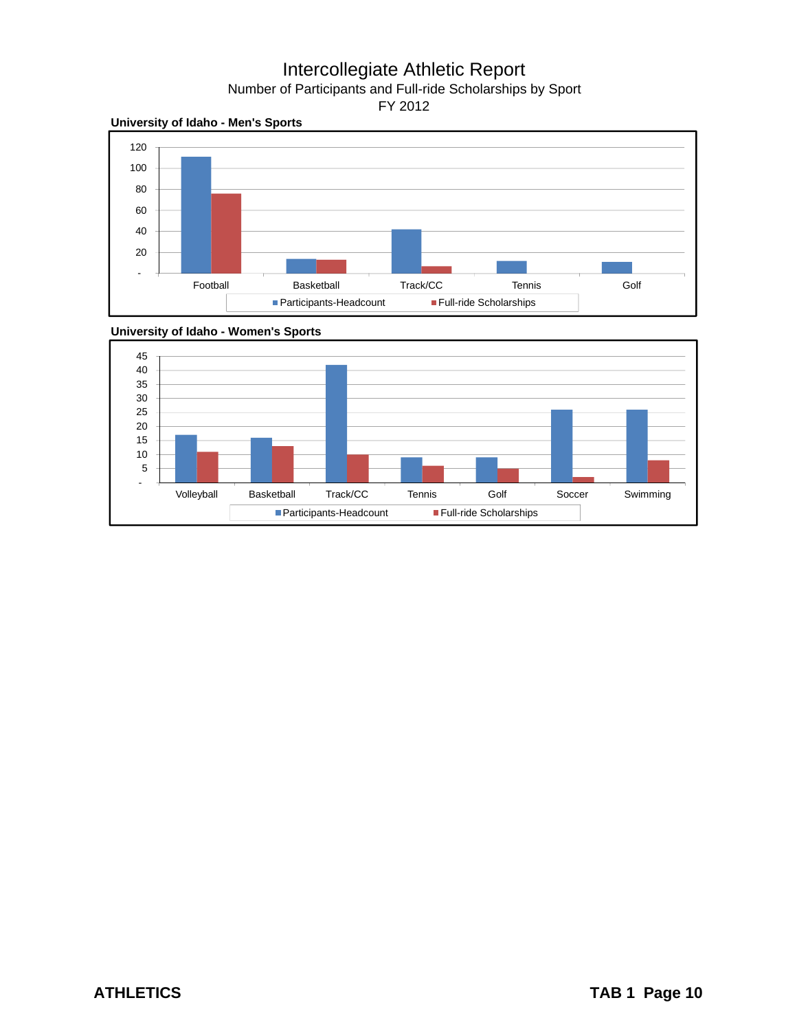# Intercollegiate Athletic Report

## Number of Participants and Full-ride Scholarships by Sport

## FY 2012

**University of Idaho - Men's Sports**

**University of Idaho - Women's Sports**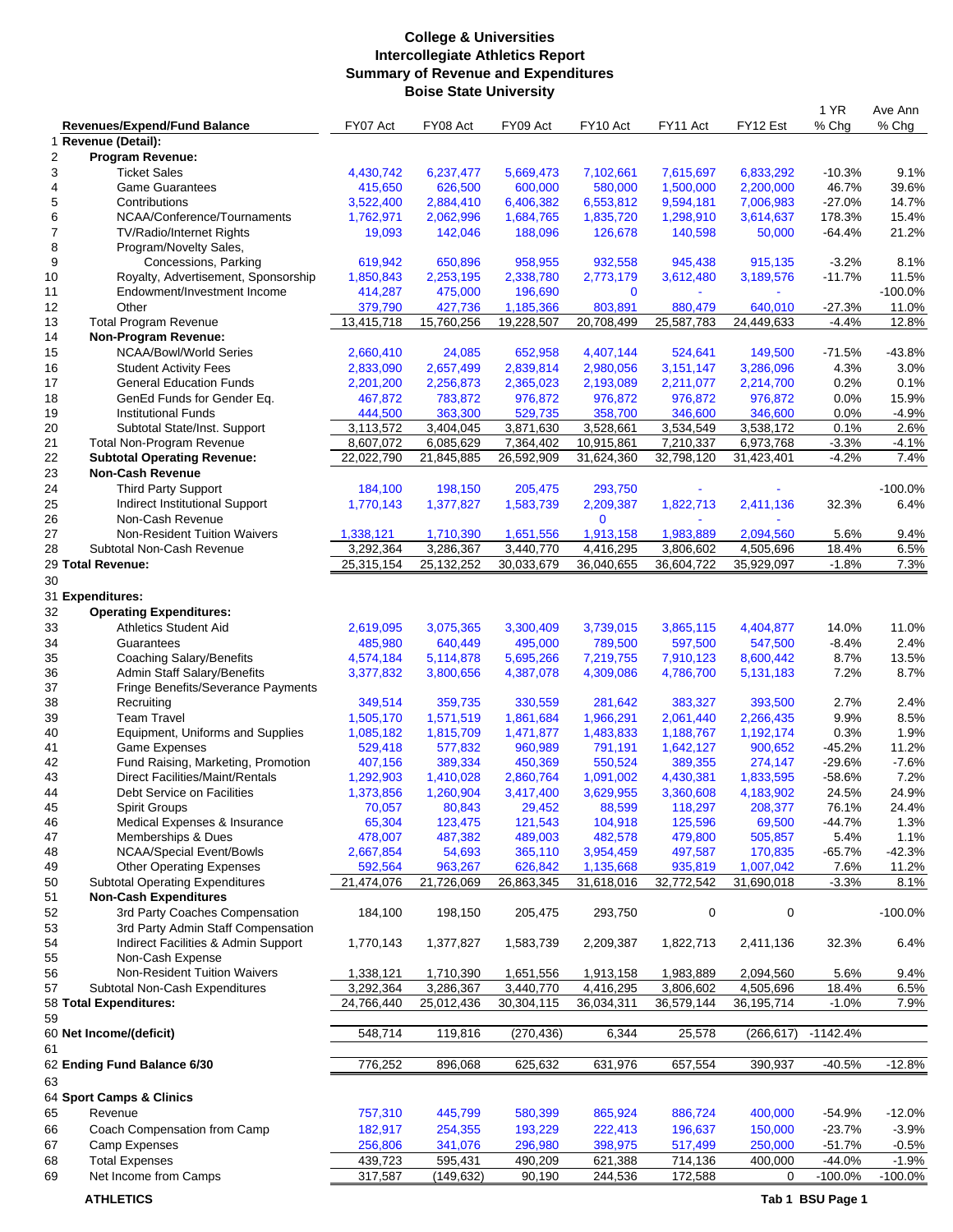# College & Universities
## Intercollegiate Athletics Report
## Summary of Revenue and Expenditures
## Boise State University

| | Revenues/Expend/Fund Balance | FY07 Act | FY08 Act | FY09 Act | FY10 Act | FY11 Act | FY12 Est | 1 YR % Chg | Ave Ann % Chg |
|---|---|---|---|---|---|---|---|---|---|
| 1 | **Revenue (Detail):** | | | | | | | | |
| 2 | **Program Revenue:** | | | | | | | | |
| 3 | Ticket Sales | 4,430,742 | 6,237,477 | 5,669,473 | 7,102,661 | 7,615,697 | 6,833,292 | -10.3% | 9.1% |
| 4 | Game Guarantees | 415,650 | 626,500 | 600,000 | 580,000 | 1,500,000 | 2,200,000 | 46.7% | 39.6% |
| 5 | Contributions | 3,522,400 | 2,884,410 | 6,406,382 | 6,553,812 | 9,594,181 | 7,006,983 | -27.0% | 14.7% |
| 6 | NCAA/Conference/Tournaments | 1,762,971 | 2,062,996 | 1,684,765 | 1,835,720 | 1,298,910 | 3,614,637 | 178.3% | 15.4% |
| 7 | TV/Radio/Internet Rights | 19,093 | 142,046 | 188,096 | 126,678 | 140,598 | 50,000 | -64.4% | 21.2% |
| 8 | Program/Novelty Sales, | | | | | | | | |
| 9 | Concessions, Parking | 619,942 | 650,896 | 958,955 | 932,558 | 945,438 | 915,135 | -3.2% | 8.1% |
| 10 | Royalty, Advertisement, Sponsorship | 1,850,843 | 2,253,195 | 2,338,780 | 2,773,179 | 3,612,480 | 3,189,576 | -11.7% | 11.5% |
| 11 | Endowment/Investment Income | 414,287 | 475,000 | 196,690 | 0 | - | - | | -100.0% |
| 12 | Other | 379,790 | 427,736 | 1,185,366 | 803,891 | 880,479 | 640,010 | -27.3% | 11.0% |
| 13 | Total Program Revenue | 13,415,718 | 15,760,256 | 19,228,507 | 20,708,499 | 25,587,783 | 24,449,633 | -4.4% | 12.8% |
| 14 | **Non-Program Revenue:** | | | | | | | | |
| 15 | NCAA/Bowl/World Series | 2,660,410 | 24,085 | 652,958 | 4,407,144 | 524,641 | 149,500 | -71.5% | -43.8% |
| 16 | Student Activity Fees | 2,833,090 | 2,657,499 | 2,839,814 | 2,980,056 | 3,151,147 | 3,286,096 | 4.3% | 3.0% |
| 17 | General Education Funds | 2,201,200 | 2,256,873 | 2,365,023 | 2,193,089 | 2,211,077 | 2,214,700 | 0.2% | 0.1% |
| 18 | GenEd Funds for Gender Eq. | 467,872 | 783,872 | 976,872 | 976,872 | 976,872 | 976,872 | 0.0% | 15.9% |
| 19 | Institutional Funds | 444,500 | 363,300 | 529,735 | 358,700 | 346,600 | 346,600 | 0.0% | -4.9% |
| 20 | Subtotal State/Inst. Support | 3,113,572 | 3,404,045 | 3,871,630 | 3,528,661 | 3,534,549 | 3,538,172 | 0.1% | 2.6% |
| 21 | Total Non-Program Revenue | 8,607,072 | 6,085,629 | 7,364,402 | 10,915,861 | 7,210,337 | 6,973,768 | -3.3% | -4.1% |
| 22 | **Subtotal Operating Revenue:** | 22,022,790 | 21,845,885 | 26,592,909 | 31,624,360 | 32,798,120 | 31,423,401 | -4.2% | 7.4% |
| 23 | **Non-Cash Revenue** | | | | | | | | |
| 24 | Third Party Support | 184,100 | 198,150 | 205,475 | 293,750 | - | - | | -100.0% |
| 25 | Indirect Institutional Support | 1,770,143 | 1,377,827 | 1,583,739 | 2,209,387 | 1,822,713 | 2,411,136 | 32.3% | 6.4% |
| 26 | Non-Cash Revenue | | | | 0 | - | - | | |
| 27 | Non-Resident Tuition Waivers | 1,338,121 | 1,710,390 | 1,651,556 | 1,913,158 | 1,983,889 | 2,094,560 | 5.6% | 9.4% |
| 28 | Subtotal Non-Cash Revenue | 3,292,364 | 3,286,367 | 3,440,770 | 4,416,295 | 3,806,602 | 4,505,696 | 18.4% | 6.5% |
| 29 | **Total Revenue:** | 25,315,154 | 25,132,252 | 30,033,679 | 36,040,655 | 36,604,722 | 35,929,097 | -1.8% | 7.3% |
| 30 | | | | | | | | | |
| 31 | **Expenditures:** | | | | | | | | |
| 32 | **Operating Expenditures:** | | | | | | | | |
| 33 | Athletics Student Aid | 2,619,095 | 3,075,365 | 3,300,409 | 3,739,015 | 3,865,115 | 4,404,877 | 14.0% | 11.0% |
| 34 | Guarantees | 485,980 | 640,449 | 495,000 | 789,500 | 597,500 | 547,500 | -8.4% | 2.4% |
| 35 | Coaching Salary/Benefits | 4,574,184 | 5,114,878 | 5,695,266 | 7,219,755 | 7,910,123 | 8,600,442 | 8.7% | 13.5% |
| 36 | Admin Staff Salary/Benefits | 3,377,832 | 3,800,656 | 4,387,078 | 4,309,086 | 4,786,700 | 5,131,183 | 7.2% | 8.7% |
| 37 | Fringe Benefits/Severance Payments | | | | | | | | |
| 38 | Recruiting | 349,514 | 359,735 | 330,559 | 281,642 | 383,327 | 393,500 | 2.7% | 2.4% |
| 39 | Team Travel | 1,505,170 | 1,571,519 | 1,861,684 | 1,966,291 | 2,061,440 | 2,266,435 | 9.9% | 8.5% |
| 40 | Equipment, Uniforms and Supplies | 1,085,182 | 1,815,709 | 1,471,877 | 1,483,833 | 1,188,767 | 1,192,174 | 0.3% | 1.9% |
| 41 | Game Expenses | 529,418 | 577,832 | 960,989 | 791,191 | 1,642,127 | 900,652 | -45.2% | 11.2% |
| 42 | Fund Raising, Marketing, Promotion | 407,156 | 389,334 | 450,369 | 550,524 | 389,355 | 274,147 | -29.6% | -7.6% |
| 43 | Direct Facilities/Maint/Rentals | 1,292,903 | 1,410,028 | 2,860,764 | 1,091,002 | 4,430,381 | 1,833,595 | -58.6% | 7.2% |
| 44 | Debt Service on Facilities | 1,373,856 | 1,260,904 | 3,417,400 | 3,629,955 | 3,360,608 | 4,183,902 | 24.5% | 24.9% |
| 45 | Spirit Groups | 70,057 | 80,843 | 29,452 | 88,599 | 118,297 | 208,377 | 76.1% | 24.4% |
| 46 | Medical Expenses & Insurance | 65,304 | 123,475 | 121,543 | 104,918 | 125,596 | 69,500 | -44.7% | 1.3% |
| 47 | Memberships & Dues | 478,007 | 487,382 | 489,003 | 482,578 | 479,800 | 505,857 | 5.4% | 1.1% |
| 48 | NCAA/Special Event/Bowls | 2,667,854 | 54,693 | 365,110 | 3,954,459 | 497,587 | 170,835 | -65.7% | -42.3% |
| 49 | Other Operating Expenses | 592,564 | 963,267 | 626,842 | 1,135,668 | 935,819 | 1,007,042 | 7.6% | 11.2% |
| 50 | Subtotal Operating Expenditures | 21,474,076 | 21,726,069 | 26,863,345 | 31,618,016 | 32,772,542 | 31,690,018 | -3.3% | 8.1% |
| 51 | **Non-Cash Expenditures** | | | | | | | | |
| 52 | 3rd Party Coaches Compensation | 184,100 | 198,150 | 205,475 | 293,750 | 0 | 0 | | -100.0% |
| 53 | 3rd Party Admin Staff Compensation | | | | | | | | |
| 54 | Indirect Facilities & Admin Support | 1,770,143 | 1,377,827 | 1,583,739 | 2,209,387 | 1,822,713 | 2,411,136 | 32.3% | 6.4% |
| 55 | Non-Cash Expense | | | | | | | | |
| 56 | Non-Resident Tuition Waivers | 1,338,121 | 1,710,390 | 1,651,556 | 1,913,158 | 1,983,889 | 2,094,560 | 5.6% | 9.4% |
| 57 | Subtotal Non-Cash Expenditures | 3,292,364 | 3,286,367 | 3,440,770 | 4,416,295 | 3,806,602 | 4,505,696 | 18.4% | 6.5% |
| 58 | **Total Expenditures:** | 24,766,440 | 25,012,436 | 30,304,115 | 36,034,311 | 36,579,144 | 36,195,714 | -1.0% | 7.9% |
| 59 | | | | | | | | | |
| 60 | **Net Income/(deficit)** | 548,714 | 119,816 | (270,436) | 6,344 | 25,578 | (266,617) | -1142.4% | |
| 61 | | | | | | | | | |
| 62 | **Ending Fund Balance 6/30** | 776,252 | 896,068 | 625,632 | 631,976 | 657,554 | 390,937 | -40.5% | -12.8% |
| 63 | | | | | | | | | |
| 64 | **Sport Camps & Clinics** | | | | | | | | |
| 65 | Revenue | 757,310 | 445,799 | 580,399 | 865,924 | 886,724 | 400,000 | -54.9% | -12.0% |
| 66 | Coach Compensation from Camp | 182,917 | 254,355 | 193,229 | 222,413 | 196,637 | 150,000 | -23.7% | -3.9% |
| 67 | Camp Expenses | 256,806 | 341,076 | 296,980 | 398,975 | 517,499 | 250,000 | -51.7% | -0.5% |
| 68 | Total Expenses | 439,723 | 595,431 | 490,209 | 621,388 | 714,136 | 400,000 | -44.0% | -1.9% |
| 69 | Net Income from Camps | 317,587 | (149,632) | 90,190 | 244,536 | 172,588 | 0 | -100.0% | -100.0% |

**ATHLETICS** **Tab 1 BSU Page 1**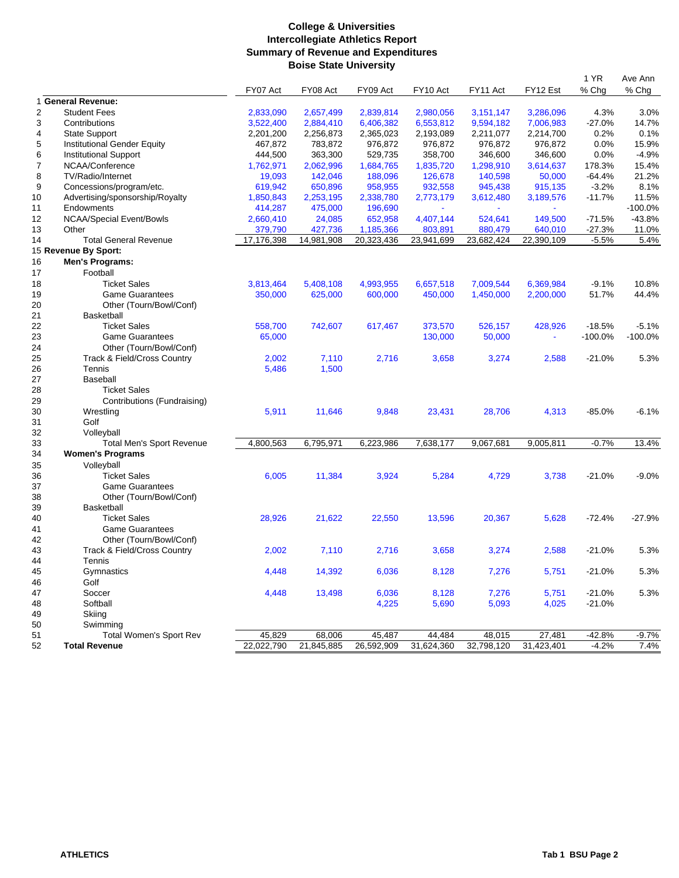# College & Universities
## Intercollegiate Athletics Report
## Summary of Revenue and Expenditures
## Boise State University

| # | | FY07 Act | FY08 Act | FY09 Act | FY10 Act | FY11 Act | FY12 Est | 1 YR % Chg | Ave Ann % Chg |
|---|---|---|---|---|---|---|---|---|---|
| 1 | **General Revenue:** | | | | | | | | |
| 2 | Student Fees | 2,833,090 | 2,657,499 | 2,839,814 | 2,980,056 | 3,151,147 | 3,286,096 | 4.3% | 3.0% |
| 3 | Contributions | 3,522,400 | 2,884,410 | 6,406,382 | 6,553,812 | 9,594,182 | 7,006,983 | -27.0% | 14.7% |
| 4 | State Support | 2,201,200 | 2,256,873 | 2,365,023 | 2,193,089 | 2,211,077 | 2,214,700 | 0.2% | 0.1% |
| 5 | Institutional Gender Equity | 467,872 | 783,872 | 976,872 | 976,872 | 976,872 | 976,872 | 0.0% | 15.9% |
| 6 | Institutional Support | 444,500 | 363,300 | 529,735 | 358,700 | 346,600 | 346,600 | 0.0% | -4.9% |
| 7 | NCAA/Conference | 1,762,971 | 2,062,996 | 1,684,765 | 1,835,720 | 1,298,910 | 3,614,637 | 178.3% | 15.4% |
| 8 | TV/Radio/Internet | 19,093 | 142,046 | 188,096 | 126,678 | 140,598 | 50,000 | -64.4% | 21.2% |
| 9 | Concessions/program/etc. | 619,942 | 650,896 | 958,955 | 932,558 | 945,438 | 915,135 | -3.2% | 8.1% |
| 10 | Advertising/sponsorship/Royalty | 1,850,843 | 2,253,195 | 2,338,780 | 2,773,179 | 3,612,480 | 3,189,576 | -11.7% | 11.5% |
| 11 | Endowments | 414,287 | 475,000 | 196,690 | - | - | - | | -100.0% |
| 12 | NCAA/Special Event/Bowls | 2,660,410 | 24,085 | 652,958 | 4,407,144 | 524,641 | 149,500 | -71.5% | -43.8% |
| 13 | Other | 379,790 | 427,736 | 1,185,366 | 803,891 | 880,479 | 640,010 | -27.3% | 11.0% |
| 14 | Total General Revenue | 17,176,398 | 14,981,908 | 20,323,436 | 23,941,699 | 23,682,424 | 22,390,109 | -5.5% | 5.4% |
| 15 | **Revenue By Sport:** | | | | | | | | |
| 16 | **Men's Programs:** | | | | | | | | |
| 17 | Football | | | | | | | | |
| 18 | Ticket Sales | 3,813,464 | 5,408,108 | 4,993,955 | 6,657,518 | 7,009,544 | 6,369,984 | -9.1% | 10.8% |
| 19 | Game Guarantees | 350,000 | 625,000 | 600,000 | 450,000 | 1,450,000 | 2,200,000 | 51.7% | 44.4% |
| 20 | Other (Tourn/Bowl/Conf) | | | | | | | | |
| 21 | Basketball | | | | | | | | |
| 22 | Ticket Sales | 558,700 | 742,607 | 617,467 | 373,570 | 526,157 | 428,926 | -18.5% | -5.1% |
| 23 | Game Guarantees | 65,000 | | | 130,000 | 50,000 | - | -100.0% | -100.0% |
| 24 | Other (Tourn/Bowl/Conf) | | | | | | | | |
| 25 | Track & Field/Cross Country | 2,002 | 7,110 | 2,716 | 3,658 | 3,274 | 2,588 | -21.0% | 5.3% |
| 26 | Tennis | 5,486 | 1,500 | | | | | | |
| 27 | Baseball | | | | | | | | |
| 28 | Ticket Sales | | | | | | | | |
| 29 | Contributions (Fundraising) | | | | | | | | |
| 30 | Wrestling | 5,911 | 11,646 | 9,848 | 23,431 | 28,706 | 4,313 | -85.0% | -6.1% |
| 31 | Golf | | | | | | | | |
| 32 | Volleyball | | | | | | | | |
| 33 | Total Men's Sport Revenue | 4,800,563 | 6,795,971 | 6,223,986 | 7,638,177 | 9,067,681 | 9,005,811 | -0.7% | 13.4% |
| 34 | **Women's Programs** | | | | | | | | |
| 35 | Volleyball | | | | | | | | |
| 36 | Ticket Sales | 6,005 | 11,384 | 3,924 | 5,284 | 4,729 | 3,738 | -21.0% | -9.0% |
| 37 | Game Guarantees | | | | | | | | |
| 38 | Other (Tourn/Bowl/Conf) | | | | | | | | |
| 39 | Basketball | | | | | | | | |
| 40 | Ticket Sales | 28,926 | 21,622 | 22,550 | 13,596 | 20,367 | 5,628 | -72.4% | -27.9% |
| 41 | Game Guarantees | | | | | | | | |
| 42 | Other (Tourn/Bowl/Conf) | | | | | | | | |
| 43 | Track & Field/Cross Country | 2,002 | 7,110 | 2,716 | 3,658 | 3,274 | 2,588 | -21.0% | 5.3% |
| 44 | Tennis | | | | | | | | |
| 45 | Gymnastics | 4,448 | 14,392 | 6,036 | 8,128 | 7,276 | 5,751 | -21.0% | 5.3% |
| 46 | Golf | | | | | | | | |
| 47 | Soccer | 4,448 | 13,498 | 6,036 | 8,128 | 7,276 | 5,751 | -21.0% | 5.3% |
| 48 | Softball | | | 4,225 | 5,690 | 5,093 | 4,025 | -21.0% | |
| 49 | Skiing | | | | | | | | |
| 50 | Swimming | | | | | | | | |
| 51 | Total Women's Sport Rev | 45,829 | 68,006 | 45,487 | 44,484 | 48,015 | 27,481 | -42.8% | -9.7% |
| 52 | **Total Revenue** | 22,022,790 | 21,845,885 | 26,592,909 | 31,624,360 | 32,798,120 | 31,423,401 | -4.2% | 7.4% |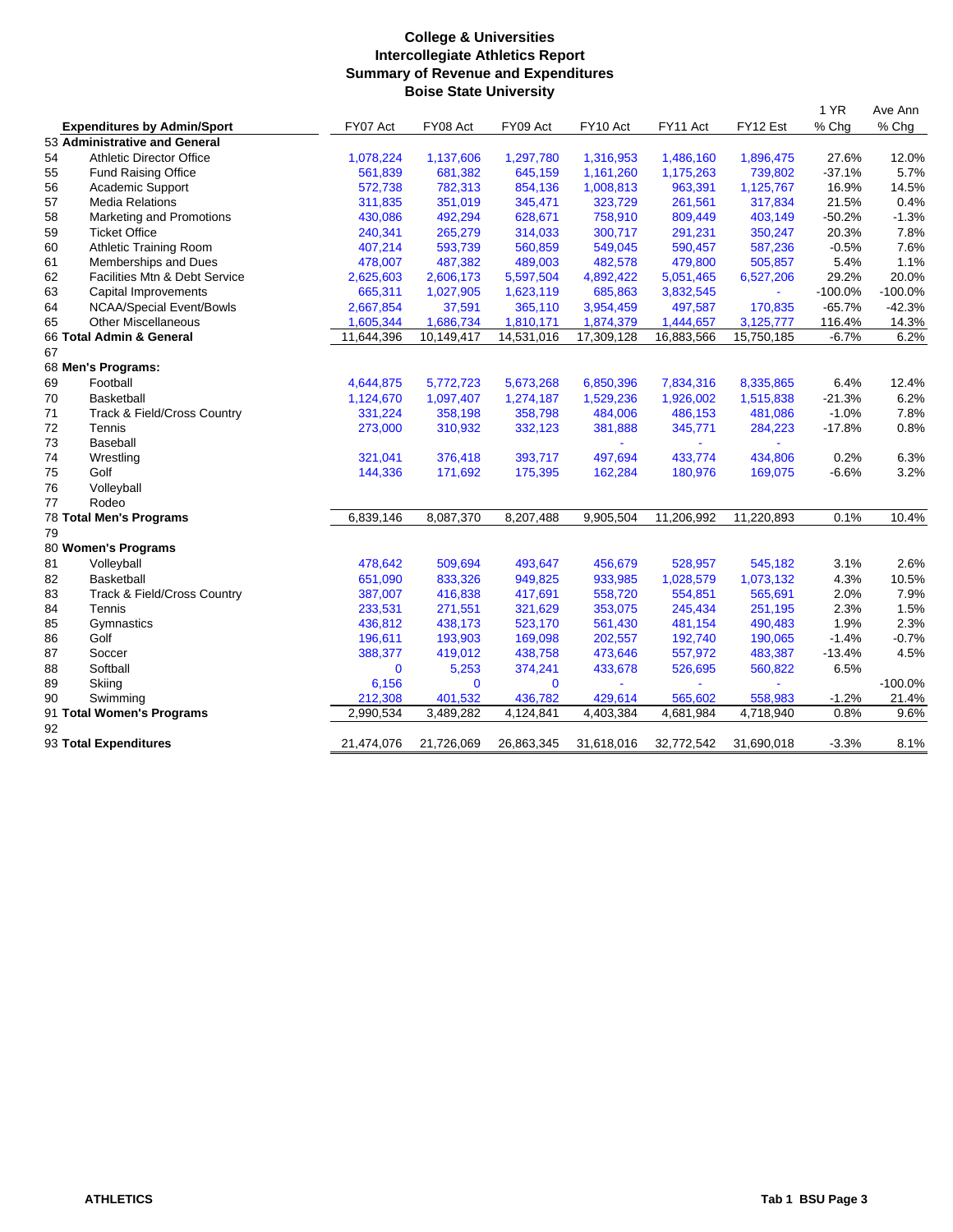# College & Universities
## Intercollegiate Athletics Report
## Summary of Revenue and Expenditures
## Boise State University

| | Expenditures by Admin/Sport | FY07 Act | FY08 Act | FY09 Act | FY10 Act | FY11 Act | FY12 Est | 1 YR % Chg | Ave Ann % Chg |
|---|---|---|---|---|---|---|---|---|---|
| 53 | **Administrative and General** | | | | | | | | |
| 54 | Athletic Director Office | 1,078,224 | 1,137,606 | 1,297,780 | 1,316,953 | 1,486,160 | 1,896,475 | 27.6% | 12.0% |
| 55 | Fund Raising Office | 561,839 | 681,382 | 645,159 | 1,161,260 | 1,175,263 | 739,802 | -37.1% | 5.7% |
| 56 | Academic Support | 572,738 | 782,313 | 854,136 | 1,008,813 | 963,391 | 1,125,767 | 16.9% | 14.5% |
| 57 | Media Relations | 311,835 | 351,019 | 345,471 | 323,729 | 261,561 | 317,834 | 21.5% | 0.4% |
| 58 | Marketing and Promotions | 430,086 | 492,294 | 628,671 | 758,910 | 809,449 | 403,149 | -50.2% | -1.3% |
| 59 | Ticket Office | 240,341 | 265,279 | 314,033 | 300,717 | 291,231 | 350,247 | 20.3% | 7.8% |
| 60 | Athletic Training Room | 407,214 | 593,739 | 560,859 | 549,045 | 590,457 | 587,236 | -0.5% | 7.6% |
| 61 | Memberships and Dues | 478,007 | 487,382 | 489,003 | 482,578 | 479,800 | 505,857 | 5.4% | 1.1% |
| 62 | Facilities Mtn & Debt Service | 2,625,603 | 2,606,173 | 5,597,504 | 4,892,422 | 5,051,465 | 6,527,206 | 29.2% | 20.0% |
| 63 | Capital Improvements | 665,311 | 1,027,905 | 1,623,119 | 685,863 | 3,832,545 | - | -100.0% | -100.0% |
| 64 | NCAA/Special Event/Bowls | 2,667,854 | 37,591 | 365,110 | 3,954,459 | 497,587 | 170,835 | -65.7% | -42.3% |
| 65 | Other Miscellaneous | 1,605,344 | 1,686,734 | 1,810,171 | 1,874,379 | 1,444,657 | 3,125,777 | 116.4% | 14.3% |
| 66 | **Total Admin & General** | 11,644,396 | 10,149,417 | 14,531,016 | 17,309,128 | 16,883,566 | 15,750,185 | -6.7% | 6.2% |
| 67 | | | | | | | | | |
| 68 | **Men's Programs:** | | | | | | | | |
| 69 | Football | 4,644,875 | 5,772,723 | 5,673,268 | 6,850,396 | 7,834,316 | 8,335,865 | 6.4% | 12.4% |
| 70 | Basketball | 1,124,670 | 1,097,407 | 1,274,187 | 1,529,236 | 1,926,002 | 1,515,838 | -21.3% | 6.2% |
| 71 | Track & Field/Cross Country | 331,224 | 358,198 | 358,798 | 484,006 | 486,153 | 481,086 | -1.0% | 7.8% |
| 72 | Tennis | 273,000 | 310,932 | 332,123 | 381,888 | 345,771 | 284,223 | -17.8% | 0.8% |
| 73 | Baseball | | | | - | - | - | | |
| 74 | Wrestling | 321,041 | 376,418 | 393,717 | 497,694 | 433,774 | 434,806 | 0.2% | 6.3% |
| 75 | Golf | 144,336 | 171,692 | 175,395 | 162,284 | 180,976 | 169,075 | -6.6% | 3.2% |
| 76 | Volleyball | | | | | | | | |
| 77 | Rodeo | | | | | | | | |
| 78 | **Total Men's Programs** | 6,839,146 | 8,087,370 | 8,207,488 | 9,905,504 | 11,206,992 | 11,220,893 | 0.1% | 10.4% |
| 79 | | | | | | | | | |
| 80 | **Women's Programs** | | | | | | | | |
| 81 | Volleyball | 478,642 | 509,694 | 493,647 | 456,679 | 528,957 | 545,182 | 3.1% | 2.6% |
| 82 | Basketball | 651,090 | 833,326 | 949,825 | 933,985 | 1,028,579 | 1,073,132 | 4.3% | 10.5% |
| 83 | Track & Field/Cross Country | 387,007 | 416,838 | 417,691 | 558,720 | 554,851 | 565,691 | 2.0% | 7.9% |
| 84 | Tennis | 233,531 | 271,551 | 321,629 | 353,075 | 245,434 | 251,195 | 2.3% | 1.5% |
| 85 | Gymnastics | 436,812 | 438,173 | 523,170 | 561,430 | 481,154 | 490,483 | 1.9% | 2.3% |
| 86 | Golf | 196,611 | 193,903 | 169,098 | 202,557 | 192,740 | 190,065 | -1.4% | -0.7% |
| 87 | Soccer | 388,377 | 419,012 | 438,758 | 473,646 | 557,972 | 483,387 | -13.4% | 4.5% |
| 88 | Softball | 0 | 5,253 | 374,241 | 433,678 | 526,695 | 560,822 | 6.5% | |
| 89 | Skiing | 6,156 | 0 | 0 | - | - | - | | -100.0% |
| 90 | Swimming | 212,308 | 401,532 | 436,782 | 429,614 | 565,602 | 558,983 | -1.2% | 21.4% |
| 91 | **Total Women's Programs** | 2,990,534 | 3,489,282 | 4,124,841 | 4,403,384 | 4,681,984 | 4,718,940 | 0.8% | 9.6% |
| 92 | | | | | | | | | |
| 93 | **Total Expenditures** | 21,474,076 | 21,726,069 | 26,863,345 | 31,618,016 | 32,772,542 | 31,690,018 | -3.3% | 8.1% |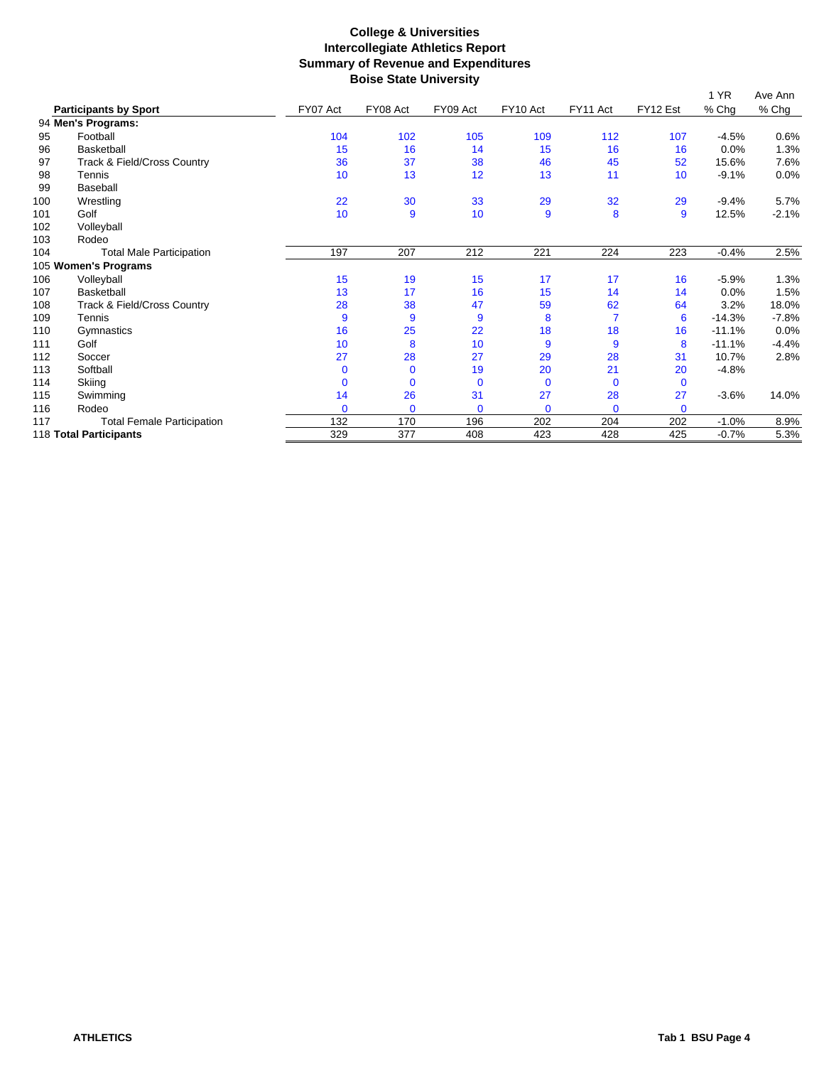# College & Universities
## Intercollegiate Athletics Report
## Summary of Revenue and Expenditures
## Boise State University

| | Participants by Sport | FY07 Act | FY08 Act | FY09 Act | FY10 Act | FY11 Act | FY12 Est | 1 YR % Chg | Ave Ann % Chg |
|---|---|---|---|---|---|---|---|---|---|
| 94 | **Men's Programs:** | | | | | | | | |
| 95 | Football | 104 | 102 | 105 | 109 | 112 | 107 | -4.5% | 0.6% |
| 96 | Basketball | 15 | 16 | 14 | 15 | 16 | 16 | 0.0% | 1.3% |
| 97 | Track & Field/Cross Country | 36 | 37 | 38 | 46 | 45 | 52 | 15.6% | 7.6% |
| 98 | Tennis | 10 | 13 | 12 | 13 | 11 | 10 | -9.1% | 0.0% |
| 99 | Baseball | | | | | | | | |
| 100 | Wrestling | 22 | 30 | 33 | 29 | 32 | 29 | -9.4% | 5.7% |
| 101 | Golf | 10 | 9 | 10 | 9 | 8 | 9 | 12.5% | -2.1% |
| 102 | Volleyball | | | | | | | | |
| 103 | Rodeo | | | | | | | | |
| 104 | Total Male Participation | 197 | 207 | 212 | 221 | 224 | 223 | -0.4% | 2.5% |
| 105 | **Women's Programs** | | | | | | | | |
| 106 | Volleyball | 15 | 19 | 15 | 17 | 17 | 16 | -5.9% | 1.3% |
| 107 | Basketball | 13 | 17 | 16 | 15 | 14 | 14 | 0.0% | 1.5% |
| 108 | Track & Field/Cross Country | 28 | 38 | 47 | 59 | 62 | 64 | 3.2% | 18.0% |
| 109 | Tennis | 9 | 9 | 9 | 8 | 7 | 6 | -14.3% | -7.8% |
| 110 | Gymnastics | 16 | 25 | 22 | 18 | 18 | 16 | -11.1% | 0.0% |
| 111 | Golf | 10 | 8 | 10 | 9 | 9 | 8 | -11.1% | -4.4% |
| 112 | Soccer | 27 | 28 | 27 | 29 | 28 | 31 | 10.7% | 2.8% |
| 113 | Softball | 0 | 0 | 19 | 20 | 21 | 20 | -4.8% | |
| 114 | Skiing | 0 | 0 | 0 | 0 | 0 | 0 | | |
| 115 | Swimming | 14 | 26 | 31 | 27 | 28 | 27 | -3.6% | 14.0% |
| 116 | Rodeo | 0 | 0 | 0 | 0 | 0 | 0 | | |
| 117 | Total Female Participation | 132 | 170 | 196 | 202 | 204 | 202 | -1.0% | 8.9% |
| 118 | **Total Participants** | 329 | 377 | 408 | 423 | 428 | 425 | -0.7% | 5.3% |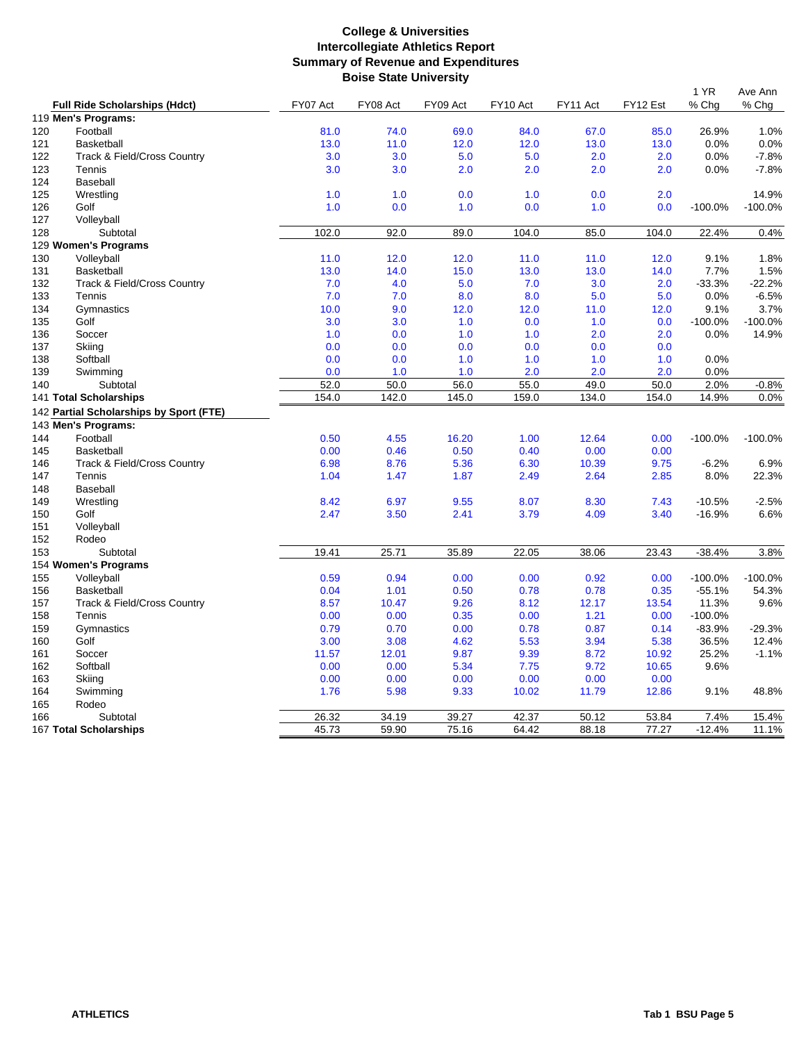# College & Universities
## Intercollegiate Athletics Report
## Summary of Revenue and Expenditures
## Boise State University

| | Full Ride Scholarships (Hdct) | FY07 Act | FY08 Act | FY09 Act | FY10 Act | FY11 Act | FY12 Est | 1 YR % Chg | Ave Ann % Chg |
|---|---|---|---|---|---|---|---|---|---|
| 119 | **Men's Programs:** | | | | | | | | |
| 120 | Football | 81.0 | 74.0 | 69.0 | 84.0 | 67.0 | 85.0 | 26.9% | 1.0% |
| 121 | Basketball | 13.0 | 11.0 | 12.0 | 12.0 | 13.0 | 13.0 | 0.0% | 0.0% |
| 122 | Track & Field/Cross Country | 3.0 | 3.0 | 5.0 | 5.0 | 2.0 | 2.0 | 0.0% | -7.8% |
| 123 | Tennis | 3.0 | 3.0 | 2.0 | 2.0 | 2.0 | 2.0 | 0.0% | -7.8% |
| 124 | Baseball | | | | | | | | |
| 125 | Wrestling | 1.0 | 1.0 | 0.0 | 1.0 | 0.0 | 2.0 | | 14.9% |
| 126 | Golf | 1.0 | 0.0 | 1.0 | 0.0 | 1.0 | 0.0 | -100.0% | -100.0% |
| 127 | Volleyball | | | | | | | | |
| 128 | Subtotal | 102.0 | 92.0 | 89.0 | 104.0 | 85.0 | 104.0 | 22.4% | 0.4% |
| 129 | **Women's Programs** | | | | | | | | |
| 130 | Volleyball | 11.0 | 12.0 | 12.0 | 11.0 | 11.0 | 12.0 | 9.1% | 1.8% |
| 131 | Basketball | 13.0 | 14.0 | 15.0 | 13.0 | 13.0 | 14.0 | 7.7% | 1.5% |
| 132 | Track & Field/Cross Country | 7.0 | 4.0 | 5.0 | 7.0 | 3.0 | 2.0 | -33.3% | -22.2% |
| 133 | Tennis | 7.0 | 7.0 | 8.0 | 8.0 | 5.0 | 5.0 | 0.0% | -6.5% |
| 134 | Gymnastics | 10.0 | 9.0 | 12.0 | 12.0 | 11.0 | 12.0 | 9.1% | 3.7% |
| 135 | Golf | 3.0 | 3.0 | 1.0 | 0.0 | 1.0 | 0.0 | -100.0% | -100.0% |
| 136 | Soccer | 1.0 | 0.0 | 1.0 | 1.0 | 2.0 | 2.0 | 0.0% | 14.9% |
| 137 | Skiing | 0.0 | 0.0 | 0.0 | 0.0 | 0.0 | 0.0 | | |
| 138 | Softball | 0.0 | 0.0 | 1.0 | 1.0 | 1.0 | 1.0 | 0.0% | |
| 139 | Swimming | 0.0 | 1.0 | 1.0 | 2.0 | 2.0 | 2.0 | 0.0% | |
| 140 | Subtotal | 52.0 | 50.0 | 56.0 | 55.0 | 49.0 | 50.0 | 2.0% | -0.8% |
| 141 | **Total Scholarships** | 154.0 | 142.0 | 145.0 | 159.0 | 134.0 | 154.0 | 14.9% | 0.0% |
| 142 | **Partial Scholarships by Sport (FTE)** | | | | | | | | |
| 143 | **Men's Programs:** | | | | | | | | |
| 144 | Football | 0.50 | 4.55 | 16.20 | 1.00 | 12.64 | 0.00 | -100.0% | -100.0% |
| 145 | Basketball | 0.00 | 0.46 | 0.50 | 0.40 | 0.00 | 0.00 | | |
| 146 | Track & Field/Cross Country | 6.98 | 8.76 | 5.36 | 6.30 | 10.39 | 9.75 | -6.2% | 6.9% |
| 147 | Tennis | 1.04 | 1.47 | 1.87 | 2.49 | 2.64 | 2.85 | 8.0% | 22.3% |
| 148 | Baseball | | | | | | | | |
| 149 | Wrestling | 8.42 | 6.97 | 9.55 | 8.07 | 8.30 | 7.43 | -10.5% | -2.5% |
| 150 | Golf | 2.47 | 3.50 | 2.41 | 3.79 | 4.09 | 3.40 | -16.9% | 6.6% |
| 151 | Volleyball | | | | | | | | |
| 152 | Rodeo | | | | | | | | |
| 153 | Subtotal | 19.41 | 25.71 | 35.89 | 22.05 | 38.06 | 23.43 | -38.4% | 3.8% |
| 154 | **Women's Programs** | | | | | | | | |
| 155 | Volleyball | 0.59 | 0.94 | 0.00 | 0.00 | 0.92 | 0.00 | -100.0% | -100.0% |
| 156 | Basketball | 0.04 | 1.01 | 0.50 | 0.78 | 0.78 | 0.35 | -55.1% | 54.3% |
| 157 | Track & Field/Cross Country | 8.57 | 10.47 | 9.26 | 8.12 | 12.17 | 13.54 | 11.3% | 9.6% |
| 158 | Tennis | 0.00 | 0.00 | 0.35 | 0.00 | 1.21 | 0.00 | -100.0% | |
| 159 | Gymnastics | 0.79 | 0.70 | 0.00 | 0.78 | 0.87 | 0.14 | -83.9% | -29.3% |
| 160 | Golf | 3.00 | 3.08 | 4.62 | 5.53 | 3.94 | 5.38 | 36.5% | 12.4% |
| 161 | Soccer | 11.57 | 12.01 | 9.87 | 9.39 | 8.72 | 10.92 | 25.2% | -1.1% |
| 162 | Softball | 0.00 | 0.00 | 5.34 | 7.75 | 9.72 | 10.65 | 9.6% | |
| 163 | Skiing | 0.00 | 0.00 | 0.00 | 0.00 | 0.00 | 0.00 | | |
| 164 | Swimming | 1.76 | 5.98 | 9.33 | 10.02 | 11.79 | 12.86 | 9.1% | 48.8% |
| 165 | Rodeo | | | | | | | | |
| 166 | Subtotal | 26.32 | 34.19 | 39.27 | 42.37 | 50.12 | 53.84 | 7.4% | 15.4% |
| 167 | **Total Scholarships** | 45.73 | 59.90 | 75.16 | 64.42 | 88.18 | 77.27 | -12.4% | 11.1% |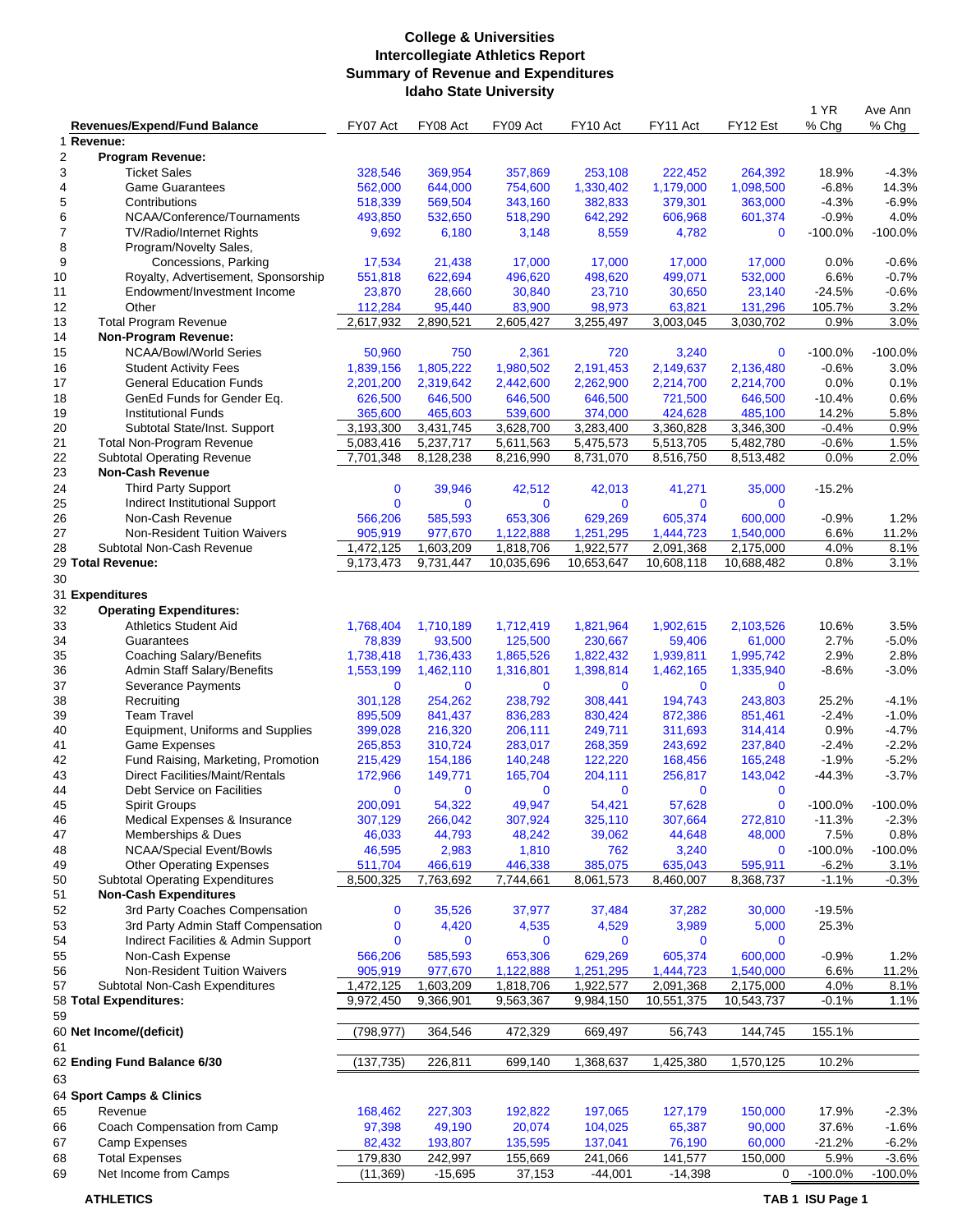# College & Universities
## Intercollegiate Athletics Report
## Summary of Revenue and Expenditures
## Idaho State University

| | Revenues/Expend/Fund Balance | FY07 Act | FY08 Act | FY09 Act | FY10 Act | FY11 Act | FY12 Est | 1 YR % Chg | Ave Ann % Chg |
|---|---|---|---|---|---|---|---|---|---|
| 1 | **Revenue:** | | | | | | | | |
| 2 | **Program Revenue:** | | | | | | | | |
| 3 | Ticket Sales | 328,546 | 369,954 | 357,869 | 253,108 | 222,452 | 264,392 | 18.9% | -4.3% |
| 4 | Game Guarantees | 562,000 | 644,000 | 754,600 | 1,330,402 | 1,179,000 | 1,098,500 | -6.8% | 14.3% |
| 5 | Contributions | 518,339 | 569,504 | 343,160 | 382,833 | 379,301 | 363,000 | -4.3% | -6.9% |
| 6 | NCAA/Conference/Tournaments | 493,850 | 532,650 | 518,290 | 642,292 | 606,968 | 601,374 | -0.9% | 4.0% |
| 7 | TV/Radio/Internet Rights | 9,692 | 6,180 | 3,148 | 8,559 | 4,782 | 0 | -100.0% | -100.0% |
| 8 | Program/Novelty Sales, | | | | | | | | |
| 9 | Concessions, Parking | 17,534 | 21,438 | 17,000 | 17,000 | 17,000 | 17,000 | 0.0% | -0.6% |
| 10 | Royalty, Advertisement, Sponsorship | 551,818 | 622,694 | 496,620 | 498,620 | 499,071 | 532,000 | 6.6% | -0.7% |
| 11 | Endowment/Investment Income | 23,870 | 28,660 | 30,840 | 23,710 | 30,650 | 23,140 | -24.5% | -0.6% |
| 12 | Other | 112,284 | 95,440 | 83,900 | 98,973 | 63,821 | 131,296 | 105.7% | 3.2% |
| 13 | Total Program Revenue | 2,617,932 | 2,890,521 | 2,605,427 | 3,255,497 | 3,003,045 | 3,030,702 | 0.9% | 3.0% |
| 14 | **Non-Program Revenue:** | | | | | | | | |
| 15 | NCAA/Bowl/World Series | 50,960 | 750 | 2,361 | 720 | 3,240 | 0 | -100.0% | -100.0% |
| 16 | Student Activity Fees | 1,839,156 | 1,805,222 | 1,980,502 | 2,191,453 | 2,149,637 | 2,136,480 | -0.6% | 3.0% |
| 17 | General Education Funds | 2,201,200 | 2,319,642 | 2,442,600 | 2,262,900 | 2,214,700 | 2,214,700 | 0.0% | 0.1% |
| 18 | GenEd Funds for Gender Eq. | 626,500 | 646,500 | 646,500 | 646,500 | 721,500 | 646,500 | -10.4% | 0.6% |
| 19 | Institutional Funds | 365,600 | 465,603 | 539,600 | 374,000 | 424,628 | 485,100 | 14.2% | 5.8% |
| 20 | Subtotal State/Inst. Support | 3,193,300 | 3,431,745 | 3,628,700 | 3,283,400 | 3,360,828 | 3,346,300 | -0.4% | 0.9% |
| 21 | Total Non-Program Revenue | 5,083,416 | 5,237,717 | 5,611,563 | 5,475,573 | 5,513,705 | 5,482,780 | -0.6% | 1.5% |
| 22 | Subtotal Operating Revenue | 7,701,348 | 8,128,238 | 8,216,990 | 8,731,070 | 8,516,750 | 8,513,482 | 0.0% | 2.0% |
| 23 | **Non-Cash Revenue** | | | | | | | | |
| 24 | Third Party Support | 0 | 39,946 | 42,512 | 42,013 | 41,271 | 35,000 | -15.2% | |
| 25 | Indirect Institutional Support | 0 | 0 | 0 | 0 | 0 | 0 | | |
| 26 | Non-Cash Revenue | 566,206 | 585,593 | 653,306 | 629,269 | 605,374 | 600,000 | -0.9% | 1.2% |
| 27 | Non-Resident Tuition Waivers | 905,919 | 977,670 | 1,122,888 | 1,251,295 | 1,444,723 | 1,540,000 | 6.6% | 11.2% |
| 28 | Subtotal Non-Cash Revenue | 1,472,125 | 1,603,209 | 1,818,706 | 1,922,577 | 2,091,368 | 2,175,000 | 4.0% | 8.1% |
| 29 | **Total Revenue:** | 9,173,473 | 9,731,447 | 10,035,696 | 10,653,647 | 10,608,118 | 10,688,482 | 0.8% | 3.1% |
| 30 | | | | | | | | | |
| 31 | **Expenditures** | | | | | | | | |
| 32 | **Operating Expenditures:** | | | | | | | | |
| 33 | Athletics Student Aid | 1,768,404 | 1,710,189 | 1,712,419 | 1,821,964 | 1,902,615 | 2,103,526 | 10.6% | 3.5% |
| 34 | Guarantees | 78,839 | 93,500 | 125,500 | 230,667 | 59,406 | 61,000 | 2.7% | -5.0% |
| 35 | Coaching Salary/Benefits | 1,738,418 | 1,736,433 | 1,865,526 | 1,822,432 | 1,939,811 | 1,995,742 | 2.9% | 2.8% |
| 36 | Admin Staff Salary/Benefits | 1,553,199 | 1,462,110 | 1,316,801 | 1,398,814 | 1,462,165 | 1,335,940 | -8.6% | -3.0% |
| 37 | Severance Payments | 0 | 0 | 0 | 0 | 0 | 0 | | |
| 38 | Recruiting | 301,128 | 254,262 | 238,792 | 308,441 | 194,743 | 243,803 | 25.2% | -4.1% |
| 39 | Team Travel | 895,509 | 841,437 | 836,283 | 830,424 | 872,386 | 851,461 | -2.4% | -1.0% |
| 40 | Equipment, Uniforms and Supplies | 399,028 | 216,320 | 206,111 | 249,711 | 311,693 | 314,414 | 0.9% | -4.7% |
| 41 | Game Expenses | 265,853 | 310,724 | 283,017 | 268,359 | 243,692 | 237,840 | -2.4% | -2.2% |
| 42 | Fund Raising, Marketing, Promotion | 215,429 | 154,186 | 140,248 | 122,220 | 168,456 | 165,248 | -1.9% | -5.2% |
| 43 | Direct Facilities/Maint/Rentals | 172,966 | 149,771 | 165,704 | 204,111 | 256,817 | 143,042 | -44.3% | -3.7% |
| 44 | Debt Service on Facilities | 0 | 0 | 0 | 0 | 0 | 0 | | |
| 45 | Spirit Groups | 200,091 | 54,322 | 49,947 | 54,421 | 57,628 | 0 | -100.0% | -100.0% |
| 46 | Medical Expenses & Insurance | 307,129 | 266,042 | 307,924 | 325,110 | 307,664 | 272,810 | -11.3% | -2.3% |
| 47 | Memberships & Dues | 46,033 | 44,793 | 48,242 | 39,062 | 44,648 | 48,000 | 7.5% | 0.8% |
| 48 | NCAA/Special Event/Bowls | 46,595 | 2,983 | 1,810 | 762 | 3,240 | 0 | -100.0% | -100.0% |
| 49 | Other Operating Expenses | 511,704 | 466,619 | 446,338 | 385,075 | 635,043 | 595,911 | -6.2% | 3.1% |
| 50 | Subtotal Operating Expenditures | 8,500,325 | 7,763,692 | 7,744,661 | 8,061,573 | 8,460,007 | 8,368,737 | -1.1% | -0.3% |
| 51 | **Non-Cash Expenditures** | | | | | | | | |
| 52 | 3rd Party Coaches Compensation | 0 | 35,526 | 37,977 | 37,484 | 37,282 | 30,000 | -19.5% | |
| 53 | 3rd Party Admin Staff Compensation | 0 | 4,420 | 4,535 | 4,529 | 3,989 | 5,000 | 25.3% | |
| 54 | Indirect Facilities & Admin Support | 0 | 0 | 0 | 0 | 0 | 0 | | |
| 55 | Non-Cash Expense | 566,206 | 585,593 | 653,306 | 629,269 | 605,374 | 600,000 | -0.9% | 1.2% |
| 56 | Non-Resident Tuition Waivers | 905,919 | 977,670 | 1,122,888 | 1,251,295 | 1,444,723 | 1,540,000 | 6.6% | 11.2% |
| 57 | Subtotal Non-Cash Expenditures | 1,472,125 | 1,603,209 | 1,818,706 | 1,922,577 | 2,091,368 | 2,175,000 | 4.0% | 8.1% |
| 58 | **Total Expenditures:** | 9,972,450 | 9,366,901 | 9,563,367 | 9,984,150 | 10,551,375 | 10,543,737 | -0.1% | 1.1% |
| 59 | | | | | | | | | |
| 60 | **Net Income/(deficit)** | (798,977) | 364,546 | 472,329 | 669,497 | 56,743 | 144,745 | 155.1% | |
| 61 | | | | | | | | | |
| 62 | **Ending Fund Balance 6/30** | (137,735) | 226,811 | 699,140 | 1,368,637 | 1,425,380 | 1,570,125 | 10.2% | |
| 63 | | | | | | | | | |
| 64 | **Sport Camps & Clinics** | | | | | | | | |
| 65 | Revenue | 168,462 | 227,303 | 192,822 | 197,065 | 127,179 | 150,000 | 17.9% | -2.3% |
| 66 | Coach Compensation from Camp | 97,398 | 49,190 | 20,074 | 104,025 | 65,387 | 90,000 | 37.6% | -1.6% |
| 67 | Camp Expenses | 82,432 | 193,807 | 135,595 | 137,041 | 76,190 | 60,000 | -21.2% | -6.2% |
| 68 | Total Expenses | 179,830 | 242,997 | 155,669 | 241,066 | 141,577 | 150,000 | 5.9% | -3.6% |
| 69 | Net Income from Camps | (11,369) | -15,695 | 37,153 | -44,001 | -14,398 | 0 | -100.0% | -100.0% |

**ATHLETICS** | **TAB 1 ISU Page 1**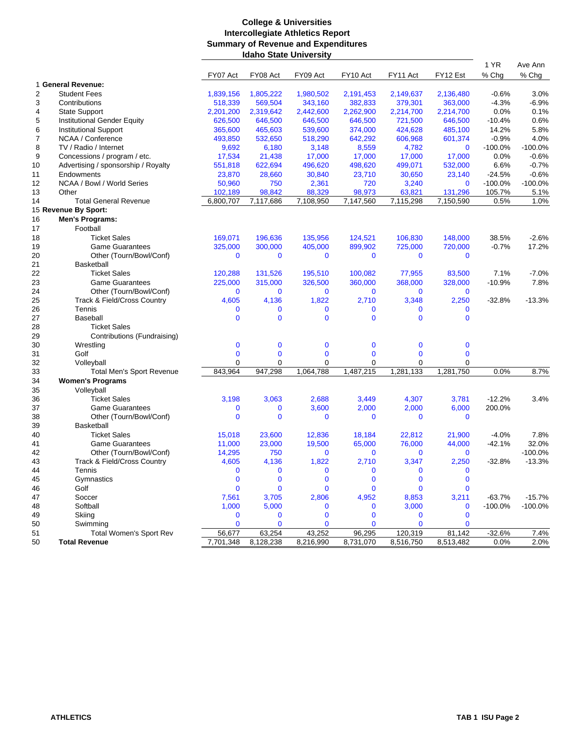# College & Universities
## Intercollegiate Athletics Report
## Summary of Revenue and Expenditures
## Idaho State University

| | | FY07 Act | FY08 Act | FY09 Act | FY10 Act | FY11 Act | FY12 Est | 1 YR % Chg | Ave Ann % Chg |
|---|---|---|---|---|---|---|---|---|---|
| 1 | **General Revenue:** | | | | | | | | |
| 2 | Student Fees | 1,839,156 | 1,805,222 | 1,980,502 | 2,191,453 | 2,149,637 | 2,136,480 | -0.6% | 3.0% |
| 3 | Contributions | 518,339 | 569,504 | 343,160 | 382,833 | 379,301 | 363,000 | -4.3% | -6.9% |
| 4 | State Support | 2,201,200 | 2,319,642 | 2,442,600 | 2,262,900 | 2,214,700 | 2,214,700 | 0.0% | 0.1% |
| 5 | Institutional Gender Equity | 626,500 | 646,500 | 646,500 | 646,500 | 721,500 | 646,500 | -10.4% | 0.6% |
| 6 | Institutional Support | 365,600 | 465,603 | 539,600 | 374,000 | 424,628 | 485,100 | 14.2% | 5.8% |
| 7 | NCAA / Conference | 493,850 | 532,650 | 518,290 | 642,292 | 606,968 | 601,374 | -0.9% | 4.0% |
| 8 | TV / Radio / Internet | 9,692 | 6,180 | 3,148 | 8,559 | 4,782 | 0 | -100.0% | -100.0% |
| 9 | Concessions / program / etc. | 17,534 | 21,438 | 17,000 | 17,000 | 17,000 | 17,000 | 0.0% | -0.6% |
| 10 | Advertising / sponsorship / Royalty | 551,818 | 622,694 | 496,620 | 498,620 | 499,071 | 532,000 | 6.6% | -0.7% |
| 11 | Endowments | 23,870 | 28,660 | 30,840 | 23,710 | 30,650 | 23,140 | -24.5% | -0.6% |
| 12 | NCAA / Bowl / World Series | 50,960 | 750 | 2,361 | 720 | 3,240 | 0 | -100.0% | -100.0% |
| 13 | Other | 102,189 | 98,842 | 88,329 | 98,973 | 63,821 | 131,296 | 105.7% | 5.1% |
| 14 | Total General Revenue | 6,800,707 | 7,117,686 | 7,108,950 | 7,147,560 | 7,115,298 | 7,150,590 | 0.5% | 1.0% |
| 15 | **Revenue By Sport:** | | | | | | | | |
| 16 | **Men's Programs:** | | | | | | | | |
| 17 | Football | | | | | | | | |
| 18 | Ticket Sales | 169,071 | 196,636 | 135,956 | 124,521 | 106,830 | 148,000 | 38.5% | -2.6% |
| 19 | Game Guarantees | 325,000 | 300,000 | 405,000 | 899,902 | 725,000 | 720,000 | -0.7% | 17.2% |
| 20 | Other (Tourn/Bowl/Conf) | 0 | 0 | 0 | 0 | 0 | 0 | | |
| 21 | Basketball | | | | | | | | |
| 22 | Ticket Sales | 120,288 | 131,526 | 195,510 | 100,082 | 77,955 | 83,500 | 7.1% | -7.0% |
| 23 | Game Guarantees | 225,000 | 315,000 | 326,500 | 360,000 | 368,000 | 328,000 | -10.9% | 7.8% |
| 24 | Other (Tourn/Bowl/Conf) | 0 | 0 | 0 | 0 | 0 | 0 | | |
| 25 | Track & Field/Cross Country | 4,605 | 4,136 | 1,822 | 2,710 | 3,348 | 2,250 | -32.8% | -13.3% |
| 26 | Tennis | 0 | 0 | 0 | 0 | 0 | 0 | | |
| 27 | Baseball | 0 | 0 | 0 | 0 | 0 | 0 | | |
| 28 | Ticket Sales | | | | | | | | |
| 29 | Contributions (Fundraising) | | | | | | | | |
| 30 | Wrestling | 0 | 0 | 0 | 0 | 0 | 0 | | |
| 31 | Golf | 0 | 0 | 0 | 0 | 0 | 0 | | |
| 32 | Volleyball | 0 | 0 | 0 | 0 | 0 | 0 | | |
| 33 | Total Men's Sport Revenue | 843,964 | 947,298 | 1,064,788 | 1,487,215 | 1,281,133 | 1,281,750 | 0.0% | 8.7% |
| 34 | **Women's Programs** | | | | | | | | |
| 35 | Volleyball | | | | | | | | |
| 36 | Ticket Sales | 3,198 | 3,063 | 2,688 | 3,449 | 4,307 | 3,781 | -12.2% | 3.4% |
| 37 | Game Guarantees | 0 | 0 | 3,600 | 2,000 | 2,000 | 6,000 | 200.0% | |
| 38 | Other (Tourn/Bowl/Conf) | 0 | 0 | 0 | 0 | 0 | 0 | | |
| 39 | Basketball | | | | | | | | |
| 40 | Ticket Sales | 15,018 | 23,600 | 12,836 | 18,184 | 22,812 | 21,900 | -4.0% | 7.8% |
| 41 | Game Guarantees | 11,000 | 23,000 | 19,500 | 65,000 | 76,000 | 44,000 | -42.1% | 32.0% |
| 42 | Other (Tourn/Bowl/Conf) | 14,295 | 750 | 0 | 0 | 0 | 0 | | -100.0% |
| 43 | Track & Field/Cross Country | 4,605 | 4,136 | 1,822 | 2,710 | 3,347 | 2,250 | -32.8% | -13.3% |
| 44 | Tennis | 0 | 0 | 0 | 0 | 0 | 0 | | |
| 45 | Gymnastics | 0 | 0 | 0 | 0 | 0 | 0 | | |
| 46 | Golf | 0 | 0 | 0 | 0 | 0 | 0 | | |
| 47 | Soccer | 7,561 | 3,705 | 2,806 | 4,952 | 8,853 | 3,211 | -63.7% | -15.7% |
| 48 | Softball | 1,000 | 5,000 | 0 | 0 | 3,000 | 0 | -100.0% | -100.0% |
| 49 | Skiing | 0 | 0 | 0 | 0 | 0 | 0 | | |
| 50 | Swimming | 0 | 0 | 0 | 0 | 0 | 0 | | |
| 51 | Total Women's Sport Rev | 56,677 | 63,254 | 43,252 | 96,295 | 120,319 | 81,142 | -32.6% | 7.4% |
| 50 | **Total Revenue** | 7,701,348 | 8,128,238 | 8,216,990 | 8,731,070 | 8,516,750 | 8,513,482 | 0.0% | 2.0% |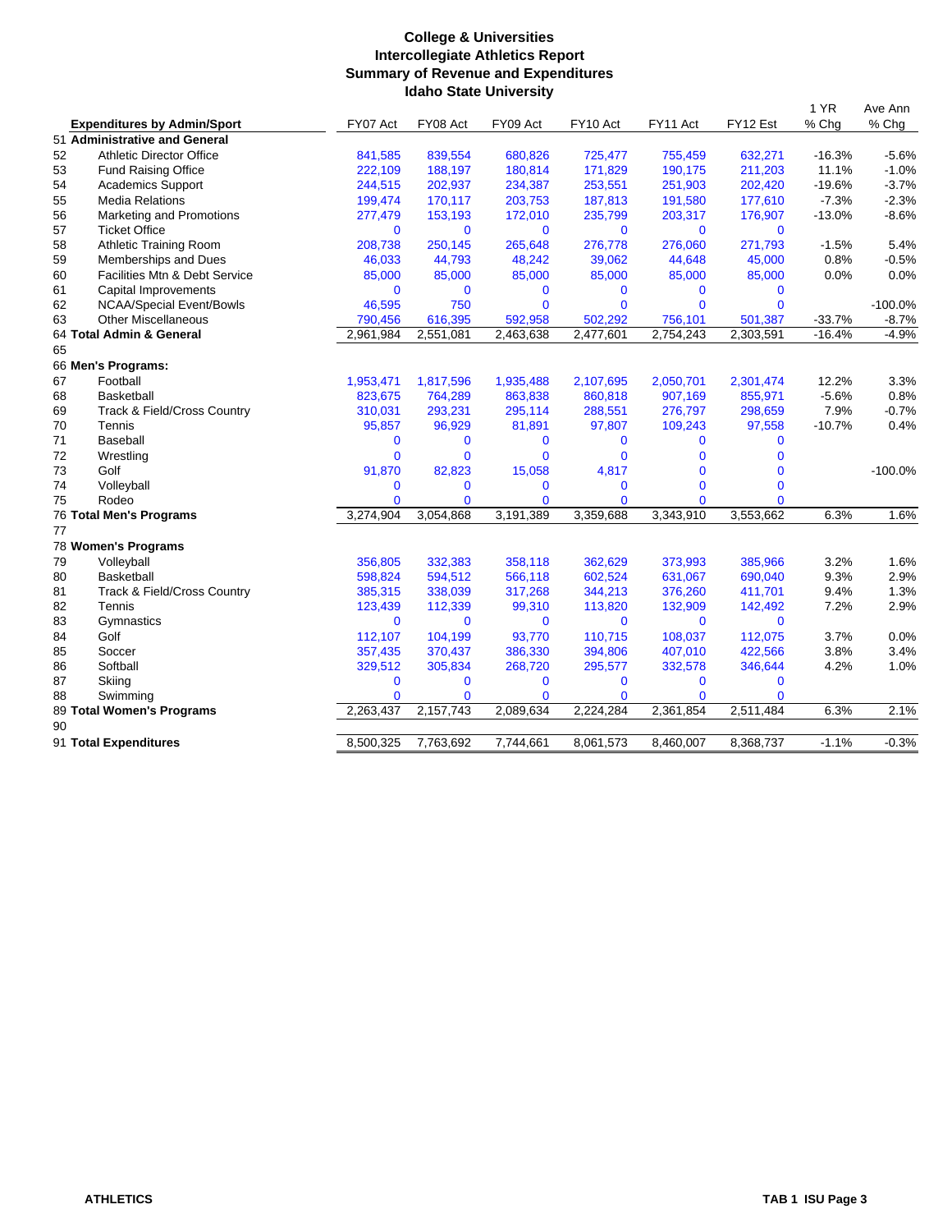# College & Universities
## Intercollegiate Athletics Report
## Summary of Revenue and Expenditures
## Idaho State University

| | Expenditures by Admin/Sport | FY07 Act | FY08 Act | FY09 Act | FY10 Act | FY11 Act | FY12 Est | 1 YR % Chg | Ave Ann % Chg |
|---|---|---|---|---|---|---|---|---|---|
| 51 | **Administrative and General** | | | | | | | | |
| 52 | Athletic Director Office | 841,585 | 839,554 | 680,826 | 725,477 | 755,459 | 632,271 | -16.3% | -5.6% |
| 53 | Fund Raising Office | 222,109 | 188,197 | 180,814 | 171,829 | 190,175 | 211,203 | 11.1% | -1.0% |
| 54 | Academics Support | 244,515 | 202,937 | 234,387 | 253,551 | 251,903 | 202,420 | -19.6% | -3.7% |
| 55 | Media Relations | 199,474 | 170,117 | 203,753 | 187,813 | 191,580 | 177,610 | -7.3% | -2.3% |
| 56 | Marketing and Promotions | 277,479 | 153,193 | 172,010 | 235,799 | 203,317 | 176,907 | -13.0% | -8.6% |
| 57 | Ticket Office | 0 | 0 | 0 | 0 | 0 | 0 | | |
| 58 | Athletic Training Room | 208,738 | 250,145 | 265,648 | 276,778 | 276,060 | 271,793 | -1.5% | 5.4% |
| 59 | Memberships and Dues | 46,033 | 44,793 | 48,242 | 39,062 | 44,648 | 45,000 | 0.8% | -0.5% |
| 60 | Facilities Mtn & Debt Service | 85,000 | 85,000 | 85,000 | 85,000 | 85,000 | 85,000 | 0.0% | 0.0% |
| 61 | Capital Improvements | 0 | 0 | 0 | 0 | 0 | 0 | | |
| 62 | NCAA/Special Event/Bowls | 46,595 | 750 | 0 | 0 | 0 | 0 | | -100.0% |
| 63 | Other Miscellaneous | 790,456 | 616,395 | 592,958 | 502,292 | 756,101 | 501,387 | -33.7% | -8.7% |
| 64 | **Total Admin & General** | 2,961,984 | 2,551,081 | 2,463,638 | 2,477,601 | 2,754,243 | 2,303,591 | -16.4% | -4.9% |
| 65 | | | | | | | | | |
| 66 | **Men's Programs:** | | | | | | | | |
| 67 | Football | 1,953,471 | 1,817,596 | 1,935,488 | 2,107,695 | 2,050,701 | 2,301,474 | 12.2% | 3.3% |
| 68 | Basketball | 823,675 | 764,289 | 863,838 | 860,818 | 907,169 | 855,971 | -5.6% | 0.8% |
| 69 | Track & Field/Cross Country | 310,031 | 293,231 | 295,114 | 288,551 | 276,797 | 298,659 | 7.9% | -0.7% |
| 70 | Tennis | 95,857 | 96,929 | 81,891 | 97,807 | 109,243 | 97,558 | -10.7% | 0.4% |
| 71 | Baseball | 0 | 0 | 0 | 0 | 0 | 0 | | |
| 72 | Wrestling | 0 | 0 | 0 | 0 | 0 | 0 | | |
| 73 | Golf | 91,870 | 82,823 | 15,058 | 4,817 | 0 | 0 | | -100.0% |
| 74 | Volleyball | 0 | 0 | 0 | 0 | 0 | 0 | | |
| 75 | Rodeo | 0 | 0 | 0 | 0 | 0 | 0 | | |
| 76 | **Total Men's Programs** | 3,274,904 | 3,054,868 | 3,191,389 | 3,359,688 | 3,343,910 | 3,553,662 | 6.3% | 1.6% |
| 77 | | | | | | | | | |
| 78 | **Women's Programs** | | | | | | | | |
| 79 | Volleyball | 356,805 | 332,383 | 358,118 | 362,629 | 373,993 | 385,966 | 3.2% | 1.6% |
| 80 | Basketball | 598,824 | 594,512 | 566,118 | 602,524 | 631,067 | 690,040 | 9.3% | 2.9% |
| 81 | Track & Field/Cross Country | 385,315 | 338,039 | 317,268 | 344,213 | 376,260 | 411,701 | 9.4% | 1.3% |
| 82 | Tennis | 123,439 | 112,339 | 99,310 | 113,820 | 132,909 | 142,492 | 7.2% | 2.9% |
| 83 | Gymnastics | 0 | 0 | 0 | 0 | 0 | 0 | | |
| 84 | Golf | 112,107 | 104,199 | 93,770 | 110,715 | 108,037 | 112,075 | 3.7% | 0.0% |
| 85 | Soccer | 357,435 | 370,437 | 386,330 | 394,806 | 407,010 | 422,566 | 3.8% | 3.4% |
| 86 | Softball | 329,512 | 305,834 | 268,720 | 295,577 | 332,578 | 346,644 | 4.2% | 1.0% |
| 87 | Skiing | 0 | 0 | 0 | 0 | 0 | 0 | | |
| 88 | Swimming | 0 | 0 | 0 | 0 | 0 | 0 | | |
| 89 | **Total Women's Programs** | 2,263,437 | 2,157,743 | 2,089,634 | 2,224,284 | 2,361,854 | 2,511,484 | 6.3% | 2.1% |
| 90 | | | | | | | | | |
| 91 | **Total Expenditures** | 8,500,325 | 7,763,692 | 7,744,661 | 8,061,573 | 8,460,007 | 8,368,737 | -1.1% | -0.3% |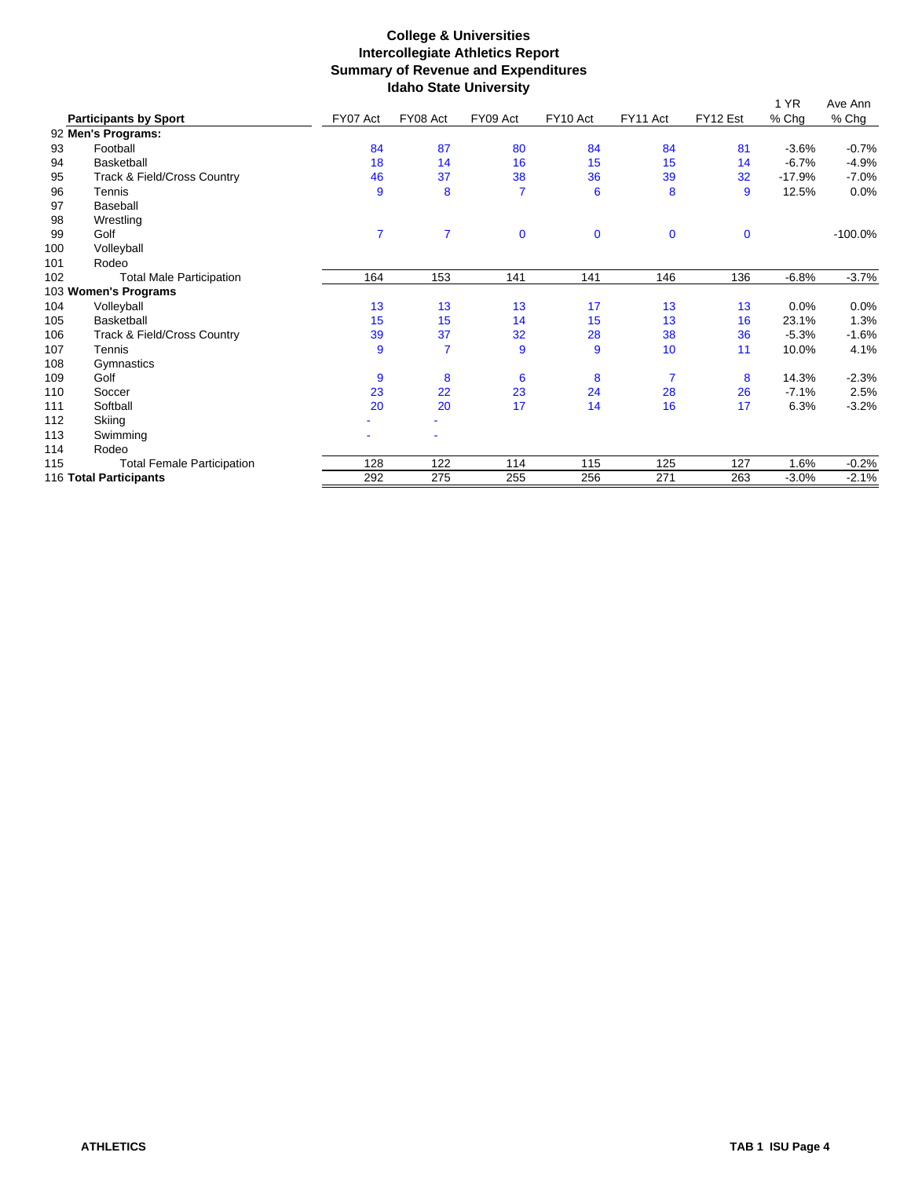**College & Universities**
**Intercollegiate Athletics Report**
**Summary of Revenue and Expenditures**
**Idaho State University**

| | Participants by Sport | FY07 Act | FY08 Act | FY09 Act | FY10 Act | FY11 Act | FY12 Est | 1 YR % Chg | Ave Ann % Chg |
|---|---|---|---|---|---|---|---|---|---|
| 92 | **Men's Programs:** | | | | | | | | |
| 93 | Football | 84 | 87 | 80 | 84 | 84 | 81 | -3.6% | -0.7% |
| 94 | Basketball | 18 | 14 | 16 | 15 | 15 | 14 | -6.7% | -4.9% |
| 95 | Track & Field/Cross Country | 46 | 37 | 38 | 36 | 39 | 32 | -17.9% | -7.0% |
| 96 | Tennis | 9 | 8 | 7 | 6 | 8 | 9 | 12.5% | 0.0% |
| 97 | Baseball | | | | | | | | |
| 98 | Wrestling | | | | | | | | |
| 99 | Golf | 7 | 7 | 0 | 0 | 0 | 0 | | -100.0% |
| 100 | Volleyball | | | | | | | | |
| 101 | Rodeo | | | | | | | | |
| 102 | Total Male Participation | 164 | 153 | 141 | 141 | 146 | 136 | -6.8% | -3.7% |
| 103 | **Women's Programs** | | | | | | | | |
| 104 | Volleyball | 13 | 13 | 13 | 17 | 13 | 13 | 0.0% | 0.0% |
| 105 | Basketball | 15 | 15 | 14 | 15 | 13 | 16 | 23.1% | 1.3% |
| 106 | Track & Field/Cross Country | 39 | 37 | 32 | 28 | 38 | 36 | -5.3% | -1.6% |
| 107 | Tennis | 9 | 7 | 9 | 9 | 10 | 11 | 10.0% | 4.1% |
| 108 | Gymnastics | | | | | | | | |
| 109 | Golf | 9 | 8 | 6 | 8 | 7 | 8 | 14.3% | -2.3% |
| 110 | Soccer | 23 | 22 | 23 | 24 | 28 | 26 | -7.1% | 2.5% |
| 111 | Softball | 20 | 20 | 17 | 14 | 16 | 17 | 6.3% | -3.2% |
| 112 | Skiing | - | - | | | | | | |
| 113 | Swimming | - | - | | | | | | |
| 114 | Rodeo | | | | | | | | |
| 115 | Total Female Participation | 128 | 122 | 114 | 115 | 125 | 127 | 1.6% | -0.2% |
| 116 | **Total Participants** | 292 | 275 | 255 | 256 | 271 | 263 | -3.0% | -2.1% |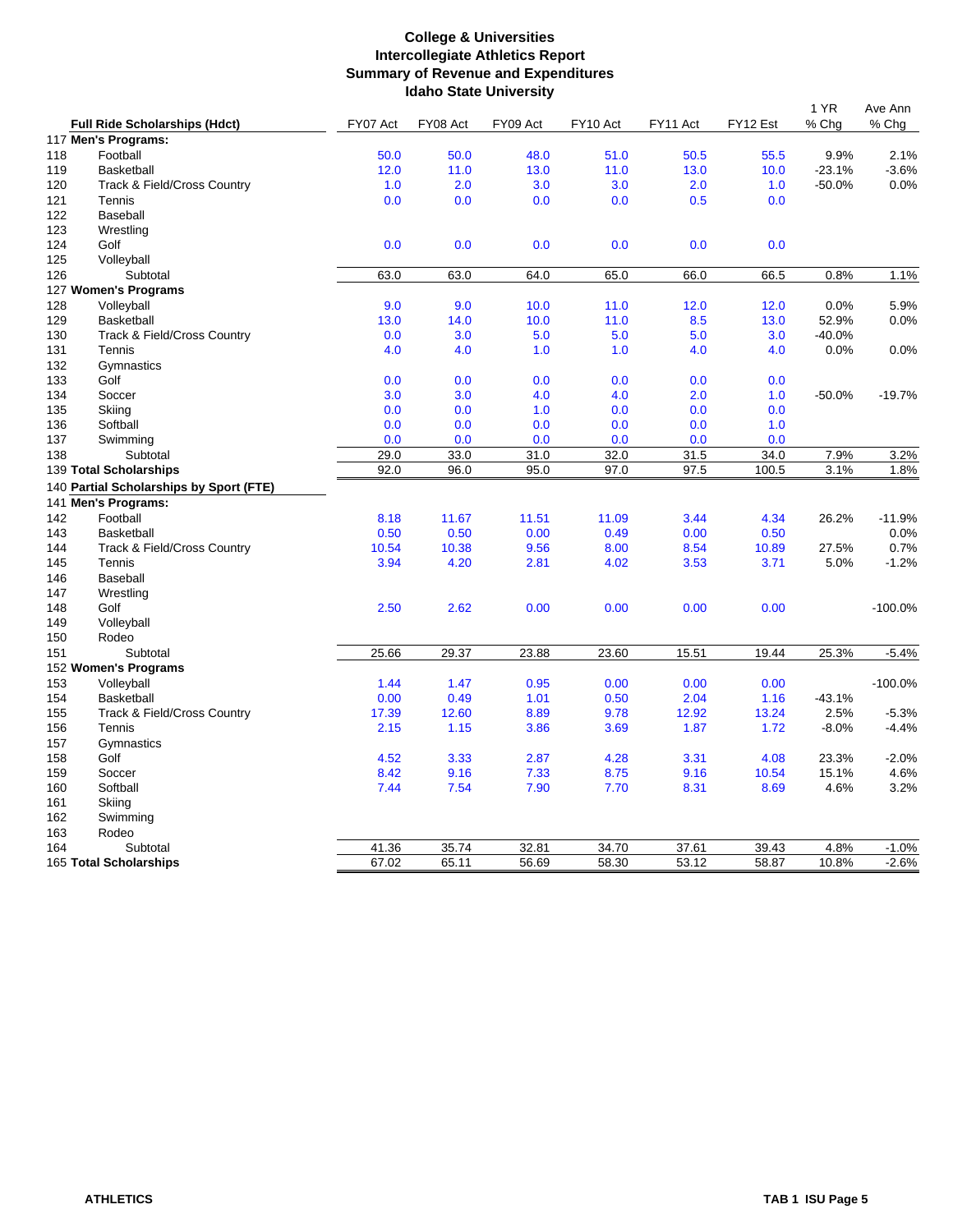# College & Universities
## Intercollegiate Athletics Report
## Summary of Revenue and Expenditures
## Idaho State University

| | Full Ride Scholarships (Hdct) | FY07 Act | FY08 Act | FY09 Act | FY10 Act | FY11 Act | FY12 Est | 1 YR % Chg | Ave Ann % Chg |
|---|---|---|---|---|---|---|---|---|---|
| 117 | **Men's Programs:** | | | | | | | | |
| 118 | Football | 50.0 | 50.0 | 48.0 | 51.0 | 50.5 | 55.5 | 9.9% | 2.1% |
| 119 | Basketball | 12.0 | 11.0 | 13.0 | 11.0 | 13.0 | 10.0 | -23.1% | -3.6% |
| 120 | Track & Field/Cross Country | 1.0 | 2.0 | 3.0 | 3.0 | 2.0 | 1.0 | -50.0% | 0.0% |
| 121 | Tennis | 0.0 | 0.0 | 0.0 | 0.0 | 0.5 | 0.0 | | |
| 122 | Baseball | | | | | | | | |
| 123 | Wrestling | | | | | | | | |
| 124 | Golf | 0.0 | 0.0 | 0.0 | 0.0 | 0.0 | 0.0 | | |
| 125 | Volleyball | | | | | | | | |
| 126 | Subtotal | 63.0 | 63.0 | 64.0 | 65.0 | 66.0 | 66.5 | 0.8% | 1.1% |
| 127 | **Women's Programs** | | | | | | | | |
| 128 | Volleyball | 9.0 | 9.0 | 10.0 | 11.0 | 12.0 | 12.0 | 0.0% | 5.9% |
| 129 | Basketball | 13.0 | 14.0 | 10.0 | 11.0 | 8.5 | 13.0 | 52.9% | 0.0% |
| 130 | Track & Field/Cross Country | 0.0 | 3.0 | 5.0 | 5.0 | 5.0 | 3.0 | -40.0% | |
| 131 | Tennis | 4.0 | 4.0 | 1.0 | 1.0 | 4.0 | 4.0 | 0.0% | 0.0% |
| 132 | Gymnastics | | | | | | | | |
| 133 | Golf | 0.0 | 0.0 | 0.0 | 0.0 | 0.0 | 0.0 | | |
| 134 | Soccer | 3.0 | 3.0 | 4.0 | 4.0 | 2.0 | 1.0 | -50.0% | -19.7% |
| 135 | Skiing | 0.0 | 0.0 | 1.0 | 0.0 | 0.0 | 0.0 | | |
| 136 | Softball | 0.0 | 0.0 | 0.0 | 0.0 | 0.0 | 1.0 | | |
| 137 | Swimming | 0.0 | 0.0 | 0.0 | 0.0 | 0.0 | 0.0 | | |
| 138 | Subtotal | 29.0 | 33.0 | 31.0 | 32.0 | 31.5 | 34.0 | 7.9% | 3.2% |
| 139 | **Total Scholarships** | 92.0 | 96.0 | 95.0 | 97.0 | 97.5 | 100.5 | 3.1% | 1.8% |
| 140 | **Partial Scholarships by Sport (FTE)** | | | | | | | | |
| 141 | **Men's Programs:** | | | | | | | | |
| 142 | Football | 8.18 | 11.67 | 11.51 | 11.09 | 3.44 | 4.34 | 26.2% | -11.9% |
| 143 | Basketball | 0.50 | 0.50 | 0.00 | 0.49 | 0.00 | 0.50 | | 0.0% |
| 144 | Track & Field/Cross Country | 10.54 | 10.38 | 9.56 | 8.00 | 8.54 | 10.89 | 27.5% | 0.7% |
| 145 | Tennis | 3.94 | 4.20 | 2.81 | 4.02 | 3.53 | 3.71 | 5.0% | -1.2% |
| 146 | Baseball | | | | | | | | |
| 147 | Wrestling | | | | | | | | |
| 148 | Golf | 2.50 | 2.62 | 0.00 | 0.00 | 0.00 | 0.00 | | -100.0% |
| 149 | Volleyball | | | | | | | | |
| 150 | Rodeo | | | | | | | | |
| 151 | Subtotal | 25.66 | 29.37 | 23.88 | 23.60 | 15.51 | 19.44 | 25.3% | -5.4% |
| 152 | **Women's Programs** | | | | | | | | |
| 153 | Volleyball | 1.44 | 1.47 | 0.95 | 0.00 | 0.00 | 0.00 | | -100.0% |
| 154 | Basketball | 0.00 | 0.49 | 1.01 | 0.50 | 2.04 | 1.16 | -43.1% | |
| 155 | Track & Field/Cross Country | 17.39 | 12.60 | 8.89 | 9.78 | 12.92 | 13.24 | 2.5% | -5.3% |
| 156 | Tennis | 2.15 | 1.15 | 3.86 | 3.69 | 1.87 | 1.72 | -8.0% | -4.4% |
| 157 | Gymnastics | | | | | | | | |
| 158 | Golf | 4.52 | 3.33 | 2.87 | 4.28 | 3.31 | 4.08 | 23.3% | -2.0% |
| 159 | Soccer | 8.42 | 9.16 | 7.33 | 8.75 | 9.16 | 10.54 | 15.1% | 4.6% |
| 160 | Softball | 7.44 | 7.54 | 7.90 | 7.70 | 8.31 | 8.69 | 4.6% | 3.2% |
| 161 | Skiing | | | | | | | | |
| 162 | Swimming | | | | | | | | |
| 163 | Rodeo | | | | | | | | |
| 164 | Subtotal | 41.36 | 35.74 | 32.81 | 34.70 | 37.61 | 39.43 | 4.8% | -1.0% |
| 165 | **Total Scholarships** | 67.02 | 65.11 | 56.69 | 58.30 | 53.12 | 58.87 | 10.8% | -2.6% |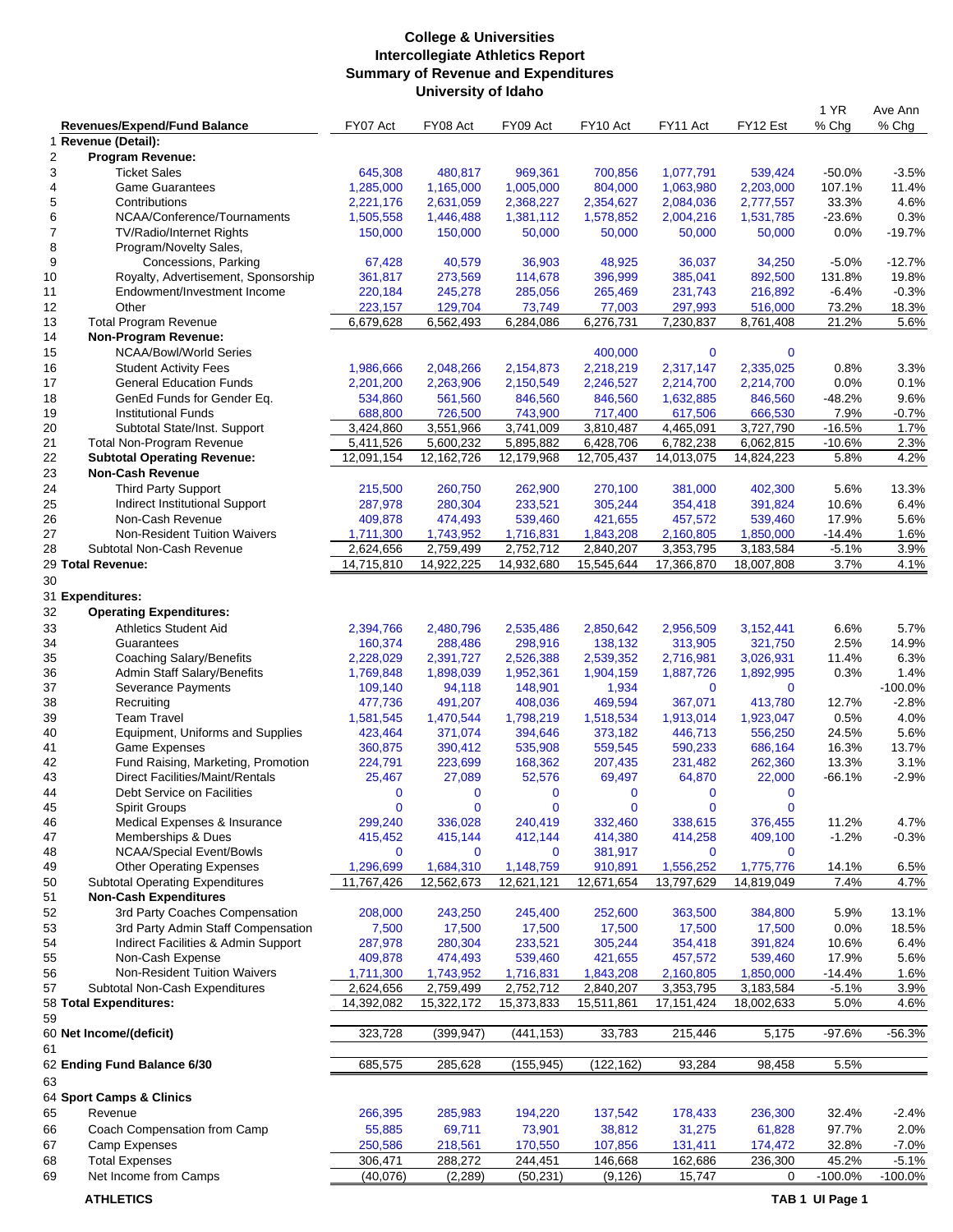# College & Universities
## Intercollegiate Athletics Report
## Summary of Revenue and Expenditures
## University of Idaho

| | Revenues/Expend/Fund Balance | FY07 Act | FY08 Act | FY09 Act | FY10 Act | FY11 Act | FY12 Est | 1 YR % Chg | Ave Ann % Chg |
|---|---|---|---|---|---|---|---|---|---|
| 1 | **Revenue (Detail):** | | | | | | | | |
| 2 | **Program Revenue:** | | | | | | | | |
| 3 | Ticket Sales | 645,308 | 480,817 | 969,361 | 700,856 | 1,077,791 | 539,424 | -50.0% | -3.5% |
| 4 | Game Guarantees | 1,285,000 | 1,165,000 | 1,005,000 | 804,000 | 1,063,980 | 2,203,000 | 107.1% | 11.4% |
| 5 | Contributions | 2,221,176 | 2,631,059 | 2,368,227 | 2,354,627 | 2,084,036 | 2,777,557 | 33.3% | 4.6% |
| 6 | NCAA/Conference/Tournaments | 1,505,558 | 1,446,488 | 1,381,112 | 1,578,852 | 2,004,216 | 1,531,785 | -23.6% | 0.3% |
| 7 | TV/Radio/Internet Rights | 150,000 | 150,000 | 50,000 | 50,000 | 50,000 | 50,000 | 0.0% | -19.7% |
| 8 | Program/Novelty Sales, | | | | | | | | |
| 9 | Concessions, Parking | 67,428 | 40,579 | 36,903 | 48,925 | 36,037 | 34,250 | -5.0% | -12.7% |
| 10 | Royalty, Advertisement, Sponsorship | 361,817 | 273,569 | 114,678 | 396,999 | 385,041 | 892,500 | 131.8% | 19.8% |
| 11 | Endowment/Investment Income | 220,184 | 245,278 | 285,056 | 265,469 | 231,743 | 216,892 | -6.4% | -0.3% |
| 12 | Other | 223,157 | 129,704 | 73,749 | 77,003 | 297,993 | 516,000 | 73.2% | 18.3% |
| 13 | Total Program Revenue | 6,679,628 | 6,562,493 | 6,284,086 | 6,276,731 | 7,230,837 | 8,761,408 | 21.2% | 5.6% |
| 14 | **Non-Program Revenue:** | | | | | | | | |
| 15 | NCAA/Bowl/World Series | | | | 400,000 | 0 | 0 | | |
| 16 | Student Activity Fees | 1,986,666 | 2,048,266 | 2,154,873 | 2,218,219 | 2,317,147 | 2,335,025 | 0.8% | 3.3% |
| 17 | General Education Funds | 2,201,200 | 2,263,906 | 2,150,549 | 2,246,527 | 2,214,700 | 2,214,700 | 0.0% | 0.1% |
| 18 | GenEd Funds for Gender Eq. | 534,860 | 561,560 | 846,560 | 846,560 | 1,632,885 | 846,560 | -48.2% | 9.6% |
| 19 | Institutional Funds | 688,800 | 726,500 | 743,900 | 717,400 | 617,506 | 666,530 | 7.9% | -0.7% |
| 20 | Subtotal State/Inst. Support | 3,424,860 | 3,551,966 | 3,741,009 | 3,810,487 | 4,465,091 | 3,727,790 | -16.5% | 1.7% |
| 21 | Total Non-Program Revenue | 5,411,526 | 5,600,232 | 5,895,882 | 6,428,706 | 6,782,238 | 6,062,815 | -10.6% | 2.3% |
| 22 | **Subtotal Operating Revenue:** | 12,091,154 | 12,162,726 | 12,179,968 | 12,705,437 | 14,013,075 | 14,824,223 | 5.8% | 4.2% |
| 23 | **Non-Cash Revenue** | | | | | | | | |
| 24 | Third Party Support | 215,500 | 260,750 | 262,900 | 270,100 | 381,000 | 402,300 | 5.6% | 13.3% |
| 25 | Indirect Institutional Support | 287,978 | 280,304 | 233,521 | 305,244 | 354,418 | 391,824 | 10.6% | 6.4% |
| 26 | Non-Cash Revenue | 409,878 | 474,493 | 539,460 | 421,655 | 457,572 | 539,460 | 17.9% | 5.6% |
| 27 | Non-Resident Tuition Waivers | 1,711,300 | 1,743,952 | 1,716,831 | 1,843,208 | 2,160,805 | 1,850,000 | -14.4% | 1.6% |
| 28 | Subtotal Non-Cash Revenue | 2,624,656 | 2,759,499 | 2,752,712 | 2,840,207 | 3,353,795 | 3,183,584 | -5.1% | 3.9% |
| 29 | **Total Revenue:** | 14,715,810 | 14,922,225 | 14,932,680 | 15,545,644 | 17,366,870 | 18,007,808 | 3.7% | 4.1% |
| 30 | | | | | | | | | |
| 31 | **Expenditures:** | | | | | | | | |
| 32 | **Operating Expenditures:** | | | | | | | | |
| 33 | Athletics Student Aid | 2,394,766 | 2,480,796 | 2,535,486 | 2,850,642 | 2,956,509 | 3,152,441 | 6.6% | 5.7% |
| 34 | Guarantees | 160,374 | 288,486 | 298,916 | 138,132 | 313,905 | 321,750 | 2.5% | 14.9% |
| 35 | Coaching Salary/Benefits | 2,228,029 | 2,391,727 | 2,526,388 | 2,539,352 | 2,716,981 | 3,026,931 | 11.4% | 6.3% |
| 36 | Admin Staff Salary/Benefits | 1,769,848 | 1,898,039 | 1,952,361 | 1,904,159 | 1,887,726 | 1,892,995 | 0.3% | 1.4% |
| 37 | Severance Payments | 109,140 | 94,118 | 148,901 | 1,934 | 0 | 0 | | -100.0% |
| 38 | Recruiting | 477,736 | 491,207 | 408,036 | 469,594 | 367,071 | 413,780 | 12.7% | -2.8% |
| 39 | Team Travel | 1,581,545 | 1,470,544 | 1,798,219 | 1,518,534 | 1,913,014 | 1,923,047 | 0.5% | 4.0% |
| 40 | Equipment, Uniforms and Supplies | 423,464 | 371,074 | 394,646 | 373,182 | 446,713 | 556,250 | 24.5% | 5.6% |
| 41 | Game Expenses | 360,875 | 390,412 | 535,908 | 559,545 | 590,233 | 686,164 | 16.3% | 13.7% |
| 42 | Fund Raising, Marketing, Promotion | 224,791 | 223,699 | 168,362 | 207,435 | 231,482 | 262,360 | 13.3% | 3.1% |
| 43 | Direct Facilities/Maint/Rentals | 25,467 | 27,089 | 52,576 | 69,497 | 64,870 | 22,000 | -66.1% | -2.9% |
| 44 | Debt Service on Facilities | 0 | 0 | 0 | 0 | 0 | 0 | | |
| 45 | Spirit Groups | 0 | 0 | 0 | 0 | 0 | 0 | | |
| 46 | Medical Expenses & Insurance | 299,240 | 336,028 | 240,419 | 332,460 | 338,615 | 376,455 | 11.2% | 4.7% |
| 47 | Memberships & Dues | 415,452 | 415,144 | 412,144 | 414,380 | 414,258 | 409,100 | -1.2% | -0.3% |
| 48 | NCAA/Special Event/Bowls | 0 | 0 | 0 | 381,917 | 0 | 0 | | |
| 49 | Other Operating Expenses | 1,296,699 | 1,684,310 | 1,148,759 | 910,891 | 1,556,252 | 1,775,776 | 14.1% | 6.5% |
| 50 | Subtotal Operating Expenditures | 11,767,426 | 12,562,673 | 12,621,121 | 12,671,654 | 13,797,629 | 14,819,049 | 7.4% | 4.7% |
| 51 | **Non-Cash Expenditures** | | | | | | | | |
| 52 | 3rd Party Coaches Compensation | 208,000 | 243,250 | 245,400 | 252,600 | 363,500 | 384,800 | 5.9% | 13.1% |
| 53 | 3rd Party Admin Staff Compensation | 7,500 | 17,500 | 17,500 | 17,500 | 17,500 | 17,500 | 0.0% | 18.5% |
| 54 | Indirect Facilities & Admin Support | 287,978 | 280,304 | 233,521 | 305,244 | 354,418 | 391,824 | 10.6% | 6.4% |
| 55 | Non-Cash Expense | 409,878 | 474,493 | 539,460 | 421,655 | 457,572 | 539,460 | 17.9% | 5.6% |
| 56 | Non-Resident Tuition Waivers | 1,711,300 | 1,743,952 | 1,716,831 | 1,843,208 | 2,160,805 | 1,850,000 | -14.4% | 1.6% |
| 57 | Subtotal Non-Cash Expenditures | 2,624,656 | 2,759,499 | 2,752,712 | 2,840,207 | 3,353,795 | 3,183,584 | -5.1% | 3.9% |
| 58 | **Total Expenditures:** | 14,392,082 | 15,322,172 | 15,373,833 | 15,511,861 | 17,151,424 | 18,002,633 | 5.0% | 4.6% |
| 59 | | | | | | | | | |
| 60 | **Net Income/(deficit)** | 323,728 | (399,947) | (441,153) | 33,783 | 215,446 | 5,175 | -97.6% | -56.3% |
| 61 | | | | | | | | | |
| 62 | **Ending Fund Balance 6/30** | 685,575 | 285,628 | (155,945) | (122,162) | 93,284 | 98,458 | 5.5% | |
| 63 | | | | | | | | | |
| 64 | **Sport Camps & Clinics** | | | | | | | | |
| 65 | Revenue | 266,395 | 285,983 | 194,220 | 137,542 | 178,433 | 236,300 | 32.4% | -2.4% |
| 66 | Coach Compensation from Camp | 55,885 | 69,711 | 73,901 | 38,812 | 31,275 | 61,828 | 97.7% | 2.0% |
| 67 | Camp Expenses | 250,586 | 218,561 | 170,550 | 107,856 | 131,411 | 174,472 | 32.8% | -7.0% |
| 68 | Total Expenses | 306,471 | 288,272 | 244,451 | 146,668 | 162,686 | 236,300 | 45.2% | -5.1% |
| 69 | Net Income from Camps | (40,076) | (2,289) | (50,231) | (9,126) | 15,747 | 0 | -100.0% | -100.0% |

**ATHLETICS** TAB 1 UI Page 1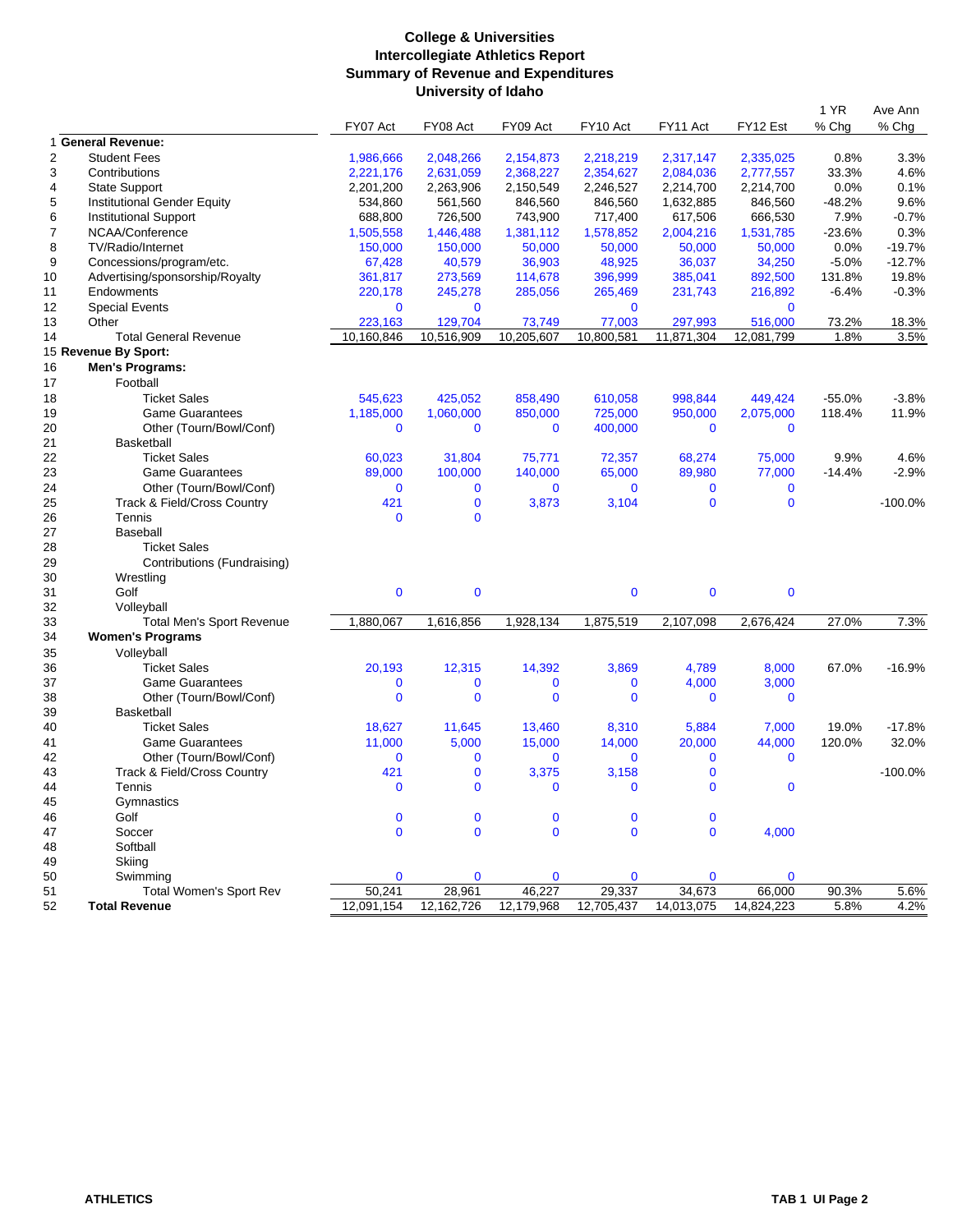**College & Universities**
**Intercollegiate Athletics Report**
**Summary of Revenue and Expenditures**
**University of Idaho**

| # | | FY07 Act | FY08 Act | FY09 Act | FY10 Act | FY11 Act | FY12 Est | 1 YR % Chg | Ave Ann % Chg |
|---|---|---|---|---|---|---|---|---|---|
| 1 | **General Revenue:** | | | | | | | | |
| 2 | Student Fees | 1,986,666 | 2,048,266 | 2,154,873 | 2,218,219 | 2,317,147 | 2,335,025 | 0.8% | 3.3% |
| 3 | Contributions | 2,221,176 | 2,631,059 | 2,368,227 | 2,354,627 | 2,084,036 | 2,777,557 | 33.3% | 4.6% |
| 4 | State Support | 2,201,200 | 2,263,906 | 2,150,549 | 2,246,527 | 2,214,700 | 2,214,700 | 0.0% | 0.1% |
| 5 | Institutional Gender Equity | 534,860 | 561,560 | 846,560 | 846,560 | 1,632,885 | 846,560 | -48.2% | 9.6% |
| 6 | Institutional Support | 688,800 | 726,500 | 743,900 | 717,400 | 617,506 | 666,530 | 7.9% | -0.7% |
| 7 | NCAA/Conference | 1,505,558 | 1,446,488 | 1,381,112 | 1,578,852 | 2,004,216 | 1,531,785 | -23.6% | 0.3% |
| 8 | TV/Radio/Internet | 150,000 | 150,000 | 50,000 | 50,000 | 50,000 | 50,000 | 0.0% | -19.7% |
| 9 | Concessions/program/etc. | 67,428 | 40,579 | 36,903 | 48,925 | 36,037 | 34,250 | -5.0% | -12.7% |
| 10 | Advertising/sponsorship/Royalty | 361,817 | 273,569 | 114,678 | 396,999 | 385,041 | 892,500 | 131.8% | 19.8% |
| 11 | Endowments | 220,178 | 245,278 | 285,056 | 265,469 | 231,743 | 216,892 | -6.4% | -0.3% |
| 12 | Special Events | 0 | 0 | | 0 | | 0 | | |
| 13 | Other | 223,163 | 129,704 | 73,749 | 77,003 | 297,993 | 516,000 | 73.2% | 18.3% |
| 14 | Total General Revenue | 10,160,846 | 10,516,909 | 10,205,607 | 10,800,581 | 11,871,304 | 12,081,799 | 1.8% | 3.5% |
| 15 | **Revenue By Sport:** | | | | | | | | |
| 16 | **Men's Programs:** | | | | | | | | |
| 17 | Football | | | | | | | | |
| 18 | Ticket Sales | 545,623 | 425,052 | 858,490 | 610,058 | 998,844 | 449,424 | -55.0% | -3.8% |
| 19 | Game Guarantees | 1,185,000 | 1,060,000 | 850,000 | 725,000 | 950,000 | 2,075,000 | 118.4% | 11.9% |
| 20 | Other (Tourn/Bowl/Conf) | 0 | 0 | 0 | 400,000 | 0 | 0 | | |
| 21 | Basketball | | | | | | | | |
| 22 | Ticket Sales | 60,023 | 31,804 | 75,771 | 72,357 | 68,274 | 75,000 | 9.9% | 4.6% |
| 23 | Game Guarantees | 89,000 | 100,000 | 140,000 | 65,000 | 89,980 | 77,000 | -14.4% | -2.9% |
| 24 | Other (Tourn/Bowl/Conf) | 0 | 0 | 0 | 0 | 0 | 0 | | |
| 25 | Track & Field/Cross Country | 421 | 0 | 3,873 | 3,104 | 0 | 0 | | -100.0% |
| 26 | Tennis | 0 | 0 | | | | | | |
| 27 | Baseball | | | | | | | | |
| 28 | Ticket Sales | | | | | | | | |
| 29 | Contributions (Fundraising) | | | | | | | | |
| 30 | Wrestling | | | | | | | | |
| 31 | Golf | 0 | 0 | | 0 | 0 | 0 | | |
| 32 | Volleyball | | | | | | | | |
| 33 | Total Men's Sport Revenue | 1,880,067 | 1,616,856 | 1,928,134 | 1,875,519 | 2,107,098 | 2,676,424 | 27.0% | 7.3% |
| 34 | **Women's Programs** | | | | | | | | |
| 35 | Volleyball | | | | | | | | |
| 36 | Ticket Sales | 20,193 | 12,315 | 14,392 | 3,869 | 4,789 | 8,000 | 67.0% | -16.9% |
| 37 | Game Guarantees | 0 | 0 | 0 | 0 | 4,000 | 3,000 | | |
| 38 | Other (Tourn/Bowl/Conf) | 0 | 0 | 0 | 0 | 0 | 0 | | |
| 39 | Basketball | | | | | | | | |
| 40 | Ticket Sales | 18,627 | 11,645 | 13,460 | 8,310 | 5,884 | 7,000 | 19.0% | -17.8% |
| 41 | Game Guarantees | 11,000 | 5,000 | 15,000 | 14,000 | 20,000 | 44,000 | 120.0% | 32.0% |
| 42 | Other (Tourn/Bowl/Conf) | 0 | 0 | 0 | 0 | 0 | 0 | | |
| 43 | Track & Field/Cross Country | 421 | 0 | 3,375 | 3,158 | 0 | | | -100.0% |
| 44 | Tennis | 0 | 0 | 0 | 0 | 0 | 0 | | |
| 45 | Gymnastics | | | | | | | | |
| 46 | Golf | 0 | 0 | 0 | 0 | 0 | | | |
| 47 | Soccer | 0 | 0 | 0 | 0 | 0 | 4,000 | | |
| 48 | Softball | | | | | | | | |
| 49 | Skiing | | | | | | | | |
| 50 | Swimming | 0 | 0 | 0 | 0 | 0 | 0 | | |
| 51 | Total Women's Sport Rev | 50,241 | 28,961 | 46,227 | 29,337 | 34,673 | 66,000 | 90.3% | 5.6% |
| 52 | **Total Revenue** | 12,091,154 | 12,162,726 | 12,179,968 | 12,705,437 | 14,013,075 | 14,824,223 | 5.8% | 4.2% |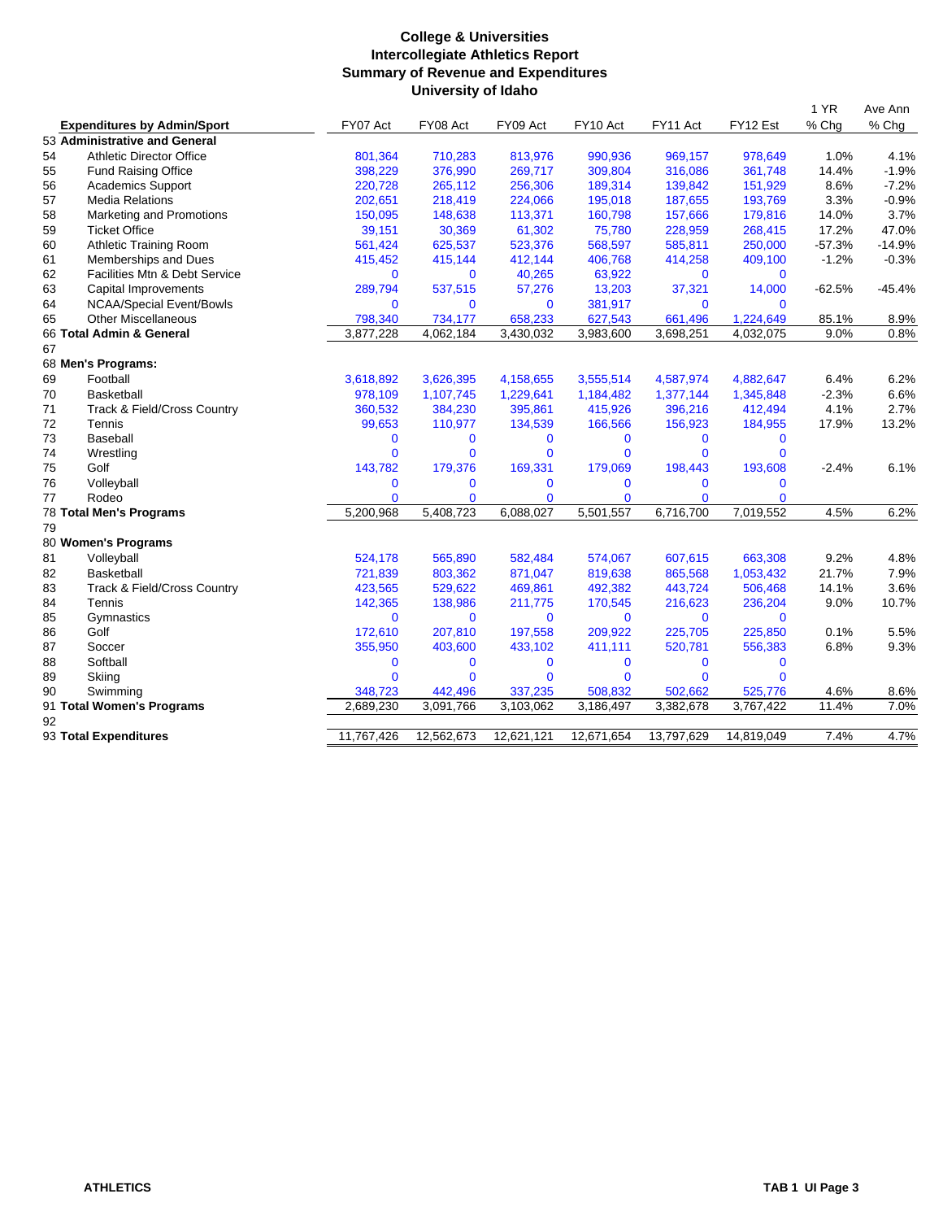# College & Universities
## Intercollegiate Athletics Report
## Summary of Revenue and Expenditures
## University of Idaho

| | Expenditures by Admin/Sport | FY07 Act | FY08 Act | FY09 Act | FY10 Act | FY11 Act | FY12 Est | 1 YR % Chg | Ave Ann % Chg |
|---|---|---|---|---|---|---|---|---|---|
| 53 | **Administrative and General** | | | | | | | | |
| 54 | Athletic Director Office | 801,364 | 710,283 | 813,976 | 990,936 | 969,157 | 978,649 | 1.0% | 4.1% |
| 55 | Fund Raising Office | 398,229 | 376,990 | 269,717 | 309,804 | 316,086 | 361,748 | 14.4% | -1.9% |
| 56 | Academics Support | 220,728 | 265,112 | 256,306 | 189,314 | 139,842 | 151,929 | 8.6% | -7.2% |
| 57 | Media Relations | 202,651 | 218,419 | 224,066 | 195,018 | 187,655 | 193,769 | 3.3% | -0.9% |
| 58 | Marketing and Promotions | 150,095 | 148,638 | 113,371 | 160,798 | 157,666 | 179,816 | 14.0% | 3.7% |
| 59 | Ticket Office | 39,151 | 30,369 | 61,302 | 75,780 | 228,959 | 268,415 | 17.2% | 47.0% |
| 60 | Athletic Training Room | 561,424 | 625,537 | 523,376 | 568,597 | 585,811 | 250,000 | -57.3% | -14.9% |
| 61 | Memberships and Dues | 415,452 | 415,144 | 412,144 | 406,768 | 414,258 | 409,100 | -1.2% | -0.3% |
| 62 | Facilities Mtn & Debt Service | 0 | 0 | 40,265 | 63,922 | 0 | 0 | | |
| 63 | Capital Improvements | 289,794 | 537,515 | 57,276 | 13,203 | 37,321 | 14,000 | -62.5% | -45.4% |
| 64 | NCAA/Special Event/Bowls | 0 | 0 | 0 | 381,917 | 0 | 0 | | |
| 65 | Other Miscellaneous | 798,340 | 734,177 | 658,233 | 627,543 | 661,496 | 1,224,649 | 85.1% | 8.9% |
| 66 | **Total Admin & General** | 3,877,228 | 4,062,184 | 3,430,032 | 3,983,600 | 3,698,251 | 4,032,075 | 9.0% | 0.8% |
| 67 | | | | | | | | | |
| 68 | **Men's Programs:** | | | | | | | | |
| 69 | Football | 3,618,892 | 3,626,395 | 4,158,655 | 3,555,514 | 4,587,974 | 4,882,647 | 6.4% | 6.2% |
| 70 | Basketball | 978,109 | 1,107,745 | 1,229,641 | 1,184,482 | 1,377,144 | 1,345,848 | -2.3% | 6.6% |
| 71 | Track & Field/Cross Country | 360,532 | 384,230 | 395,861 | 415,926 | 396,216 | 412,494 | 4.1% | 2.7% |
| 72 | Tennis | 99,653 | 110,977 | 134,539 | 166,566 | 156,923 | 184,955 | 17.9% | 13.2% |
| 73 | Baseball | 0 | 0 | 0 | 0 | 0 | 0 | | |
| 74 | Wrestling | 0 | 0 | 0 | 0 | 0 | 0 | | |
| 75 | Golf | 143,782 | 179,376 | 169,331 | 179,069 | 198,443 | 193,608 | -2.4% | 6.1% |
| 76 | Volleyball | 0 | 0 | 0 | 0 | 0 | 0 | | |
| 77 | Rodeo | 0 | 0 | 0 | 0 | 0 | 0 | | |
| 78 | **Total Men's Programs** | 5,200,968 | 5,408,723 | 6,088,027 | 5,501,557 | 6,716,700 | 7,019,552 | 4.5% | 6.2% |
| 79 | | | | | | | | | |
| 80 | **Women's Programs** | | | | | | | | |
| 81 | Volleyball | 524,178 | 565,890 | 582,484 | 574,067 | 607,615 | 663,308 | 9.2% | 4.8% |
| 82 | Basketball | 721,839 | 803,362 | 871,047 | 819,638 | 865,568 | 1,053,432 | 21.7% | 7.9% |
| 83 | Track & Field/Cross Country | 423,565 | 529,622 | 469,861 | 492,382 | 443,724 | 506,468 | 14.1% | 3.6% |
| 84 | Tennis | 142,365 | 138,986 | 211,775 | 170,545 | 216,623 | 236,204 | 9.0% | 10.7% |
| 85 | Gymnastics | 0 | 0 | 0 | 0 | 0 | 0 | | |
| 86 | Golf | 172,610 | 207,810 | 197,558 | 209,922 | 225,705 | 225,850 | 0.1% | 5.5% |
| 87 | Soccer | 355,950 | 403,600 | 433,102 | 411,111 | 520,781 | 556,383 | 6.8% | 9.3% |
| 88 | Softball | 0 | 0 | 0 | 0 | 0 | 0 | | |
| 89 | Skiing | 0 | 0 | 0 | 0 | 0 | 0 | | |
| 90 | Swimming | 348,723 | 442,496 | 337,235 | 508,832 | 502,662 | 525,776 | 4.6% | 8.6% |
| 91 | **Total Women's Programs** | 2,689,230 | 3,091,766 | 3,103,062 | 3,186,497 | 3,382,678 | 3,767,422 | 11.4% | 7.0% |
| 92 | | | | | | | | | |
| 93 | **Total Expenditures** | 11,767,426 | 12,562,673 | 12,621,121 | 12,671,654 | 13,797,629 | 14,819,049 | 7.4% | 4.7% |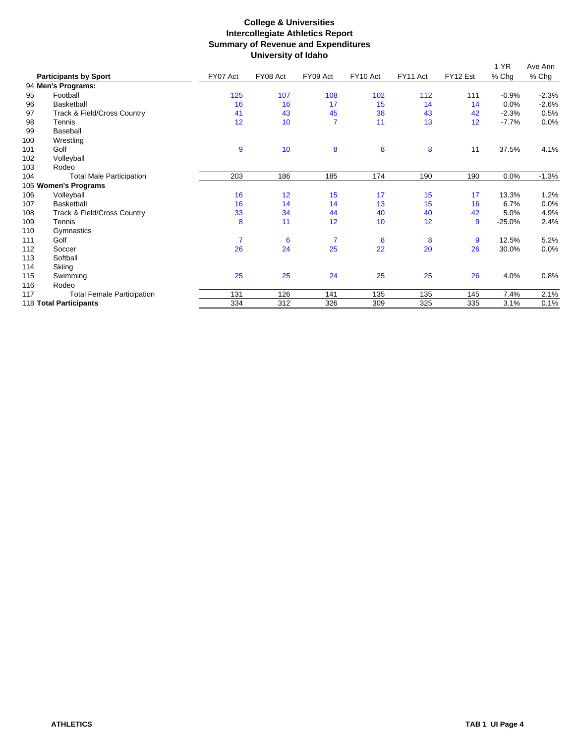**College & Universities**
**Intercollegiate Athletics Report**
**Summary of Revenue and Expenditures**
**University of Idaho**

| | Participants by Sport | FY07 Act | FY08 Act | FY09 Act | FY10 Act | FY11 Act | FY12 Est | 1 YR % Chg | Ave Ann % Chg |
|---|---|---|---|---|---|---|---|---|---|
| 94 | **Men's Programs:** | | | | | | | | |
| 95 | Football | 125 | 107 | 108 | 102 | 112 | 111 | -0.9% | -2.3% |
| 96 | Basketball | 16 | 16 | 17 | 15 | 14 | 14 | 0.0% | -2.6% |
| 97 | Track & Field/Cross Country | 41 | 43 | 45 | 38 | 43 | 42 | -2.3% | 0.5% |
| 98 | Tennis | 12 | 10 | 7 | 11 | 13 | 12 | -7.7% | 0.0% |
| 99 | Baseball | | | | | | | | |
| 100 | Wrestling | | | | | | | | |
| 101 | Golf | 9 | 10 | 8 | 8 | 8 | 11 | 37.5% | 4.1% |
| 102 | Volleyball | | | | | | | | |
| 103 | Rodeo | | | | | | | | |
| 104 | Total Male Participation | 203 | 186 | 185 | 174 | 190 | 190 | 0.0% | -1.3% |
| 105 | **Women's Programs** | | | | | | | | |
| 106 | Volleyball | 16 | 12 | 15 | 17 | 15 | 17 | 13.3% | 1.2% |
| 107 | Basketball | 16 | 14 | 14 | 13 | 15 | 16 | 6.7% | 0.0% |
| 108 | Track & Field/Cross Country | 33 | 34 | 44 | 40 | 40 | 42 | 5.0% | 4.9% |
| 109 | Tennis | 8 | 11 | 12 | 10 | 12 | 9 | -25.0% | 2.4% |
| 110 | Gymnastics | | | | | | | | |
| 111 | Golf | 7 | 6 | 7 | 8 | 8 | 9 | 12.5% | 5.2% |
| 112 | Soccer | 26 | 24 | 25 | 22 | 20 | 26 | 30.0% | 0.0% |
| 113 | Softball | | | | | | | | |
| 114 | Skiing | | | | | | | | |
| 115 | Swimming | 25 | 25 | 24 | 25 | 25 | 26 | 4.0% | 0.8% |
| 116 | Rodeo | | | | | | | | |
| 117 | Total Female Participation | 131 | 126 | 141 | 135 | 135 | 145 | 7.4% | 2.1% |
| 118 | **Total Participants** | 334 | 312 | 326 | 309 | 325 | 335 | 3.1% | 0.1% |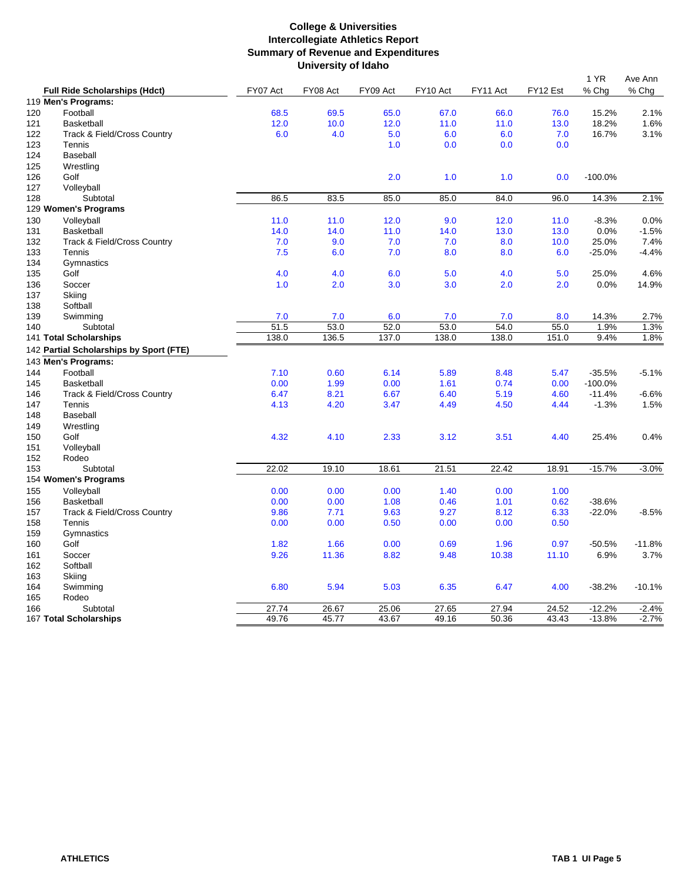# College & Universities
## Intercollegiate Athletics Report
## Summary of Revenue and Expenditures
## University of Idaho

| | Full Ride Scholarships (Hdct) | FY07 Act | FY08 Act | FY09 Act | FY10 Act | FY11 Act | FY12 Est | 1 YR % Chg | Ave Ann % Chg |
|---|---|---|---|---|---|---|---|---|---|
| 119 | **Men's Programs:** | | | | | | | | |
| 120 | Football | 68.5 | 69.5 | 65.0 | 67.0 | 66.0 | 76.0 | 15.2% | 2.1% |
| 121 | Basketball | 12.0 | 10.0 | 12.0 | 11.0 | 11.0 | 13.0 | 18.2% | 1.6% |
| 122 | Track & Field/Cross Country | 6.0 | 4.0 | 5.0 | 6.0 | 6.0 | 7.0 | 16.7% | 3.1% |
| 123 | Tennis | | | 1.0 | 0.0 | 0.0 | 0.0 | | |
| 124 | Baseball | | | | | | | | |
| 125 | Wrestling | | | | | | | | |
| 126 | Golf | | | 2.0 | 1.0 | 1.0 | 0.0 | -100.0% | |
| 127 | Volleyball | | | | | | | | |
| 128 | Subtotal | 86.5 | 83.5 | 85.0 | 85.0 | 84.0 | 96.0 | 14.3% | 2.1% |
| 129 | **Women's Programs** | | | | | | | | |
| 130 | Volleyball | 11.0 | 11.0 | 12.0 | 9.0 | 12.0 | 11.0 | -8.3% | 0.0% |
| 131 | Basketball | 14.0 | 14.0 | 11.0 | 14.0 | 13.0 | 13.0 | 0.0% | -1.5% |
| 132 | Track & Field/Cross Country | 7.0 | 9.0 | 7.0 | 7.0 | 8.0 | 10.0 | 25.0% | 7.4% |
| 133 | Tennis | 7.5 | 6.0 | 7.0 | 8.0 | 8.0 | 6.0 | -25.0% | -4.4% |
| 134 | Gymnastics | | | | | | | | |
| 135 | Golf | 4.0 | 4.0 | 6.0 | 5.0 | 4.0 | 5.0 | 25.0% | 4.6% |
| 136 | Soccer | 1.0 | 2.0 | 3.0 | 3.0 | 2.0 | 2.0 | 0.0% | 14.9% |
| 137 | Skiing | | | | | | | | |
| 138 | Softball | | | | | | | | |
| 139 | Swimming | 7.0 | 7.0 | 6.0 | 7.0 | 7.0 | 8.0 | 14.3% | 2.7% |
| 140 | Subtotal | 51.5 | 53.0 | 52.0 | 53.0 | 54.0 | 55.0 | 1.9% | 1.3% |
| 141 | **Total Scholarships** | 138.0 | 136.5 | 137.0 | 138.0 | 138.0 | 151.0 | 9.4% | 1.8% |
| 142 | **Partial Scholarships by Sport (FTE)** | | | | | | | | |
| 143 | **Men's Programs:** | | | | | | | | |
| 144 | Football | 7.10 | 0.60 | 6.14 | 5.89 | 8.48 | 5.47 | -35.5% | -5.1% |
| 145 | Basketball | 0.00 | 1.99 | 0.00 | 1.61 | 0.74 | 0.00 | -100.0% | |
| 146 | Track & Field/Cross Country | 6.47 | 8.21 | 6.67 | 6.40 | 5.19 | 4.60 | -11.4% | -6.6% |
| 147 | Tennis | 4.13 | 4.20 | 3.47 | 4.49 | 4.50 | 4.44 | -1.3% | 1.5% |
| 148 | Baseball | | | | | | | | |
| 149 | Wrestling | | | | | | | | |
| 150 | Golf | 4.32 | 4.10 | 2.33 | 3.12 | 3.51 | 4.40 | 25.4% | 0.4% |
| 151 | Volleyball | | | | | | | | |
| 152 | Rodeo | | | | | | | | |
| 153 | Subtotal | 22.02 | 19.10 | 18.61 | 21.51 | 22.42 | 18.91 | -15.7% | -3.0% |
| 154 | **Women's Programs** | | | | | | | | |
| 155 | Volleyball | 0.00 | 0.00 | 0.00 | 1.40 | 0.00 | 1.00 | | |
| 156 | Basketball | 0.00 | 0.00 | 1.08 | 0.46 | 1.01 | 0.62 | -38.6% | |
| 157 | Track & Field/Cross Country | 9.86 | 7.71 | 9.63 | 9.27 | 8.12 | 6.33 | -22.0% | -8.5% |
| 158 | Tennis | 0.00 | 0.00 | 0.50 | 0.00 | 0.00 | 0.50 | | |
| 159 | Gymnastics | | | | | | | | |
| 160 | Golf | 1.82 | 1.66 | 0.00 | 0.69 | 1.96 | 0.97 | -50.5% | -11.8% |
| 161 | Soccer | 9.26 | 11.36 | 8.82 | 9.48 | 10.38 | 11.10 | 6.9% | 3.7% |
| 162 | Softball | | | | | | | | |
| 163 | Skiing | | | | | | | | |
| 164 | Swimming | 6.80 | 5.94 | 5.03 | 6.35 | 6.47 | 4.00 | -38.2% | -10.1% |
| 165 | Rodeo | | | | | | | | |
| 166 | Subtotal | 27.74 | 26.67 | 25.06 | 27.65 | 27.94 | 24.52 | -12.2% | -2.4% |
| 167 | **Total Scholarships** | 49.76 | 45.77 | 43.67 | 49.16 | 50.36 | 43.43 | -13.8% | -2.7% |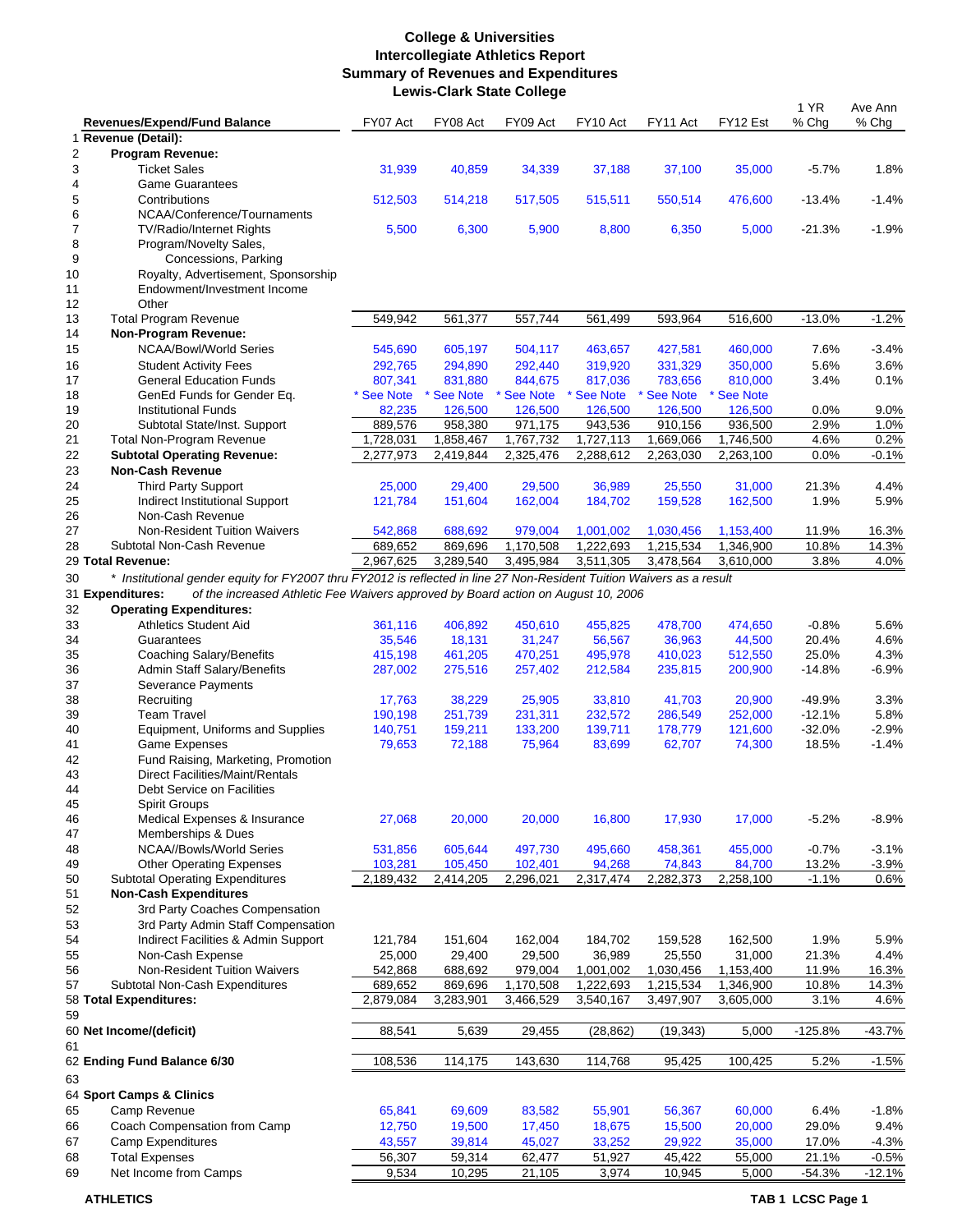# College & Universities
## Intercollegiate Athletics Report
## Summary of Revenues and Expenditures
## Lewis-Clark State College

| | Revenues/Expend/Fund Balance | FY07 Act | FY08 Act | FY09 Act | FY10 Act | FY11 Act | FY12 Est | 1 YR % Chg | Ave Ann % Chg |
|---|---|---|---|---|---|---|---|---|---|
| 1 | **Revenue (Detail):** | | | | | | | | |
| 2 | **Program Revenue:** | | | | | | | | |
| 3 | Ticket Sales | 31,939 | 40,859 | 34,339 | 37,188 | 37,100 | 35,000 | -5.7% | 1.8% |
| 4 | Game Guarantees | | | | | | | | |
| 5 | Contributions | 512,503 | 514,218 | 517,505 | 515,511 | 550,514 | 476,600 | -13.4% | -1.4% |
| 6 | NCAA/Conference/Tournaments | | | | | | | | |
| 7 | TV/Radio/Internet Rights | 5,500 | 6,300 | 5,900 | 8,800 | 6,350 | 5,000 | -21.3% | -1.9% |
| 8 | Program/Novelty Sales, | | | | | | | | |
| 9 | Concessions, Parking | | | | | | | | |
| 10 | Royalty, Advertisement, Sponsorship | | | | | | | | |
| 11 | Endowment/Investment Income | | | | | | | | |
| 12 | Other | | | | | | | | |
| 13 | Total Program Revenue | 549,942 | 561,377 | 557,744 | 561,499 | 593,964 | 516,600 | -13.0% | -1.2% |
| 14 | **Non-Program Revenue:** | | | | | | | | |
| 15 | NCAA/Bowl/World Series | 545,690 | 605,197 | 504,117 | 463,657 | 427,581 | 460,000 | 7.6% | -3.4% |
| 16 | Student Activity Fees | 292,765 | 294,890 | 292,440 | 319,920 | 331,329 | 350,000 | 5.6% | 3.6% |
| 17 | General Education Funds | 807,341 | 831,880 | 844,675 | 817,036 | 783,656 | 810,000 | 3.4% | 0.1% |
| 18 | GenEd Funds for Gender Eq. | * See Note | * See Note | * See Note | * See Note | * See Note | * See Note | | |
| 19 | Institutional Funds | 82,235 | 126,500 | 126,500 | 126,500 | 126,500 | 126,500 | 0.0% | 9.0% |
| 20 | Subtotal State/Inst. Support | 889,576 | 958,380 | 971,175 | 943,536 | 910,156 | 936,500 | 2.9% | 1.0% |
| 21 | Total Non-Program Revenue | 1,728,031 | 1,858,467 | 1,767,732 | 1,727,113 | 1,669,066 | 1,746,500 | 4.6% | 0.2% |
| 22 | **Subtotal Operating Revenue:** | 2,277,973 | 2,419,844 | 2,325,476 | 2,288,612 | 2,263,030 | 2,263,100 | 0.0% | -0.1% |
| 23 | **Non-Cash Revenue** | | | | | | | | |
| 24 | Third Party Support | 25,000 | 29,400 | 29,500 | 36,989 | 25,550 | 31,000 | 21.3% | 4.4% |
| 25 | Indirect Institutional Support | 121,784 | 151,604 | 162,004 | 184,702 | 159,528 | 162,500 | 1.9% | 5.9% |
| 26 | Non-Cash Revenue | | | | | | | | |
| 27 | Non-Resident Tuition Waivers | 542,868 | 688,692 | 979,004 | 1,001,002 | 1,030,456 | 1,153,400 | 11.9% | 16.3% |
| 28 | Subtotal Non-Cash Revenue | 689,652 | 869,696 | 1,170,508 | 1,222,693 | 1,215,534 | 1,346,900 | 10.8% | 14.3% |
| 29 | **Total Revenue:** | 2,967,625 | 3,289,540 | 3,495,984 | 3,511,305 | 3,478,564 | 3,610,000 | 3.8% | 4.0% |
| 30 | *\* Institutional gender equity for FY2007 thru FY2012 is reflected in line 27 Non-Resident Tuition Waivers as a result* | | | | | | | | |
| 31 | **Expenditures:** *of the increased Athletic Fee Waivers approved by Board action on August 10, 2006* | | | | | | | | |
| 32 | **Operating Expenditures:** | | | | | | | | |
| 33 | Athletics Student Aid | 361,116 | 406,892 | 450,610 | 455,825 | 478,700 | 474,650 | -0.8% | 5.6% |
| 34 | Guarantees | 35,546 | 18,131 | 31,247 | 56,567 | 36,963 | 44,500 | 20.4% | 4.6% |
| 35 | Coaching Salary/Benefits | 415,198 | 461,205 | 470,251 | 495,978 | 410,023 | 512,550 | 25.0% | 4.3% |
| 36 | Admin Staff Salary/Benefits | 287,002 | 275,516 | 257,402 | 212,584 | 235,815 | 200,900 | -14.8% | -6.9% |
| 37 | Severance Payments | | | | | | | | |
| 38 | Recruiting | 17,763 | 38,229 | 25,905 | 33,810 | 41,703 | 20,900 | -49.9% | 3.3% |
| 39 | Team Travel | 190,198 | 251,739 | 231,311 | 232,572 | 286,549 | 252,000 | -12.1% | 5.8% |
| 40 | Equipment, Uniforms and Supplies | 140,751 | 159,211 | 133,200 | 139,711 | 178,779 | 121,600 | -32.0% | -2.9% |
| 41 | Game Expenses | 79,653 | 72,188 | 75,964 | 83,699 | 62,707 | 74,300 | 18.5% | -1.4% |
| 42 | Fund Raising, Marketing, Promotion | | | | | | | | |
| 43 | Direct Facilities/Maint/Rentals | | | | | | | | |
| 44 | Debt Service on Facilities | | | | | | | | |
| 45 | Spirit Groups | | | | | | | | |
| 46 | Medical Expenses & Insurance | 27,068 | 20,000 | 20,000 | 16,800 | 17,930 | 17,000 | -5.2% | -8.9% |
| 47 | Memberships & Dues | | | | | | | | |
| 48 | NCAA//Bowls/World Series | 531,856 | 605,644 | 497,730 | 495,660 | 458,361 | 455,000 | -0.7% | -3.1% |
| 49 | Other Operating Expenses | 103,281 | 105,450 | 102,401 | 94,268 | 74,843 | 84,700 | 13.2% | -3.9% |
| 50 | Subtotal Operating Expenditures | 2,189,432 | 2,414,205 | 2,296,021 | 2,317,474 | 2,282,373 | 2,258,100 | -1.1% | 0.6% |
| 51 | **Non-Cash Expenditures** | | | | | | | | |
| 52 | 3rd Party Coaches Compensation | | | | | | | | |
| 53 | 3rd Party Admin Staff Compensation | | | | | | | | |
| 54 | Indirect Facilities & Admin Support | 121,784 | 151,604 | 162,004 | 184,702 | 159,528 | 162,500 | 1.9% | 5.9% |
| 55 | Non-Cash Expense | 25,000 | 29,400 | 29,500 | 36,989 | 25,550 | 31,000 | 21.3% | 4.4% |
| 56 | Non-Resident Tuition Waivers | 542,868 | 688,692 | 979,004 | 1,001,002 | 1,030,456 | 1,153,400 | 11.9% | 16.3% |
| 57 | Subtotal Non-Cash Expenditures | 689,652 | 869,696 | 1,170,508 | 1,222,693 | 1,215,534 | 1,346,900 | 10.8% | 14.3% |
| 58 | **Total Expenditures:** | 2,879,084 | 3,283,901 | 3,466,529 | 3,540,167 | 3,497,907 | 3,605,000 | 3.1% | 4.6% |
| 59 | | | | | | | | | |
| 60 | **Net Income/(deficit)** | 88,541 | 5,639 | 29,455 | (28,862) | (19,343) | 5,000 | -125.8% | -43.7% |
| 61 | | | | | | | | | |
| 62 | **Ending Fund Balance 6/30** | 108,536 | 114,175 | 143,630 | 114,768 | 95,425 | 100,425 | 5.2% | -1.5% |
| 63 | | | | | | | | | |
| 64 | **Sport Camps & Clinics** | | | | | | | | |
| 65 | Camp Revenue | 65,841 | 69,609 | 83,582 | 55,901 | 56,367 | 60,000 | 6.4% | -1.8% |
| 66 | Coach Compensation from Camp | 12,750 | 19,500 | 17,450 | 18,675 | 15,500 | 20,000 | 29.0% | 9.4% |
| 67 | Camp Expenditures | 43,557 | 39,814 | 45,027 | 33,252 | 29,922 | 35,000 | 17.0% | -4.3% |
| 68 | Total Expenses | 56,307 | 59,314 | 62,477 | 51,927 | 45,422 | 55,000 | 21.1% | -0.5% |
| 69 | Net Income from Camps | 9,534 | 10,295 | 21,105 | 3,974 | 10,945 | 5,000 | -54.3% | -12.1% |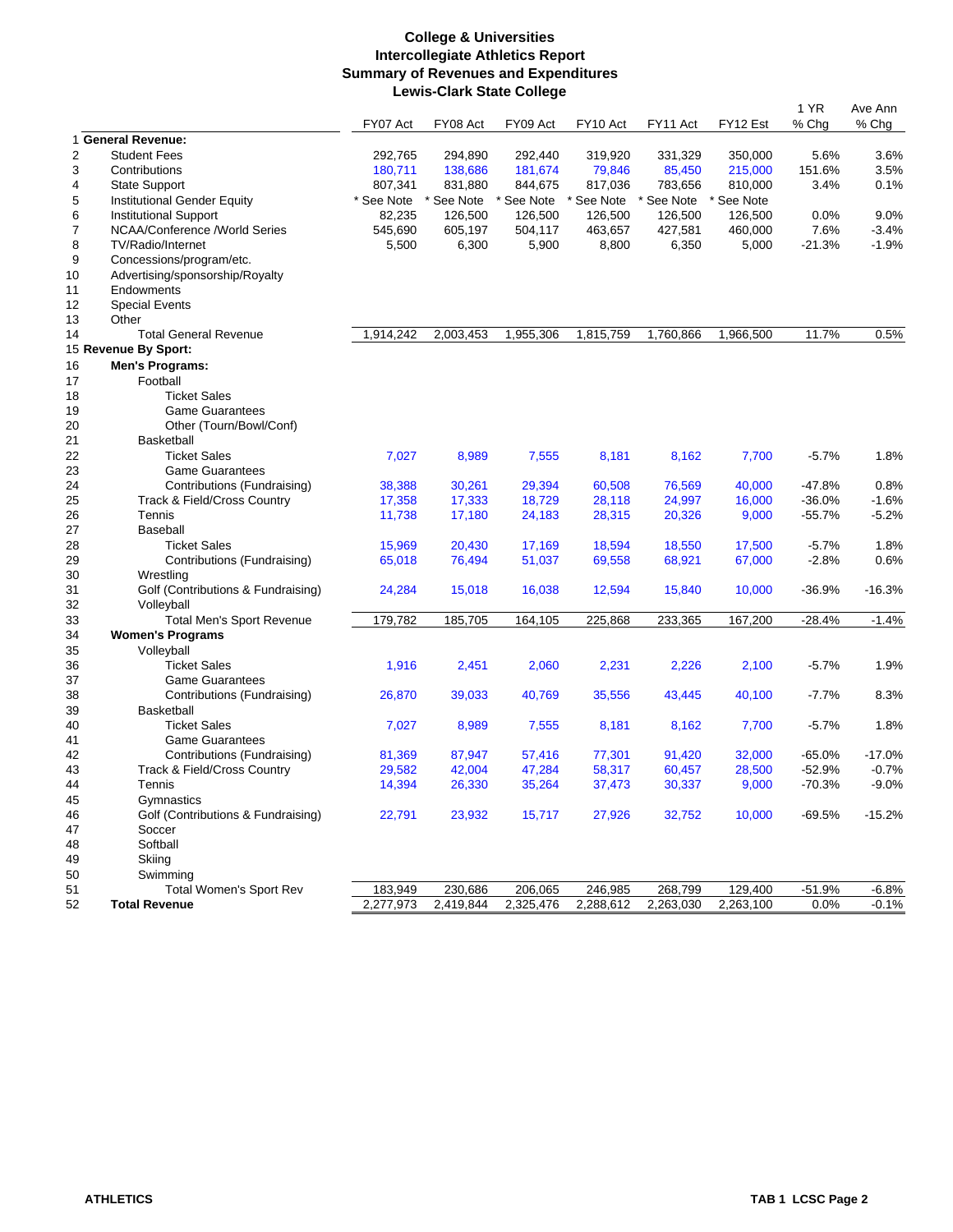**College & Universities**
**Intercollegiate Athletics Report**
**Summary of Revenues and Expenditures**
**Lewis-Clark State College**

| | | FY07 Act | FY08 Act | FY09 Act | FY10 Act | FY11 Act | FY12 Est | 1 YR % Chg | Ave Ann % Chg |
|---|---|---|---|---|---|---|---|---|---|
| 1 | **General Revenue:** | | | | | | | | |
| 2 | Student Fees | 292,765 | 294,890 | 292,440 | 319,920 | 331,329 | 350,000 | 5.6% | 3.6% |
| 3 | Contributions | 180,711 | 138,686 | 181,674 | 79,846 | 85,450 | 215,000 | 151.6% | 3.5% |
| 4 | State Support | 807,341 | 831,880 | 844,675 | 817,036 | 783,656 | 810,000 | 3.4% | 0.1% |
| 5 | Institutional Gender Equity | * See Note | * See Note | * See Note | * See Note | * See Note | * See Note | | |
| 6 | Institutional Support | 82,235 | 126,500 | 126,500 | 126,500 | 126,500 | 126,500 | 0.0% | 9.0% |
| 7 | NCAA/Conference /World Series | 545,690 | 605,197 | 504,117 | 463,657 | 427,581 | 460,000 | 7.6% | -3.4% |
| 8 | TV/Radio/Internet | 5,500 | 6,300 | 5,900 | 8,800 | 6,350 | 5,000 | -21.3% | -1.9% |
| 9 | Concessions/program/etc. | | | | | | | | |
| 10 | Advertising/sponsorship/Royalty | | | | | | | | |
| 11 | Endowments | | | | | | | | |
| 12 | Special Events | | | | | | | | |
| 13 | Other | | | | | | | | |
| 14 | Total General Revenue | 1,914,242 | 2,003,453 | 1,955,306 | 1,815,759 | 1,760,866 | 1,966,500 | 11.7% | 0.5% |
| 15 | **Revenue By Sport:** | | | | | | | | |
| 16 | **Men's Programs:** | | | | | | | | |
| 17 | Football | | | | | | | | |
| 18 | Ticket Sales | | | | | | | | |
| 19 | Game Guarantees | | | | | | | | |
| 20 | Other (Tourn/Bowl/Conf) | | | | | | | | |
| 21 | Basketball | | | | | | | | |
| 22 | Ticket Sales | 7,027 | 8,989 | 7,555 | 8,181 | 8,162 | 7,700 | -5.7% | 1.8% |
| 23 | Game Guarantees | | | | | | | | |
| 24 | Contributions (Fundraising) | 38,388 | 30,261 | 29,394 | 60,508 | 76,569 | 40,000 | -47.8% | 0.8% |
| 25 | Track & Field/Cross Country | 17,358 | 17,333 | 18,729 | 28,118 | 24,997 | 16,000 | -36.0% | -1.6% |
| 26 | Tennis | 11,738 | 17,180 | 24,183 | 28,315 | 20,326 | 9,000 | -55.7% | -5.2% |
| 27 | Baseball | | | | | | | | |
| 28 | Ticket Sales | 15,969 | 20,430 | 17,169 | 18,594 | 18,550 | 17,500 | -5.7% | 1.8% |
| 29 | Contributions (Fundraising) | 65,018 | 76,494 | 51,037 | 69,558 | 68,921 | 67,000 | -2.8% | 0.6% |
| 30 | Wrestling | | | | | | | | |
| 31 | Golf (Contributions & Fundraising) | 24,284 | 15,018 | 16,038 | 12,594 | 15,840 | 10,000 | -36.9% | -16.3% |
| 32 | Volleyball | | | | | | | | |
| 33 | Total Men's Sport Revenue | 179,782 | 185,705 | 164,105 | 225,868 | 233,365 | 167,200 | -28.4% | -1.4% |
| 34 | **Women's Programs** | | | | | | | | |
| 35 | Volleyball | | | | | | | | |
| 36 | Ticket Sales | 1,916 | 2,451 | 2,060 | 2,231 | 2,226 | 2,100 | -5.7% | 1.9% |
| 37 | Game Guarantees | | | | | | | | |
| 38 | Contributions (Fundraising) | 26,870 | 39,033 | 40,769 | 35,556 | 43,445 | 40,100 | -7.7% | 8.3% |
| 39 | Basketball | | | | | | | | |
| 40 | Ticket Sales | 7,027 | 8,989 | 7,555 | 8,181 | 8,162 | 7,700 | -5.7% | 1.8% |
| 41 | Game Guarantees | | | | | | | | |
| 42 | Contributions (Fundraising) | 81,369 | 87,947 | 57,416 | 77,301 | 91,420 | 32,000 | -65.0% | -17.0% |
| 43 | Track & Field/Cross Country | 29,582 | 42,004 | 47,284 | 58,317 | 60,457 | 28,500 | -52.9% | -0.7% |
| 44 | Tennis | 14,394 | 26,330 | 35,264 | 37,473 | 30,337 | 9,000 | -70.3% | -9.0% |
| 45 | Gymnastics | | | | | | | | |
| 46 | Golf (Contributions & Fundraising) | 22,791 | 23,932 | 15,717 | 27,926 | 32,752 | 10,000 | -69.5% | -15.2% |
| 47 | Soccer | | | | | | | | |
| 48 | Softball | | | | | | | | |
| 49 | Skiing | | | | | | | | |
| 50 | Swimming | | | | | | | | |
| 51 | Total Women's Sport Rev | 183,949 | 230,686 | 206,065 | 246,985 | 268,799 | 129,400 | -51.9% | -6.8% |
| 52 | **Total Revenue** | 2,277,973 | 2,419,844 | 2,325,476 | 2,288,612 | 2,263,030 | 2,263,100 | 0.0% | -0.1% |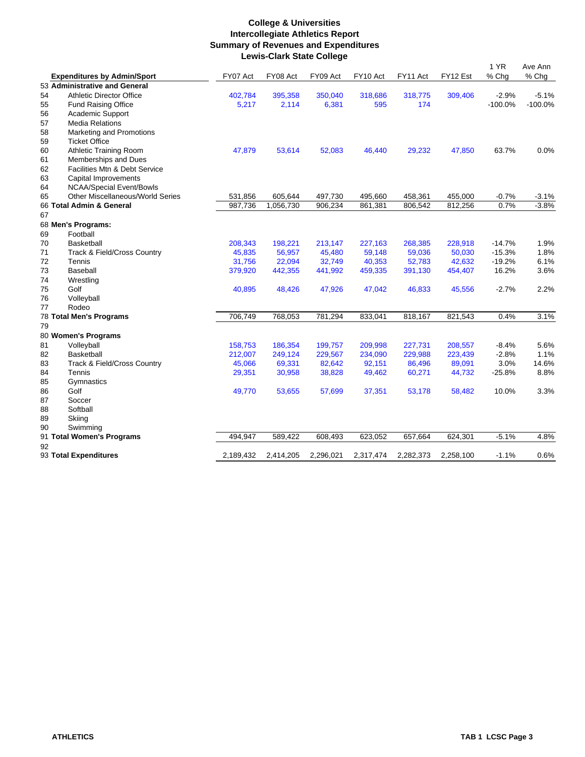**College & Universities**
**Intercollegiate Athletics Report**
**Summary of Revenues and Expenditures**
**Lewis-Clark State College**

| | Expenditures by Admin/Sport | FY07 Act | FY08 Act | FY09 Act | FY10 Act | FY11 Act | FY12 Est | 1 YR % Chg | Ave Ann % Chg |
|---|---|---|---|---|---|---|---|---|---|
| 53 | **Administrative and General** | | | | | | | | |
| 54 | Athletic Director Office | 402,784 | 395,358 | 350,040 | 318,686 | 318,775 | 309,406 | -2.9% | -5.1% |
| 55 | Fund Raising Office | 5,217 | 2,114 | 6,381 | 595 | 174 | | -100.0% | -100.0% |
| 56 | Academic Support | | | | | | | | |
| 57 | Media Relations | | | | | | | | |
| 58 | Marketing and Promotions | | | | | | | | |
| 59 | Ticket Office | | | | | | | | |
| 60 | Athletic Training Room | 47,879 | 53,614 | 52,083 | 46,440 | 29,232 | 47,850 | 63.7% | 0.0% |
| 61 | Memberships and Dues | | | | | | | | |
| 62 | Facilities Mtn & Debt Service | | | | | | | | |
| 63 | Capital Improvements | | | | | | | | |
| 64 | NCAA/Special Event/Bowls | | | | | | | | |
| 65 | Other Miscellaneous/World Series | 531,856 | 605,644 | 497,730 | 495,660 | 458,361 | 455,000 | -0.7% | -3.1% |
| 66 | **Total Admin & General** | 987,736 | 1,056,730 | 906,234 | 861,381 | 806,542 | 812,256 | 0.7% | -3.8% |
| 67 | | | | | | | | | |
| 68 | **Men's Programs:** | | | | | | | | |
| 69 | Football | | | | | | | | |
| 70 | Basketball | 208,343 | 198,221 | 213,147 | 227,163 | 268,385 | 228,918 | -14.7% | 1.9% |
| 71 | Track & Field/Cross Country | 45,835 | 56,957 | 45,480 | 59,148 | 59,036 | 50,030 | -15.3% | 1.8% |
| 72 | Tennis | 31,756 | 22,094 | 32,749 | 40,353 | 52,783 | 42,632 | -19.2% | 6.1% |
| 73 | Baseball | 379,920 | 442,355 | 441,992 | 459,335 | 391,130 | 454,407 | 16.2% | 3.6% |
| 74 | Wrestling | | | | | | | | |
| 75 | Golf | 40,895 | 48,426 | 47,926 | 47,042 | 46,833 | 45,556 | -2.7% | 2.2% |
| 76 | Volleyball | | | | | | | | |
| 77 | Rodeo | | | | | | | | |
| 78 | **Total Men's Programs** | 706,749 | 768,053 | 781,294 | 833,041 | 818,167 | 821,543 | 0.4% | 3.1% |
| 79 | | | | | | | | | |
| 80 | **Women's Programs** | | | | | | | | |
| 81 | Volleyball | 158,753 | 186,354 | 199,757 | 209,998 | 227,731 | 208,557 | -8.4% | 5.6% |
| 82 | Basketball | 212,007 | 249,124 | 229,567 | 234,090 | 229,988 | 223,439 | -2.8% | 1.1% |
| 83 | Track & Field/Cross Country | 45,066 | 69,331 | 82,642 | 92,151 | 86,496 | 89,091 | 3.0% | 14.6% |
| 84 | Tennis | 29,351 | 30,958 | 38,828 | 49,462 | 60,271 | 44,732 | -25.8% | 8.8% |
| 85 | Gymnastics | | | | | | | | |
| 86 | Golf | 49,770 | 53,655 | 57,699 | 37,351 | 53,178 | 58,482 | 10.0% | 3.3% |
| 87 | Soccer | | | | | | | | |
| 88 | Softball | | | | | | | | |
| 89 | Skiing | | | | | | | | |
| 90 | Swimming | | | | | | | | |
| 91 | **Total Women's Programs** | 494,947 | 589,422 | 608,493 | 623,052 | 657,664 | 624,301 | -5.1% | 4.8% |
| 92 | | | | | | | | | |
| 93 | **Total Expenditures** | 2,189,432 | 2,414,205 | 2,296,021 | 2,317,474 | 2,282,373 | 2,258,100 | -1.1% | 0.6% |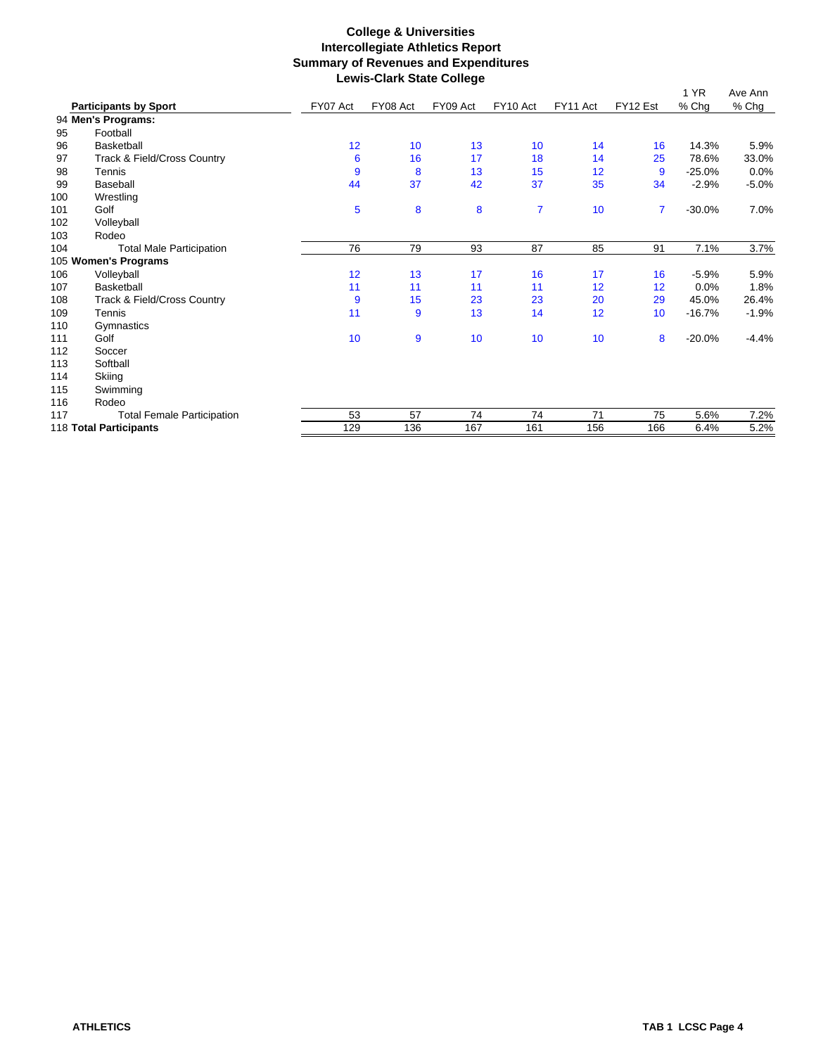# College & Universities
## Intercollegiate Athletics Report
## Summary of Revenues and Expenditures
## Lewis-Clark State College

| | Participants by Sport | FY07 Act | FY08 Act | FY09 Act | FY10 Act | FY11 Act | FY12 Est | 1 YR % Chg | Ave Ann % Chg |
|---|---|---|---|---|---|---|---|---|---|
| 94 | **Men's Programs:** | | | | | | | | |
| 95 | Football | | | | | | | | |
| 96 | Basketball | 12 | 10 | 13 | 10 | 14 | 16 | 14.3% | 5.9% |
| 97 | Track & Field/Cross Country | 6 | 16 | 17 | 18 | 14 | 25 | 78.6% | 33.0% |
| 98 | Tennis | 9 | 8 | 13 | 15 | 12 | 9 | -25.0% | 0.0% |
| 99 | Baseball | 44 | 37 | 42 | 37 | 35 | 34 | -2.9% | -5.0% |
| 100 | Wrestling | | | | | | | | |
| 101 | Golf | 5 | 8 | 8 | 7 | 10 | 7 | -30.0% | 7.0% |
| 102 | Volleyball | | | | | | | | |
| 103 | Rodeo | | | | | | | | |
| 104 | Total Male Participation | 76 | 79 | 93 | 87 | 85 | 91 | 7.1% | 3.7% |
| 105 | **Women's Programs** | | | | | | | | |
| 106 | Volleyball | 12 | 13 | 17 | 16 | 17 | 16 | -5.9% | 5.9% |
| 107 | Basketball | 11 | 11 | 11 | 11 | 12 | 12 | 0.0% | 1.8% |
| 108 | Track & Field/Cross Country | 9 | 15 | 23 | 23 | 20 | 29 | 45.0% | 26.4% |
| 109 | Tennis | 11 | 9 | 13 | 14 | 12 | 10 | -16.7% | -1.9% |
| 110 | Gymnastics | | | | | | | | |
| 111 | Golf | 10 | 9 | 10 | 10 | 10 | 8 | -20.0% | -4.4% |
| 112 | Soccer | | | | | | | | |
| 113 | Softball | | | | | | | | |
| 114 | Skiing | | | | | | | | |
| 115 | Swimming | | | | | | | | |
| 116 | Rodeo | | | | | | | | |
| 117 | Total Female Participation | 53 | 57 | 74 | 74 | 71 | 75 | 5.6% | 7.2% |
| 118 | **Total Participants** | 129 | 136 | 167 | 161 | 156 | 166 | 6.4% | 5.2% |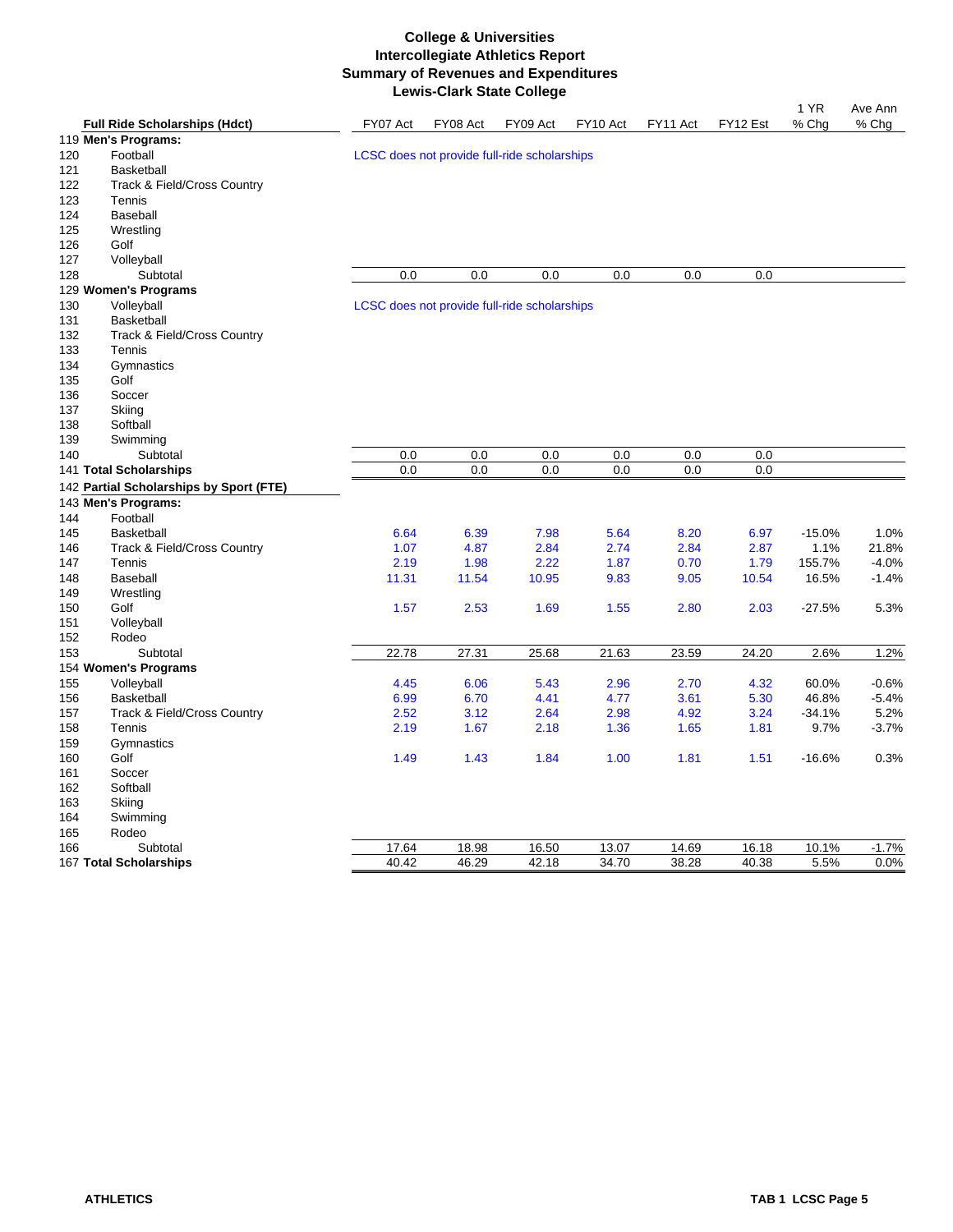# College & Universities
## Intercollegiate Athletics Report
## Summary of Revenues and Expenditures
## Lewis-Clark State College

| | **Full Ride Scholarships (Hdct)** | FY07 Act | FY08 Act | FY09 Act | FY10 Act | FY11 Act | FY12 Est | 1 YR % Chg | Ave Ann % Chg |
|---|---|---|---|---|---|---|---|---|---|
| 119 | **Men's Programs:** | | | | | | | | |
| 120 | Football | LCSC does not provide full-ride scholarships | | | | | | | |
| 121 | Basketball | | | | | | | | |
| 122 | Track & Field/Cross Country | | | | | | | | |
| 123 | Tennis | | | | | | | | |
| 124 | Baseball | | | | | | | | |
| 125 | Wrestling | | | | | | | | |
| 126 | Golf | | | | | | | | |
| 127 | Volleyball | | | | | | | | |
| 128 | Subtotal | 0.0 | 0.0 | 0.0 | 0.0 | 0.0 | 0.0 | | |
| 129 | **Women's Programs** | | | | | | | | |
| 130 | Volleyball | LCSC does not provide full-ride scholarships | | | | | | | |
| 131 | Basketball | | | | | | | | |
| 132 | Track & Field/Cross Country | | | | | | | | |
| 133 | Tennis | | | | | | | | |
| 134 | Gymnastics | | | | | | | | |
| 135 | Golf | | | | | | | | |
| 136 | Soccer | | | | | | | | |
| 137 | Skiing | | | | | | | | |
| 138 | Softball | | | | | | | | |
| 139 | Swimming | | | | | | | | |
| 140 | Subtotal | 0.0 | 0.0 | 0.0 | 0.0 | 0.0 | 0.0 | | |
| 141 | **Total Scholarships** | 0.0 | 0.0 | 0.0 | 0.0 | 0.0 | 0.0 | | |
| 142 | **Partial Scholarships by Sport (FTE)** | | | | | | | | |
| 143 | **Men's Programs:** | | | | | | | | |
| 144 | Football | | | | | | | | |
| 145 | Basketball | 6.64 | 6.39 | 7.98 | 5.64 | 8.20 | 6.97 | -15.0% | 1.0% |
| 146 | Track & Field/Cross Country | 1.07 | 4.87 | 2.84 | 2.74 | 2.84 | 2.87 | 1.1% | 21.8% |
| 147 | Tennis | 2.19 | 1.98 | 2.22 | 1.87 | 0.70 | 1.79 | 155.7% | -4.0% |
| 148 | Baseball | 11.31 | 11.54 | 10.95 | 9.83 | 9.05 | 10.54 | 16.5% | -1.4% |
| 149 | Wrestling | | | | | | | | |
| 150 | Golf | 1.57 | 2.53 | 1.69 | 1.55 | 2.80 | 2.03 | -27.5% | 5.3% |
| 151 | Volleyball | | | | | | | | |
| 152 | Rodeo | | | | | | | | |
| 153 | Subtotal | 22.78 | 27.31 | 25.68 | 21.63 | 23.59 | 24.20 | 2.6% | 1.2% |
| 154 | **Women's Programs** | | | | | | | | |
| 155 | Volleyball | 4.45 | 6.06 | 5.43 | 2.96 | 2.70 | 4.32 | 60.0% | -0.6% |
| 156 | Basketball | 6.99 | 6.70 | 4.41 | 4.77 | 3.61 | 5.30 | 46.8% | -5.4% |
| 157 | Track & Field/Cross Country | 2.52 | 3.12 | 2.64 | 2.98 | 4.92 | 3.24 | -34.1% | 5.2% |
| 158 | Tennis | 2.19 | 1.67 | 2.18 | 1.36 | 1.65 | 1.81 | 9.7% | -3.7% |
| 159 | Gymnastics | | | | | | | | |
| 160 | Golf | 1.49 | 1.43 | 1.84 | 1.00 | 1.81 | 1.51 | -16.6% | 0.3% |
| 161 | Soccer | | | | | | | | |
| 162 | Softball | | | | | | | | |
| 163 | Skiing | | | | | | | | |
| 164 | Swimming | | | | | | | | |
| 165 | Rodeo | | | | | | | | |
| 166 | Subtotal | 17.64 | 18.98 | 16.50 | 13.07 | 14.69 | 16.18 | 10.1% | -1.7% |
| 167 | **Total Scholarships** | 40.42 | 46.29 | 42.18 | 34.70 | 38.28 | 40.38 | 5.5% | 0.0% |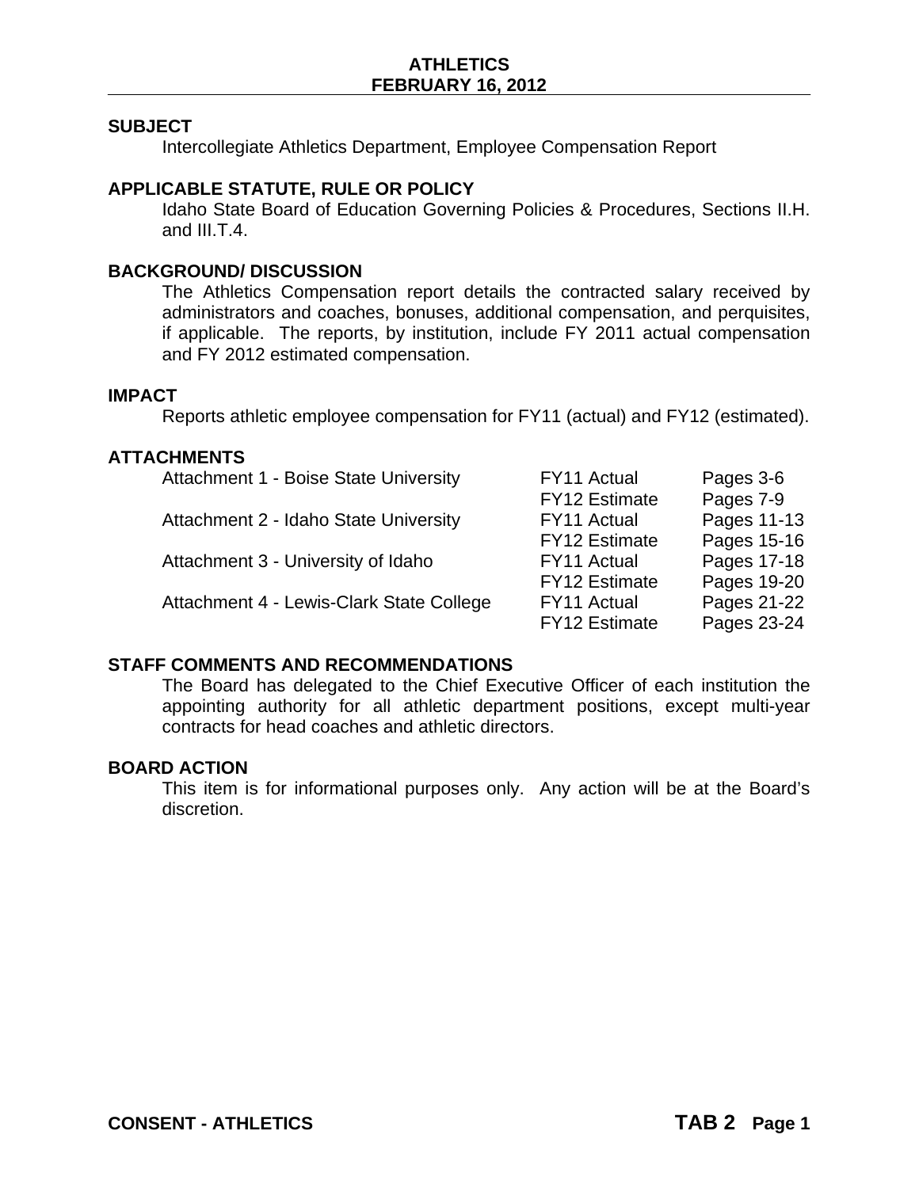**ATHLETICS**
**FEBRUARY 16, 2012**

## SUBJECT

Intercollegiate Athletics Department, Employee Compensation Report

## APPLICABLE STATUTE, RULE OR POLICY

Idaho State Board of Education Governing Policies & Procedures, Sections II.H. and III.T.4.

## BACKGROUND/ DISCUSSION

The Athletics Compensation report details the contracted salary received by administrators and coaches, bonuses, additional compensation, and perquisites, if applicable. The reports, by institution, include FY 2011 actual compensation and FY 2012 estimated compensation.

## IMPACT

Reports athletic employee compensation for FY11 (actual) and FY12 (estimated).

## ATTACHMENTS

| | | |
|---|---|---|
| Attachment 1 - Boise State University | FY11 Actual | Pages 3-6 |
| | FY12 Estimate | Pages 7-9 |
| Attachment 2 - Idaho State University | FY11 Actual | Pages 11-13 |
| | FY12 Estimate | Pages 15-16 |
| Attachment 3 - University of Idaho | FY11 Actual | Pages 17-18 |
| | FY12 Estimate | Pages 19-20 |
| Attachment 4 - Lewis-Clark State College | FY11 Actual | Pages 21-22 |
| | FY12 Estimate | Pages 23-24 |

## STAFF COMMENTS AND RECOMMENDATIONS

The Board has delegated to the Chief Executive Officer of each institution the appointing authority for all athletic department positions, except multi-year contracts for head coaches and athletic directors.

## BOARD ACTION

This item is for informational purposes only. Any action will be at the Board's discretion.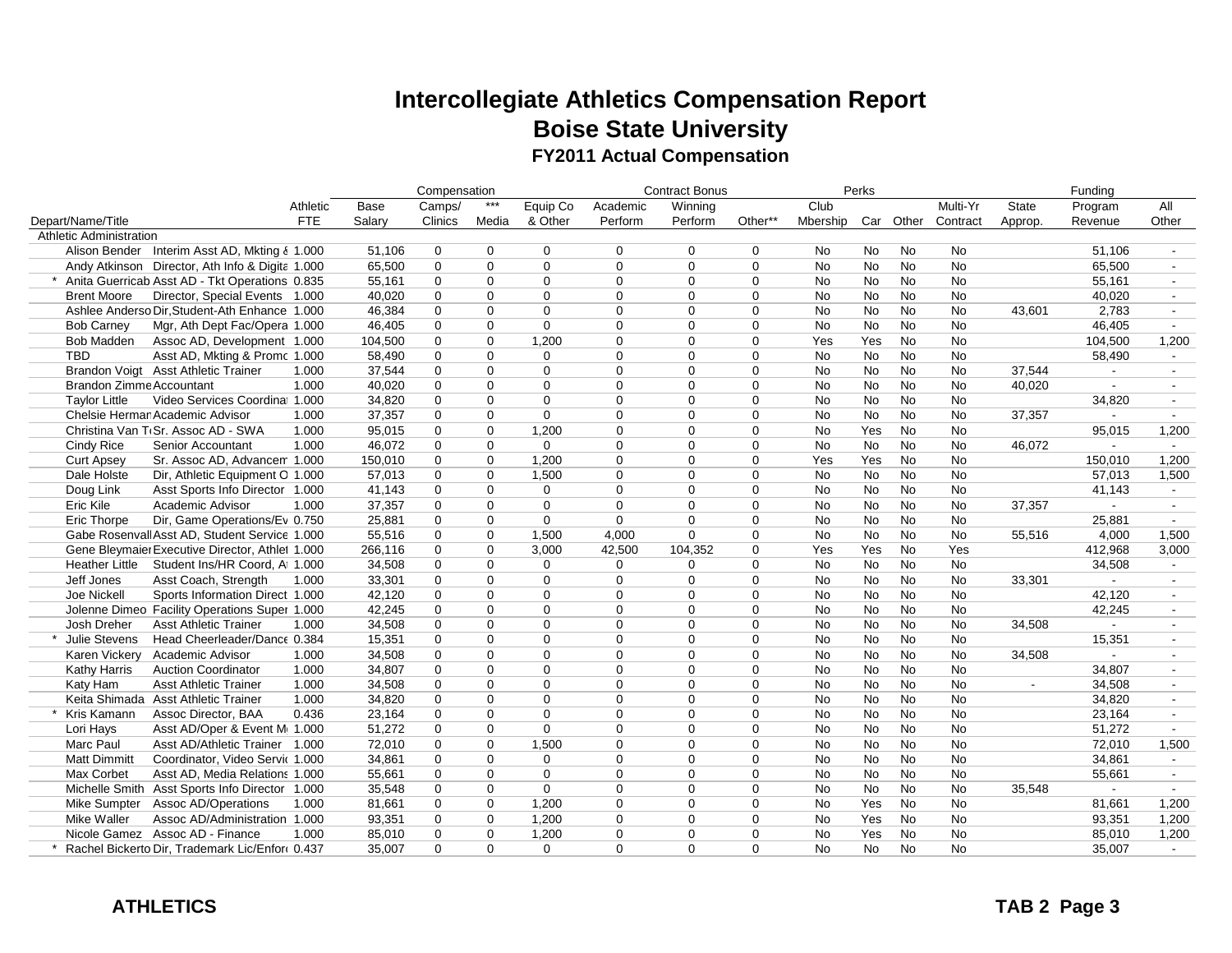# Intercollegiate Athletics Compensation Report
## Boise State University
### FY2011 Actual Compensation

| | | | Compensation | | | | Contract Bonus | | | Perks | | | | | Funding | |
|---|---|---|---|---|---|---|---|---|---|---|---|---|---|---|---|---|
| Depart/Name/Title | | Athletic FTE | Base Salary | Camps/ Clinics | *** Media | Equip Co & Other | Academic Perform | Winning Perform | Other** | Club Mbership | Car | Other | Multi-Yr Contract | State Approp. | Program Revenue | All Other |
| Athletic Administration | | | | | | | | | | | | | | | | |
| Alison Bender | Interim Asst AD, Mkting & | 1.000 | 51,106 | 0 | 0 | 0 | 0 | 0 | 0 | No | No | No | No | | 51,106 | - |
| Andy Atkinson | Director, Ath Info & Digita | 1.000 | 65,500 | 0 | 0 | 0 | 0 | 0 | 0 | No | No | No | No | | 65,500 | - |
| * Anita Guerricab | Asst AD - Tkt Operations | 0.835 | 55,161 | 0 | 0 | 0 | 0 | 0 | 0 | No | No | No | No | | 55,161 | - |
| Brent Moore | Director, Special Events | 1.000 | 40,020 | 0 | 0 | 0 | 0 | 0 | 0 | No | No | No | No | | 40,020 | - |
| Ashlee Anderso | Dir,Student-Ath Enhance | 1.000 | 46,384 | 0 | 0 | 0 | 0 | 0 | 0 | No | No | No | No | 43,601 | 2,783 | - |
| Bob Carney | Mgr, Ath Dept Fac/Opera | 1.000 | 46,405 | 0 | 0 | 0 | 0 | 0 | 0 | No | No | No | No | | 46,405 | - |
| Bob Madden | Assoc AD, Development | 1.000 | 104,500 | 0 | 0 | 1,200 | 0 | 0 | 0 | Yes | Yes | No | No | | 104,500 | 1,200 |
| TBD | Asst AD, Mkting & Promo | 1.000 | 58,490 | 0 | 0 | 0 | 0 | 0 | 0 | No | No | No | No | | 58,490 | - |
| Brandon Voigt | Asst Athletic Trainer | 1.000 | 37,544 | 0 | 0 | 0 | 0 | 0 | 0 | No | No | No | No | 37,544 | - | - |
| Brandon Zimme | Accountant | 1.000 | 40,020 | 0 | 0 | 0 | 0 | 0 | 0 | No | No | No | No | 40,020 | - | - |
| Taylor Little | Video Services Coordina | 1.000 | 34,820 | 0 | 0 | 0 | 0 | 0 | 0 | No | No | No | No | | 34,820 | - |
| Chelsie Herman | Academic Advisor | 1.000 | 37,357 | 0 | 0 | 0 | 0 | 0 | 0 | No | No | No | No | 37,357 | - | - |
| Christina Van T | Sr. Assoc AD - SWA | 1.000 | 95,015 | 0 | 0 | 1,200 | 0 | 0 | 0 | No | Yes | No | No | | 95,015 | 1,200 |
| Cindy Rice | Senior Accountant | 1.000 | 46,072 | 0 | 0 | 0 | 0 | 0 | 0 | No | No | No | No | 46,072 | - | - |
| Curt Apsey | Sr. Assoc AD, Advancem | 1.000 | 150,010 | 0 | 0 | 1,200 | 0 | 0 | 0 | Yes | Yes | No | No | | 150,010 | 1,200 |
| Dale Holste | Dir, Athletic Equipment O | 1.000 | 57,013 | 0 | 0 | 1,500 | 0 | 0 | 0 | No | No | No | No | | 57,013 | 1,500 |
| Doug Link | Asst Sports Info Director | 1.000 | 41,143 | 0 | 0 | 0 | 0 | 0 | 0 | No | No | No | No | | 41,143 | - |
| Eric Kile | Academic Advisor | 1.000 | 37,357 | 0 | 0 | 0 | 0 | 0 | 0 | No | No | No | No | 37,357 | - | - |
| Eric Thorpe | Dir, Game Operations/Ev | 0.750 | 25,881 | 0 | 0 | 0 | 0 | 0 | 0 | No | No | No | No | | 25,881 | - |
| Gabe Rosenvall | Asst AD, Student Service | 1.000 | 55,516 | 0 | 0 | 1,500 | 4,000 | 0 | 0 | No | No | No | No | 55,516 | 4,000 | 1,500 |
| Gene Bleymaier | Executive Director, Athlet | 1.000 | 266,116 | 0 | 0 | 3,000 | 42,500 | 104,352 | 0 | Yes | Yes | No | Yes | | 412,968 | 3,000 |
| Heather Little | Student Ins/HR Coord, A | 1.000 | 34,508 | 0 | 0 | 0 | 0 | 0 | 0 | No | No | No | No | | 34,508 | - |
| Jeff Jones | Asst Coach, Strength | 1.000 | 33,301 | 0 | 0 | 0 | 0 | 0 | 0 | No | No | No | No | 33,301 | - | - |
| Joe Nickell | Sports Information Direct | 1.000 | 42,120 | 0 | 0 | 0 | 0 | 0 | 0 | No | No | No | No | | 42,120 | - |
| Jolenne Dimeo | Facility Operations Super | 1.000 | 42,245 | 0 | 0 | 0 | 0 | 0 | 0 | No | No | No | No | | 42,245 | - |
| Josh Dreher | Asst Athletic Trainer | 1.000 | 34,508 | 0 | 0 | 0 | 0 | 0 | 0 | No | No | No | No | 34,508 | - | - |
| * Julie Stevens | Head Cheerleader/Dance | 0.384 | 15,351 | 0 | 0 | 0 | 0 | 0 | 0 | No | No | No | No | | 15,351 | - |
| Karen Vickery | Academic Advisor | 1.000 | 34,508 | 0 | 0 | 0 | 0 | 0 | 0 | No | No | No | No | 34,508 | - | - |
| Kathy Harris | Auction Coordinator | 1.000 | 34,807 | 0 | 0 | 0 | 0 | 0 | 0 | No | No | No | No | | 34,807 | - |
| Katy Ham | Asst Athletic Trainer | 1.000 | 34,508 | 0 | 0 | 0 | 0 | 0 | 0 | No | No | No | No | - | 34,508 | - |
| Keita Shimada | Asst Athletic Trainer | 1.000 | 34,820 | 0 | 0 | 0 | 0 | 0 | 0 | No | No | No | No | | 34,820 | - |
| * Kris Kamann | Assoc Director, BAA | 0.436 | 23,164 | 0 | 0 | 0 | 0 | 0 | 0 | No | No | No | No | | 23,164 | - |
| Lori Hays | Asst AD/Oper & Event M | 1.000 | 51,272 | 0 | 0 | 0 | 0 | 0 | 0 | No | No | No | No | | 51,272 | - |
| Marc Paul | Asst AD/Athletic Trainer | 1.000 | 72,010 | 0 | 0 | 1,500 | 0 | 0 | 0 | No | No | No | No | | 72,010 | 1,500 |
| Matt Dimmitt | Coordinator, Video Servic | 1.000 | 34,861 | 0 | 0 | 0 | 0 | 0 | 0 | No | No | No | No | | 34,861 | - |
| Max Corbet | Asst AD, Media Relations | 1.000 | 55,661 | 0 | 0 | 0 | 0 | 0 | 0 | No | No | No | No | | 55,661 | - |
| Michelle Smith | Asst Sports Info Director | 1.000 | 35,548 | 0 | 0 | 0 | 0 | 0 | 0 | No | No | No | No | 35,548 | - | - |
| Mike Sumpter | Assoc AD/Operations | 1.000 | 81,661 | 0 | 0 | 1,200 | 0 | 0 | 0 | No | Yes | No | No | | 81,661 | 1,200 |
| Mike Waller | Assoc AD/Administration | 1.000 | 93,351 | 0 | 0 | 1,200 | 0 | 0 | 0 | No | Yes | No | No | | 93,351 | 1,200 |
| Nicole Gamez | Assoc AD - Finance | 1.000 | 85,010 | 0 | 0 | 1,200 | 0 | 0 | 0 | No | Yes | No | No | | 85,010 | 1,200 |
| * Rachel Bickerto | Dir, Trademark Lic/Enforc | 0.437 | 35,007 | 0 | 0 | 0 | 0 | 0 | 0 | No | No | No | No | | 35,007 | - |

**ATHLETICS** **TAB 2 Page 3**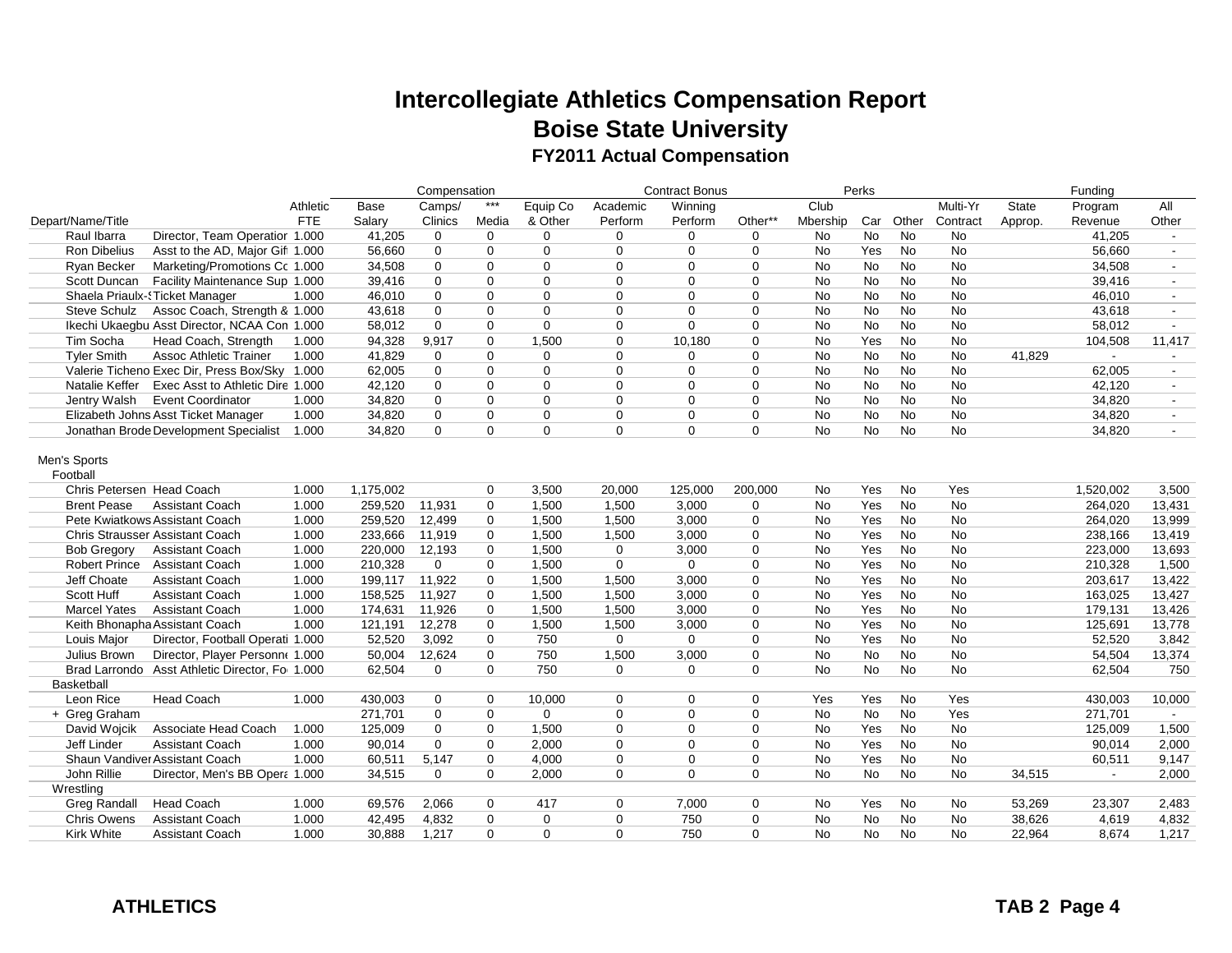# Intercollegiate Athletics Compensation Report
## Boise State University
### FY2011 Actual Compensation

| | | | Compensation | | | | Contract Bonus | | | Perks | | | | | Funding | |
|---|---|---|---|---|---|---|---|---|---|---|---|---|---|---|---|---|
| Depart/Name/Title | | Athletic FTE | Base Salary | Camps/ Clinics | *** Media | Equip Co & Other | Academic Perform | Winning Perform | Other** | Club Mbership | Car | Other | Multi-Yr Contract | State Approp. | Program Revenue | All Other |
| Raul Ibarra | Director, Team Operation | 1.000 | 41,205 | 0 | 0 | 0 | 0 | 0 | 0 | No | No | No | No | | 41,205 | - |
| Ron Dibelius | Asst to the AD, Major Gift | 1.000 | 56,660 | 0 | 0 | 0 | 0 | 0 | 0 | No | Yes | No | No | | 56,660 | - |
| Ryan Becker | Marketing/Promotions Co | 1.000 | 34,508 | 0 | 0 | 0 | 0 | 0 | 0 | No | No | No | No | | 34,508 | - |
| Scott Duncan | Facility Maintenance Sup | 1.000 | 39,416 | 0 | 0 | 0 | 0 | 0 | 0 | No | No | No | No | | 39,416 | - |
| Shaela Priaulx-S | Ticket Manager | 1.000 | 46,010 | 0 | 0 | 0 | 0 | 0 | 0 | No | No | No | No | | 46,010 | - |
| Steve Schulz | Assoc Coach, Strength & | 1.000 | 43,618 | 0 | 0 | 0 | 0 | 0 | 0 | No | No | No | No | | 43,618 | - |
| Ikechi Ukaegbu | Asst Director, NCAA Com | 1.000 | 58,012 | 0 | 0 | 0 | 0 | 0 | 0 | No | No | No | No | | 58,012 | - |
| Tim Socha | Head Coach, Strength | 1.000 | 94,328 | 9,917 | 0 | 1,500 | 0 | 10,180 | 0 | No | Yes | No | No | | 104,508 | 11,417 |
| Tyler Smith | Assoc Athletic Trainer | 1.000 | 41,829 | 0 | 0 | 0 | 0 | 0 | 0 | No | No | No | No | 41,829 | - | - |
| Valerie Ticheno | Exec Dir, Press Box/Sky | 1.000 | 62,005 | 0 | 0 | 0 | 0 | 0 | 0 | No | No | No | No | | 62,005 | - |
| Natalie Keffer | Exec Asst to Athletic Dire | 1.000 | 42,120 | 0 | 0 | 0 | 0 | 0 | 0 | No | No | No | No | | 42,120 | - |
| Jentry Walsh | Event Coordinator | 1.000 | 34,820 | 0 | 0 | 0 | 0 | 0 | 0 | No | No | No | No | | 34,820 | - |
| Elizabeth Johns | Asst Ticket Manager | 1.000 | 34,820 | 0 | 0 | 0 | 0 | 0 | 0 | No | No | No | No | | 34,820 | - |
| Jonathan Brode | Development Specialist | 1.000 | 34,820 | 0 | 0 | 0 | 0 | 0 | 0 | No | No | No | No | | 34,820 | - |
| Men's Sports | | | | | | | | | | | | | | | | |
| Football | | | | | | | | | | | | | | | | |
| Chris Petersen | Head Coach | 1.000 | 1,175,002 | | 0 | 3,500 | 20,000 | 125,000 | 200,000 | No | Yes | No | Yes | | 1,520,002 | 3,500 |
| Brent Pease | Assistant Coach | 1.000 | 259,520 | 11,931 | 0 | 1,500 | 1,500 | 3,000 | 0 | No | Yes | No | No | | 264,020 | 13,431 |
| Pete Kwiatkows | Assistant Coach | 1.000 | 259,520 | 12,499 | 0 | 1,500 | 1,500 | 3,000 | 0 | No | Yes | No | No | | 264,020 | 13,999 |
| Chris Strausser | Assistant Coach | 1.000 | 233,666 | 11,919 | 0 | 1,500 | 1,500 | 3,000 | 0 | No | Yes | No | No | | 238,166 | 13,419 |
| Bob Gregory | Assistant Coach | 1.000 | 220,000 | 12,193 | 0 | 1,500 | 0 | 3,000 | 0 | No | Yes | No | No | | 223,000 | 13,693 |
| Robert Prince | Assistant Coach | 1.000 | 210,328 | 0 | 0 | 1,500 | 0 | 0 | 0 | No | Yes | No | No | | 210,328 | 1,500 |
| Jeff Choate | Assistant Coach | 1.000 | 199,117 | 11,922 | 0 | 1,500 | 1,500 | 3,000 | 0 | No | Yes | No | No | | 203,617 | 13,422 |
| Scott Huff | Assistant Coach | 1.000 | 158,525 | 11,927 | 0 | 1,500 | 1,500 | 3,000 | 0 | No | Yes | No | No | | 163,025 | 13,427 |
| Marcel Yates | Assistant Coach | 1.000 | 174,631 | 11,926 | 0 | 1,500 | 1,500 | 3,000 | 0 | No | Yes | No | No | | 179,131 | 13,426 |
| Keith Bhonapha | Assistant Coach | 1.000 | 121,191 | 12,278 | 0 | 1,500 | 1,500 | 3,000 | 0 | No | Yes | No | No | | 125,691 | 13,778 |
| Louis Major | Director, Football Operati | 1.000 | 52,520 | 3,092 | 0 | 750 | 0 | 0 | 0 | No | Yes | No | No | | 52,520 | 3,842 |
| Julius Brown | Director, Player Personne | 1.000 | 50,004 | 12,624 | 0 | 750 | 1,500 | 3,000 | 0 | No | No | No | No | | 54,504 | 13,374 |
| Brad Larrondo | Asst Athletic Director, Fo | 1.000 | 62,504 | 0 | 0 | 750 | 0 | 0 | 0 | No | No | No | No | | 62,504 | 750 |
| Basketball | | | | | | | | | | | | | | | | |
| Leon Rice | Head Coach | 1.000 | 430,003 | 0 | 0 | 10,000 | 0 | 0 | 0 | Yes | Yes | No | Yes | | 430,003 | 10,000 |
| + Greg Graham | | | 271,701 | 0 | 0 | 0 | 0 | 0 | 0 | No | No | No | Yes | | 271,701 | - |
| David Wojcik | Associate Head Coach | 1.000 | 125,009 | 0 | 0 | 1,500 | 0 | 0 | 0 | No | Yes | No | No | | 125,009 | 1,500 |
| Jeff Linder | Assistant Coach | 1.000 | 90,014 | 0 | 0 | 2,000 | 0 | 0 | 0 | No | Yes | No | No | | 90,014 | 2,000 |
| Shaun Vandiver | Assistant Coach | 1.000 | 60,511 | 5,147 | 0 | 4,000 | 0 | 0 | 0 | No | Yes | No | No | | 60,511 | 9,147 |
| John Rillie | Director, Men's BB Opera | 1.000 | 34,515 | 0 | 0 | 2,000 | 0 | 0 | 0 | No | No | No | No | 34,515 | - | 2,000 |
| Wrestling | | | | | | | | | | | | | | | | |
| Greg Randall | Head Coach | 1.000 | 69,576 | 2,066 | 0 | 417 | 0 | 7,000 | 0 | No | Yes | No | No | 53,269 | 23,307 | 2,483 |
| Chris Owens | Assistant Coach | 1.000 | 42,495 | 4,832 | 0 | 0 | 0 | 750 | 0 | No | No | No | No | 38,626 | 4,619 | 4,832 |
| Kirk White | Assistant Coach | 1.000 | 30,888 | 1,217 | 0 | 0 | 0 | 750 | 0 | No | No | No | No | 22,964 | 8,674 | 1,217 |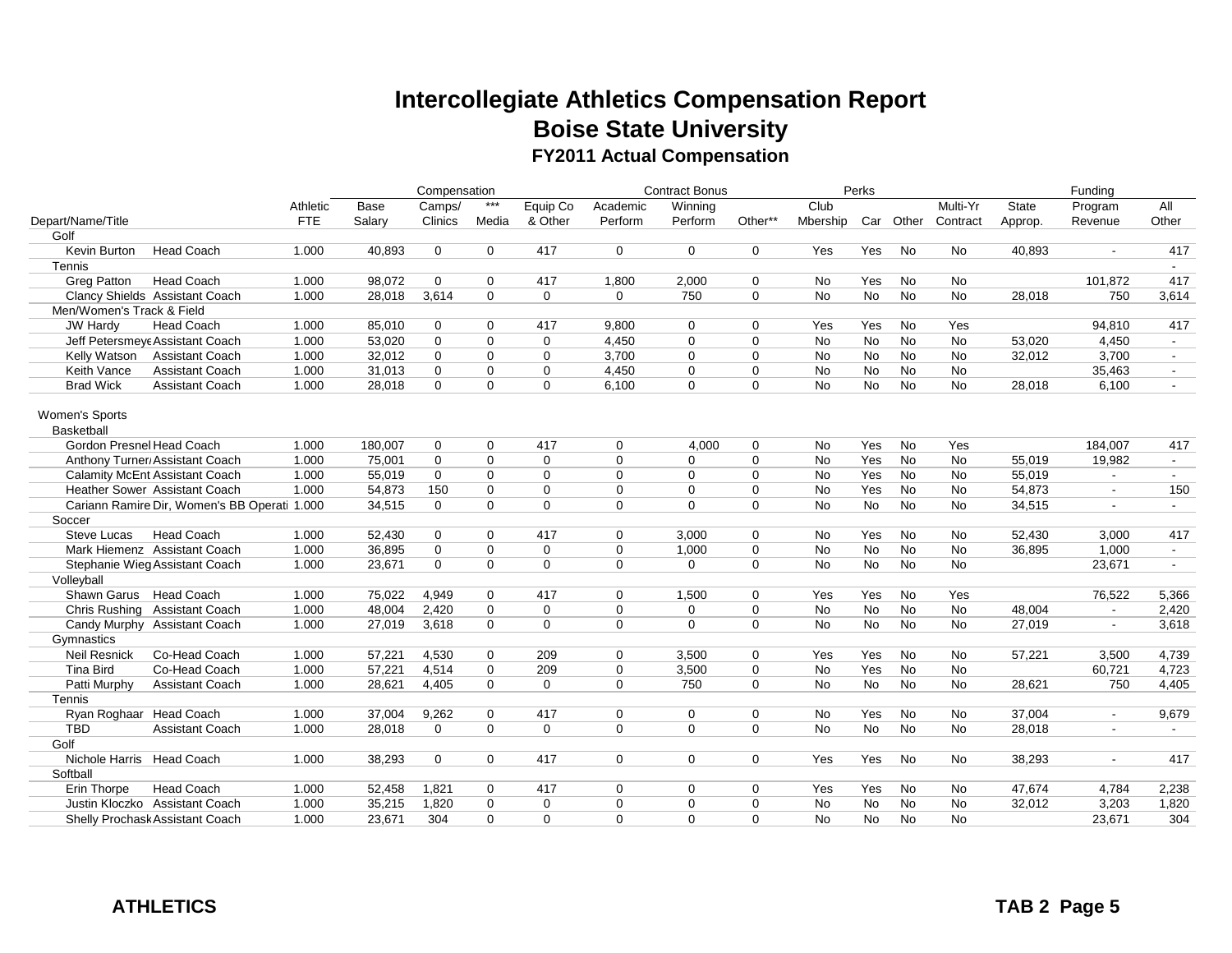# Intercollegiate Athletics Compensation Report
## Boise State University
### FY2011 Actual Compensation

| Depart/Name/Title | | Athletic FTE | Compensation Base Salary | Camps/ Clinics | *** Media | Equip Co & Other | Contract Bonus Academic Perform | Winning Perform | Other** | Perks Club Mbership | Car | Other | Multi-Yr Contract | Funding State Approp. | Program Revenue | All Other |
|---|---|---|---|---|---|---|---|---|---|---|---|---|---|---|---|---|
| Golf | | | | | | | | | | | | | | | | |
| Kevin Burton | Head Coach | 1.000 | 40,893 | 0 | 0 | 417 | 0 | 0 | 0 | Yes | Yes | No | No | 40,893 | - | 417 |
| Tennis | | | | | | | | | | | | | | | | - |
| Greg Patton | Head Coach | 1.000 | 98,072 | 0 | 0 | 417 | 1,800 | 2,000 | 0 | No | Yes | No | No | | 101,872 | 417 |
| Clancy Shields | Assistant Coach | 1.000 | 28,018 | 3,614 | 0 | 0 | 0 | 750 | 0 | No | No | No | No | 28,018 | 750 | 3,614 |
| Men/Women's Track & Field | | | | | | | | | | | | | | | | |
| JW Hardy | Head Coach | 1.000 | 85,010 | 0 | 0 | 417 | 9,800 | 0 | 0 | Yes | Yes | No | Yes | | 94,810 | 417 |
| Jeff Petersmeye | Assistant Coach | 1.000 | 53,020 | 0 | 0 | 0 | 4,450 | 0 | 0 | No | No | No | No | 53,020 | 4,450 | - |
| Kelly Watson | Assistant Coach | 1.000 | 32,012 | 0 | 0 | 0 | 3,700 | 0 | 0 | No | No | No | No | 32,012 | 3,700 | - |
| Keith Vance | Assistant Coach | 1.000 | 31,013 | 0 | 0 | 0 | 4,450 | 0 | 0 | No | No | No | No | | 35,463 | - |
| Brad Wick | Assistant Coach | 1.000 | 28,018 | 0 | 0 | 0 | 6,100 | 0 | 0 | No | No | No | No | 28,018 | 6,100 | - |
| Women's Sports | | | | | | | | | | | | | | | | |
| Basketball | | | | | | | | | | | | | | | | |
| Gordon Presnel | Head Coach | 1.000 | 180,007 | 0 | 0 | 417 | 0 | 4,000 | 0 | No | Yes | No | Yes | | 184,007 | 417 |
| Anthony Turner | Assistant Coach | 1.000 | 75,001 | 0 | 0 | 0 | 0 | 0 | 0 | No | Yes | No | No | 55,019 | 19,982 | - |
| Calamity McEnt | Assistant Coach | 1.000 | 55,019 | 0 | 0 | 0 | 0 | 0 | 0 | No | Yes | No | No | 55,019 | - | - |
| Heather Sower | Assistant Coach | 1.000 | 54,873 | 150 | 0 | 0 | 0 | 0 | 0 | No | Yes | No | No | 54,873 | - | 150 |
| Cariann Ramire | Dir, Women's BB Operati | 1.000 | 34,515 | 0 | 0 | 0 | 0 | 0 | 0 | No | No | No | No | 34,515 | - | - |
| Soccer | | | | | | | | | | | | | | | | |
| Steve Lucas | Head Coach | 1.000 | 52,430 | 0 | 0 | 417 | 0 | 3,000 | 0 | No | Yes | No | No | 52,430 | 3,000 | 417 |
| Mark Hiemenz | Assistant Coach | 1.000 | 36,895 | 0 | 0 | 0 | 0 | 1,000 | 0 | No | No | No | No | 36,895 | 1,000 | - |
| Stephanie Wieg | Assistant Coach | 1.000 | 23,671 | 0 | 0 | 0 | 0 | 0 | 0 | No | No | No | No | | 23,671 | - |
| Volleyball | | | | | | | | | | | | | | | | |
| Shawn Garus | Head Coach | 1.000 | 75,022 | 4,949 | 0 | 417 | 0 | 1,500 | 0 | Yes | Yes | No | Yes | | 76,522 | 5,366 |
| Chris Rushing | Assistant Coach | 1.000 | 48,004 | 2,420 | 0 | 0 | 0 | 0 | 0 | No | No | No | No | 48,004 | - | 2,420 |
| Candy Murphy | Assistant Coach | 1.000 | 27,019 | 3,618 | 0 | 0 | 0 | 0 | 0 | No | No | No | No | 27,019 | - | 3,618 |
| Gymnastics | | | | | | | | | | | | | | | | |
| Neil Resnick | Co-Head Coach | 1.000 | 57,221 | 4,530 | 0 | 209 | 0 | 3,500 | 0 | Yes | Yes | No | No | 57,221 | 3,500 | 4,739 |
| Tina Bird | Co-Head Coach | 1.000 | 57,221 | 4,514 | 0 | 209 | 0 | 3,500 | 0 | No | Yes | No | No | | 60,721 | 4,723 |
| Patti Murphy | Assistant Coach | 1.000 | 28,621 | 4,405 | 0 | 0 | 0 | 750 | 0 | No | No | No | No | 28,621 | 750 | 4,405 |
| Tennis | | | | | | | | | | | | | | | | |
| Ryan Roghaar | Head Coach | 1.000 | 37,004 | 9,262 | 0 | 417 | 0 | 0 | 0 | No | Yes | No | No | 37,004 | - | 9,679 |
| TBD | Assistant Coach | 1.000 | 28,018 | 0 | 0 | 0 | 0 | 0 | 0 | No | No | No | No | 28,018 | - | - |
| Golf | | | | | | | | | | | | | | | | |
| Nichole Harris | Head Coach | 1.000 | 38,293 | 0 | 0 | 417 | 0 | 0 | 0 | Yes | Yes | No | No | 38,293 | - | 417 |
| Softball | | | | | | | | | | | | | | | | |
| Erin Thorpe | Head Coach | 1.000 | 52,458 | 1,821 | 0 | 417 | 0 | 0 | 0 | Yes | Yes | No | No | 47,674 | 4,784 | 2,238 |
| Justin Kloczko | Assistant Coach | 1.000 | 35,215 | 1,820 | 0 | 0 | 0 | 0 | 0 | No | No | No | No | 32,012 | 3,203 | 1,820 |
| Shelly Prochask | Assistant Coach | 1.000 | 23,671 | 304 | 0 | 0 | 0 | 0 | 0 | No | No | No | No | | 23,671 | 304 |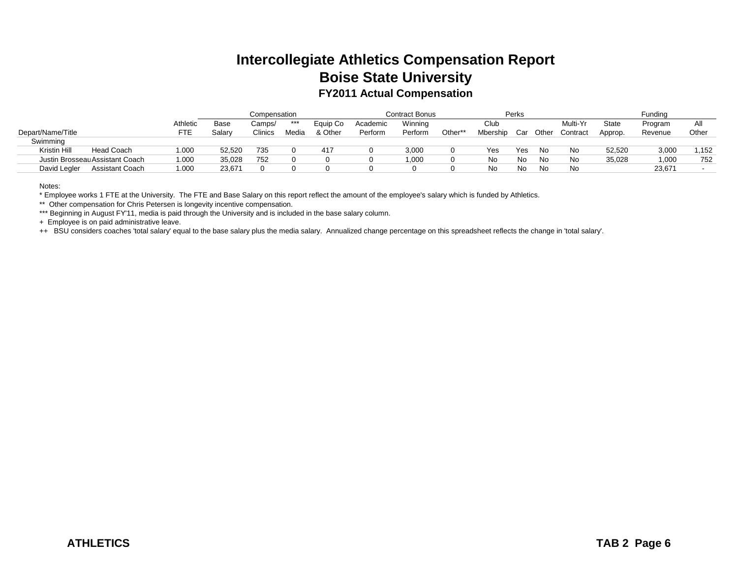# Intercollegiate Athletics Compensation Report
## Boise State University
### FY2011 Actual Compensation

| Depart/Name/Title | | Athletic FTE | Compensation Base Salary | Camps/ Clinics | *** Media | Equip Co & Other | Contract Bonus Academic Perform | Winning Perform | Other** | Perks Club Mbership | Car | Other | Multi-Yr Contract | Funding State Approp. | Program Revenue | All Other |
|---|---|---|---|---|---|---|---|---|---|---|---|---|---|---|---|---|
| Swimming | | | | | | | | | | | | | | | | |
| Kristin Hill | Head Coach | 1.000 | 52,520 | 735 | 0 | 417 | 0 | 3,000 | 0 | Yes | Yes | No | No | 52,520 | 3,000 | 1,152 |
| Justin Brosseau | Assistant Coach | 1.000 | 35,028 | 752 | 0 | 0 | 0 | 1,000 | 0 | No | No | No | No | 35,028 | 1,000 | 752 |
| David Legler | Assistant Coach | 1.000 | 23,671 | 0 | 0 | 0 | 0 | 0 | 0 | No | No | No | No | | 23,671 | - |

Notes:

\* Employee works 1 FTE at the University. The FTE and Base Salary on this report reflect the amount of the employee's salary which is funded by Athletics.

\*\* Other compensation for Chris Petersen is longevity incentive compensation.

\*\*\* Beginning in August FY'11, media is paid through the University and is included in the base salary column.

\+ Employee is on paid administrative leave.

++ BSU considers coaches 'total salary' equal to the base salary plus the media salary. Annualized change percentage on this spreadsheet reflects the change in 'total salary'.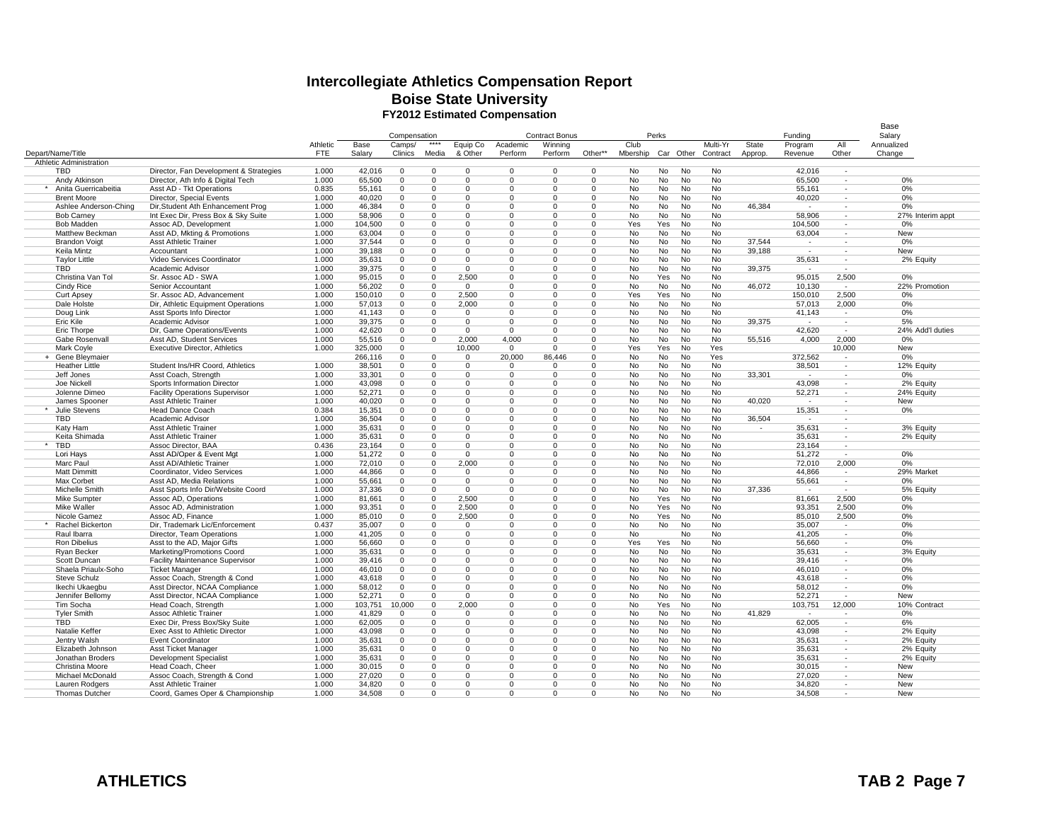# Intercollegiate Athletics Compensation Report
## Boise State University
### FY2012 Estimated Compensation

| Depart/Name/Title | | Athletic FTE | Base Salary | Compensation | | | Contract Bonus | | | Perks | | | Multi-Yr Contract | Funding | | | Base Salary Annualized Change | |
|---|---|---|---|---|---|---|---|---|---|---|---|---|---|---|---|---|---|---|
| | | | | Camps/ Clinics | **** Media | Equip Co & Other | Academic Perform | Winning Perform | Other** | Club Mbership | Car | Other | | State Approp. | Program Revenue | All Other | | |
| Athletic Administration | | | | | | | | | | | | | | | | | | |
| TBD | Director, Fan Development & Strategies | 1.000 | 42,016 | 0 | 0 | 0 | 0 | 0 | 0 | No | No | No | No | | 42,016 | - | | |
| Andy Atkinson | Director, Ath Info & Digital Tech | 1.000 | 65,500 | 0 | 0 | 0 | 0 | 0 | 0 | No | No | No | No | | 65,500 | - | 0% | |
| * Anita Guerricabeitia | Asst AD - Tkt Operations | 0.835 | 55,161 | 0 | 0 | 0 | 0 | 0 | 0 | No | No | No | No | | 55,161 | - | 0% | |
| Brent Moore | Director, Special Events | 1.000 | 40,020 | 0 | 0 | 0 | 0 | 0 | 0 | No | No | No | No | | 40,020 | - | 0% | |
| Ashlee Anderson-Ching | Dir,Student Ath Enhancement Prog | 1.000 | 46,384 | 0 | 0 | 0 | 0 | 0 | 0 | No | No | No | No | 46,384 | - | - | 0% | |
| Bob Carney | Int Exec Dir, Press Box & Sky Suite | 1.000 | 58,906 | 0 | 0 | 0 | 0 | 0 | 0 | No | No | No | No | | 58,906 | - | 27% | Interim appt |
| Bob Madden | Assoc AD, Development | 1.000 | 104,500 | 0 | 0 | 0 | 0 | 0 | 0 | Yes | Yes | No | No | | 104,500 | - | 0% | |
| Matthew Beckman | Asst AD, Mkting & Promotions | 1.000 | 63,004 | 0 | 0 | 0 | 0 | 0 | 0 | No | No | No | No | | 63,004 | - | New | |
| Brandon Voigt | Asst Athletic Trainer | 1.000 | 37,544 | 0 | 0 | 0 | 0 | 0 | 0 | No | No | No | No | 37,544 | - | - | 0% | |
| Keila Mintz | Accountant | 1.000 | 39,188 | 0 | 0 | 0 | 0 | 0 | 0 | No | No | No | No | 39,188 | - | - | New | |
| Taylor Little | Video Services Coordinator | 1.000 | 35,631 | 0 | 0 | 0 | 0 | 0 | 0 | No | No | No | No | | 35,631 | - | 2% | Equity |
| TBD | Academic Advisor | 1.000 | 39,375 | 0 | 0 | 0 | 0 | 0 | 0 | No | No | No | No | 39,375 | - | - | | |
| Christina Van Tol | Sr. Assoc AD - SWA | 1.000 | 95,015 | 0 | 0 | 2,500 | 0 | 0 | 0 | No | Yes | No | No | | 95,015 | 2,500 | 0% | |
| Cindy Rice | Senior Accountant | 1.000 | 56,202 | 0 | 0 | 0 | 0 | 0 | 0 | No | No | No | No | 46,072 | 10,130 | - | 22% | Promotion |
| Curt Apsey | Sr. Assoc AD, Advancement | 1.000 | 150,010 | 0 | 0 | 2,500 | 0 | 0 | 0 | Yes | Yes | No | No | | 150,010 | 2,500 | 0% | |
| Dale Holste | Dir, Athletic Equipment Operations | 1.000 | 57,013 | 0 | 0 | 2,000 | 0 | 0 | 0 | No | No | No | No | | 57,013 | 2,000 | 0% | |
| Doug Link | Asst Sports Info Director | 1.000 | 41,143 | 0 | 0 | 0 | 0 | 0 | 0 | No | No | No | No | | 41,143 | - | 0% | |
| Eric Kile | Academic Advisor | 1.000 | 39,375 | 0 | 0 | 0 | 0 | 0 | 0 | No | No | No | No | 39,375 | - | - | 5% | |
| Eric Thorpe | Dir, Game Operations/Events | 1.000 | 42,620 | 0 | 0 | 0 | 0 | 0 | 0 | No | No | No | No | | 42,620 | - | 24% | Add'l duties |
| Gabe Rosenvall | Asst AD, Student Services | 1.000 | 55,516 | 0 | 0 | 2,000 | 4,000 | 0 | 0 | No | No | No | No | 55,516 | 4,000 | 2,000 | 0% | |
| Mark Coyle | Executive Director, Athletics | 1.000 | 325,000 | 0 | | 10,000 | 0 | 0 | 0 | Yes | Yes | No | Yes | | | 10,000 | New | |
| + Gene Bleymaier | | | 266,116 | 0 | 0 | 0 | 20,000 | 86,446 | 0 | No | No | No | Yes | | 372,562 | - | 0% | |
| Heather Little | Student Ins/HR Coord, Athletics | 1.000 | 38,501 | 0 | 0 | 0 | 0 | 0 | 0 | No | No | No | No | | 38,501 | - | 12% | Equity |
| Jeff Jones | Asst Coach, Strength | 1.000 | 33,301 | 0 | 0 | 0 | 0 | 0 | 0 | No | No | No | No | 33,301 | - | - | 0% | |
| Joe Nickell | Sports Information Director | 1.000 | 43,098 | 0 | 0 | 0 | 0 | 0 | 0 | No | No | No | No | | 43,098 | - | 2% | Equity |
| Jolenne Dimeo | Facility Operations Supervisor | 1.000 | 52,271 | 0 | 0 | 0 | 0 | 0 | 0 | No | No | No | No | | 52,271 | - | 24% | Equity |
| James Spooner | Asst Athletic Trainer | 1.000 | 40,020 | 0 | 0 | 0 | 0 | 0 | 0 | No | No | No | No | 40,020 | - | - | New | |
| * Julie Stevens | Head Dance Coach | 0.384 | 15,351 | 0 | 0 | 0 | 0 | 0 | 0 | No | No | No | No | | 15,351 | - | 0% | |
| TBD | Academic Advisor | 1.000 | 36,504 | 0 | 0 | 0 | 0 | 0 | 0 | No | No | No | No | 36,504 | - | - | | |
| Katy Ham | Asst Athletic Trainer | 1.000 | 35,631 | 0 | 0 | 0 | 0 | 0 | 0 | No | No | No | No | - | 35,631 | - | 3% | Equity |
| Keita Shimada | Asst Athletic Trainer | 1.000 | 35,631 | 0 | 0 | 0 | 0 | 0 | 0 | No | No | No | No | | 35,631 | - | 2% | Equity |
| * TBD | Assoc Director, BAA | 0.436 | 23,164 | 0 | 0 | 0 | 0 | 0 | 0 | No | No | No | No | | 23,164 | - | | |
| Lori Hays | Asst AD/Oper & Event Mgt | 1.000 | 51,272 | 0 | 0 | 0 | 0 | 0 | 0 | No | No | No | No | | 51,272 | - | 0% | |
| Marc Paul | Asst AD/Athletic Trainer | 1.000 | 72,010 | 0 | 0 | 2,000 | 0 | 0 | 0 | No | No | No | No | | 72,010 | 2,000 | 0% | |
| Matt Dimmitt | Coordinator, Video Services | 1.000 | 44,866 | 0 | 0 | 0 | 0 | 0 | 0 | No | No | No | No | | 44,866 | - | 29% | Market |
| Max Corbet | Asst AD, Media Relations | 1.000 | 55,661 | 0 | 0 | 0 | 0 | 0 | 0 | No | No | No | No | | 55,661 | - | 0% | |
| Michelle Smith | Asst Sports Info Dir/Website Coord | 1.000 | 37,336 | 0 | 0 | 0 | 0 | 0 | 0 | No | No | No | No | 37,336 | - | - | 5% | Equity |
| Mike Sumpter | Assoc AD, Operations | 1.000 | 81,661 | 0 | 0 | 2,500 | 0 | 0 | 0 | No | Yes | No | No | | 81,661 | 2,500 | 0% | |
| Mike Waller | Assoc AD, Administration | 1.000 | 93,351 | 0 | 0 | 2,500 | 0 | 0 | 0 | No | Yes | No | No | | 93,351 | 2,500 | 0% | |
| Nicole Gamez | Assoc AD, Finance | 1.000 | 85,010 | 0 | 0 | 2,500 | 0 | 0 | 0 | No | Yes | No | No | | 85,010 | 2,500 | 0% | |
| * Rachel Bickerton | Dir, Trademark Lic/Enforcement | 0.437 | 35,007 | 0 | 0 | 0 | 0 | 0 | 0 | No | No | No | No | | 35,007 | - | 0% | |
| Raul Ibarra | Director, Team Operations | 1.000 | 41,205 | 0 | 0 | 0 | 0 | 0 | 0 | No | | No | No | | 41,205 | - | 0% | |
| Ron Dibelius | Asst to the AD, Major Gifts | 1.000 | 56,660 | 0 | 0 | 0 | 0 | 0 | 0 | Yes | Yes | No | No | | 56,660 | - | 0% | |
| Ryan Becker | Marketing/Promotions Coord | 1.000 | 35,631 | 0 | 0 | 0 | 0 | 0 | 0 | No | No | No | No | | 35,631 | - | 3% | Equity |
| Scott Duncan | Facility Maintenance Supervisor | 1.000 | 39,416 | 0 | 0 | 0 | 0 | 0 | 0 | No | No | No | No | | 39,416 | - | 0% | |
| Shaela Priaulx-Soho | Ticket Manager | 1.000 | 46,010 | 0 | 0 | 0 | 0 | 0 | 0 | No | No | No | No | | 46,010 | - | 0% | |
| Steve Schulz | Assoc Coach, Strength & Cond | 1.000 | 43,618 | 0 | 0 | 0 | 0 | 0 | 0 | No | No | No | No | | 43,618 | - | 0% | |
| Ikechi Ukaegbu | Asst Director, NCAA Compliance | 1.000 | 58,012 | 0 | 0 | 0 | 0 | 0 | 0 | No | No | No | No | | 58,012 | - | 0% | |
| Jennifer Bellomy | Asst Director, NCAA Compliance | 1.000 | 52,271 | 0 | 0 | 0 | 0 | 0 | 0 | No | No | No | No | | 52,271 | - | New | |
| Tim Socha | Head Coach, Strength | 1.000 | 103,751 | 10,000 | 0 | 2,000 | 0 | 0 | 0 | No | Yes | No | No | | 103,751 | 12,000 | 10% | Contract |
| Tyler Smith | Assoc Athletic Trainer | 1.000 | 41,829 | 0 | 0 | 0 | 0 | 0 | 0 | No | No | No | No | 41,829 | - | - | 0% | |
| TBD | Exec Dir, Press Box/Sky Suite | 1.000 | 62,005 | 0 | 0 | 0 | 0 | 0 | 0 | No | No | No | No | | 62,005 | - | 6% | |
| Natalie Keffer | Exec Asst to Athletic Director | 1.000 | 43,098 | 0 | 0 | 0 | 0 | 0 | 0 | No | No | No | No | | 43,098 | - | 2% | Equity |
| Jentry Walsh | Event Coordinator | 1.000 | 35,631 | 0 | 0 | 0 | 0 | 0 | 0 | No | No | No | No | | 35,631 | - | 2% | Equity |
| Elizabeth Johnson | Asst Ticket Manager | 1.000 | 35,631 | 0 | 0 | 0 | 0 | 0 | 0 | No | No | No | No | | 35,631 | - | 2% | Equity |
| Jonathan Broders | Development Specialist | 1.000 | 35,631 | 0 | 0 | 0 | 0 | 0 | 0 | No | No | No | No | | 35,631 | - | 2% | Equity |
| Christina Moore | Head Coach, Cheer | 1.000 | 30,015 | 0 | 0 | 0 | 0 | 0 | 0 | No | No | No | No | | 30,015 | - | New | |
| Michael McDonald | Assoc Coach, Strength & Cond | 1.000 | 27,020 | 0 | 0 | 0 | 0 | 0 | 0 | No | No | No | No | | 27,020 | - | New | |
| Lauren Rodgers | Asst Athletic Trainer | 1.000 | 34,820 | 0 | 0 | 0 | 0 | 0 | 0 | No | No | No | No | | 34,820 | - | New | |
| Thomas Dutcher | Coord, Games Oper & Championship | 1.000 | 34,508 | 0 | 0 | 0 | 0 | 0 | 0 | No | No | No | No | | 34,508 | - | New | |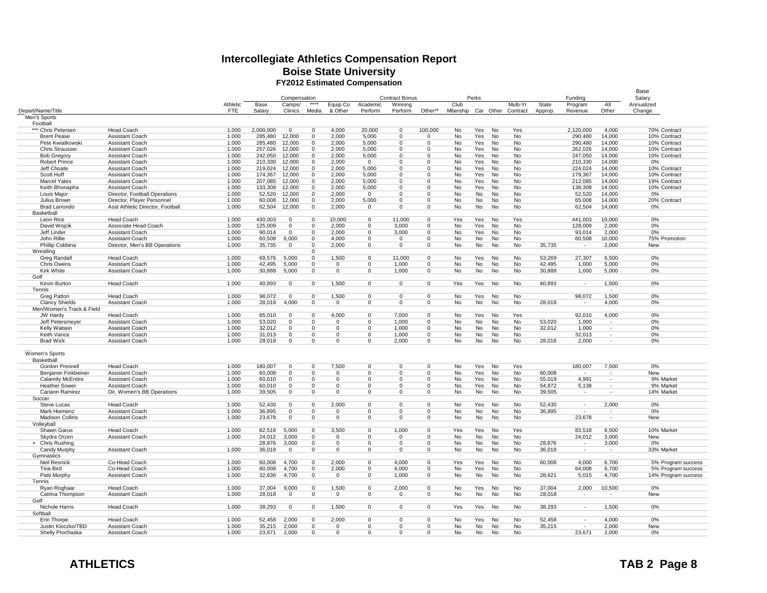# Intercollegiate Athletics Compensation Report

## Boise State University

### FY2012 Estimated Compensation

| Depart/Name/Title | | Athletic FTE | Compensation Base Salary | Camps/ Clinics | **** Media | Equip Co & Other | Contract Bonus Academic Perform | Winning Perform | Other** | Perks Club Mbership | Car | Other | Multi-Yr Contract | State Approp. | Funding Program Revenue | All Other | Base Salary Annualized Change | |
|---|---|---|---|---|---|---|---|---|---|---|---|---|---|---|---|---|---|---|
| Men's Sports | | | | | | | | | | | | | | | | | | |
| Football | | | | | | | | | | | | | | | | | | |
| *** Chris Petersen | Head Coach | 1.000 | 2,000,000 | 0 | 0 | 4,000 | 20,000 | 0 | 100,000 | No | Yes | No | Yes | | 2,120,000 | 4,000 | 70% | Contract |
| Brent Pease | Assistant Coach | 1.000 | 285,480 | 12,000 | 0 | 2,000 | 5,000 | 0 | 0 | No | Yes | No | No | | 290,480 | 14,000 | 10% | Contract |
| Pete Kwiatkowski | Assistant Coach | 1.000 | 285,480 | 12,000 | 0 | 2,000 | 5,000 | 0 | 0 | No | Yes | No | No | | 290,480 | 14,000 | 10% | Contract |
| Chris Strausser | Assistant Coach | 1.000 | 257,026 | 12,000 | 0 | 2,000 | 5,000 | 0 | 0 | No | Yes | No | No | | 262,026 | 14,000 | 10% | Contract |
| Bob Gregory | Assistant Coach | 1.000 | 242,050 | 12,000 | 0 | 2,000 | 5,000 | 0 | 0 | No | Yes | No | No | | 247,050 | 14,000 | 10% | Contract |
| Robert Prince | Assistant Coach | 1.000 | 210,330 | 12,000 | 0 | 2,000 | 0 | 0 | 0 | No | Yes | No | No | | 210,330 | 14,000 | 0% | |
| Jeff Choate | Assistant Coach | 1.000 | 219,024 | 12,000 | 0 | 2,000 | 5,000 | 0 | 0 | No | Yes | No | No | | 224,024 | 14,000 | 10% | Contract |
| Scott Huff | Assistant Coach | 1.000 | 174,367 | 12,000 | 0 | 2,000 | 5,000 | 0 | 0 | No | Yes | No | No | | 179,367 | 14,000 | 10% | Contract |
| Marcel Yates | Assistant Coach | 1.000 | 207,085 | 12,000 | 0 | 2,000 | 5,000 | 0 | 0 | No | Yes | No | No | | 212,085 | 14,000 | 19% | Contract |
| Keith Bhonapha | Assistant Coach | 1.000 | 133,308 | 12,000 | 0 | 2,000 | 5,000 | 0 | 0 | No | Yes | No | No | | 138,308 | 14,000 | 10% | Contract |
| Louis Major | Director, Football Operations | 1.000 | 52,520 | 12,000 | 0 | 2,000 | 0 | 0 | 0 | No | No | No | No | | 52,520 | 14,000 | 0% | |
| Julius Brown | Director, Player Personnel | 1.000 | 60,008 | 12,000 | 0 | 2,000 | 5,000 | 0 | 0 | No | No | No | No | | 65,008 | 14,000 | 20% | Contract |
| Brad Larrondo | Asst Athletic Director, Football | 1.000 | 62,504 | 12,000 | 0 | 2,000 | 0 | 0 | 0 | No | No | No | No | | 62,504 | 14,000 | 0% | |
| Basketball | | | | | | | | | | | | | | | | | | |
| Leon Rice | Head Coach | 1.000 | 430,003 | 0 | 0 | 10,000 | 0 | 11,000 | 0 | Yes | Yes | No | Yes | | 441,003 | 10,000 | 0% | |
| David Wojcik | Associate Head Coach | 1.000 | 125,009 | 0 | 0 | 2,000 | 0 | 3,000 | 0 | No | Yes | No | No | | 128,009 | 2,000 | 0% | |
| Jeff Linder | Assistant Coach | 1.000 | 90,014 | 0 | 0 | 2,000 | 0 | 3,000 | 0 | No | Yes | No | No | | 93,014 | 2,000 | 0% | |
| John Rillie | Assistant Coach | 1.000 | 60,508 | 6,000 | 0 | 4,000 | 0 | 0 | 0 | No | No | No | No | | 60,508 | 10,000 | 75% | Promotion |
| Phillip Cobbina | Director, Men's BB Operations | 1.000 | 35,735 | 0 | 0 | 2,000 | 0 | 0 | 0 | No | No | No | No | 35,735 | - | 2,000 | New | |
| Wrestling | | | | | 0 | | | | | | | | | | | | | |
| Greg Randall | Head Coach | 1.000 | 69,576 | 5,000 | 0 | 1,500 | 0 | 11,000 | 0 | No | Yes | No | No | 53,269 | 27,307 | 6,500 | 0% | |
| Chris Owens | Assistant Coach | 1.000 | 42,495 | 5,000 | 0 | 0 | 0 | 1,000 | 0 | No | No | No | No | 42,495 | 1,000 | 5,000 | 0% | |
| Kirk White | Assistant Coach | 1.000 | 30,888 | 5,000 | 0 | 0 | 0 | 1,000 | 0 | No | No | No | No | 30,888 | 1,000 | 5,000 | 0% | |
| Golf | | | | | | | | | | | | | | | | | | |
| Kevin Burton | Head Coach | 1.000 | 40,893 | 0 | 0 | 1,500 | 0 | 0 | 0 | Yes | Yes | No | No | 40,893 | - | 1,500 | 0% | |
| Tennis | | | | | | | | | | | | | | | | - | | |
| Greg Patton | Head Coach | 1.000 | 98,072 | 0 | 0 | 1,500 | 0 | 0 | 0 | No | Yes | No | No | | 98,072 | 1,500 | 0% | |
| Clancy Shields | Assistant Coach | 1.000 | 28,018 | 4,000 | 0 | 0 | 0 | 0 | 0 | No | No | No | No | 28,018 | - | 4,000 | 0% | |
| Men/Women's Track & Field | | | | | | | | | | | | | | | | | | |
| JW Hardy | Head Coach | 1.000 | 85,010 | 0 | 0 | 4,000 | 0 | 7,000 | 0 | No | Yes | No | Yes | | 92,010 | 4,000 | 0% | |
| Jeff Petersmeyer | Assistant Coach | 1.000 | 53,020 | 0 | 0 | 0 | 0 | 1,000 | 0 | No | No | No | No | 53,020 | 1,000 | - | 0% | |
| Kelly Watson | Assistant Coach | 1.000 | 32,012 | 0 | 0 | 0 | 0 | 1,000 | 0 | No | No | No | No | 32,012 | 1,000 | - | 0% | |
| Keith Vance | Assistant Coach | 1.000 | 31,013 | 0 | 0 | 0 | 0 | 1,000 | 0 | No | No | No | No | | 32,013 | - | 0% | |
| Brad Wick | Assistant Coach | 1.000 | 28,018 | 0 | 0 | 0 | 0 | 2,000 | 0 | No | No | No | No | 28,018 | 2,000 | - | 0% | |
| Women's Sports | | | | | | | | | | | | | | | | | | |
| Basketball | | | | | | | | | | | | | | | | | | |
| Gordon Presnell | Head Coach | 1.000 | 180,007 | 0 | 0 | 7,500 | 0 | 0 | 0 | No | Yes | No | Yes | | 180,007 | 7,500 | 0% | |
| Benjamin Finkbeiner | Assistant Coach | 1.000 | 60,008 | 0 | 0 | 0 | 0 | 0 | 0 | No | Yes | No | No | 60,008 | - | - | New | |
| Calamity McEntire | Assistant Coach | 1.000 | 60,010 | 0 | 0 | 0 | 0 | 0 | 0 | No | Yes | No | No | 55,019 | 4,991 | - | 9% | Market |
| Heather Sower | Assistant Coach | 1.000 | 60,010 | 0 | 0 | 0 | 0 | 0 | 0 | No | Yes | No | No | 54,872 | 5,138 | - | 9% | Market |
| Cariann Ramirez | Dir, Women's BB Operations | 1.000 | 39,505 | 0 | 0 | 0 | 0 | 0 | 0 | No | No | No | No | 39,505 | - | - | 14% | Market |
| Soccer | | | | | | | | | | | | | | | | | | |
| Steve Lucas | Head Coach | 1.000 | 52,430 | 0 | 0 | 2,000 | 0 | 0 | 0 | No | Yes | No | No | 52,430 | - | 2,000 | 0% | |
| Mark Hiemenz | Assistant Coach | 1.000 | 36,895 | 0 | 0 | 0 | 0 | 0 | 0 | No | No | No | No | 36,895 | - | - | 0% | |
| Madison Collins | Assistant Coach | 1.000 | 23,678 | 0 | 0 | 0 | 0 | 0 | 0 | No | No | No | No | | 23,678 | - | New | |
| Volleyball | | | | | | | | | | | | | | | | | | |
| Shawn Garus | Head Coach | 1.000 | 82,518 | 5,000 | 0 | 3,500 | 0 | 1,000 | 0 | Yes | Yes | No | Yes | | 83,518 | 8,500 | 10% | Market |
| Skydra Orzen | Assistant Coach | 1.000 | 24,012 | 3,000 | 0 | 0 | 0 | 0 | 0 | No | No | No | No | | 24,012 | 3,000 | New | |
| + Chris Rushing | | | 28,876 | 3,000 | 0 | 0 | 0 | 0 | 0 | No | No | No | No | 28,876 | - | 3,000 | 0% | |
| Candy Murphy | Assistant Coach | 1.000 | 36,018 | 0 | 0 | 0 | 0 | 0 | 0 | No | No | No | No | 36,018 | - | - | 33% | Market |
| Gymnastics | | | | | | | | | | | | | | | | | | |
| Neil Resnick | Co-Head Coach | 1.000 | 60,008 | 4,700 | 0 | 2,000 | 0 | 4,000 | 0 | Yes | Yes | No | No | 60,008 | 4,000 | 6,700 | 5% | Program success |
| Tina Bird | Co-Head Coach | 1.000 | 60,008 | 4,700 | 0 | 2,000 | 0 | 4,000 | 0 | No | Yes | No | No | | 64,008 | 6,700 | 5% | Program success |
| Patti Murphy | Assistant Coach | 1.000 | 32,636 | 4,700 | 0 | 0 | 0 | 1,000 | 0 | No | No | No | No | 28,621 | 5,015 | 4,700 | 14% | Program success |
| Tennis | | | | | | | | | | | | | | | | | | |
| Ryan Roghaar | Head Coach | 1.000 | 37,004 | 9,000 | 0 | 1,500 | 0 | 2,000 | 0 | No | Yes | No | No | 37,004 | 2,000 | 10,500 | 0% | |
| Catrina Thompson | Assistant Coach | 1.000 | 28,018 | 0 | 0 | 0 | 0 | 0 | 0 | No | No | No | No | 28,018 | - | - | New | |
| Golf | | | | | | | | | | | | | | | | | | |
| Nichole Harris | Head Coach | 1.000 | 38,293 | 0 | 0 | 1,500 | 0 | 0 | 0 | Yes | Yes | No | No | 38,293 | - | 1,500 | 0% | |
| Softball | | | | | | | | | | | | | | | | | | |
| Erin Thorpe | Head Coach | 1.000 | 52,458 | 2,000 | 0 | 2,000 | 0 | 0 | 0 | No | Yes | No | No | 52,458 | - | 4,000 | 0% | |
| Justin Kloczko/TBD | Assistant Coach | 1.000 | 35,215 | 2,000 | 0 | 0 | 0 | 0 | 0 | No | No | No | No | 35,215 | - | 2,000 | New | |
| Shelly Prochaska | Assistant Coach | 1.000 | 23,671 | 2,000 | 0 | 0 | 0 | 0 | 0 | No | No | No | No | | 23,671 | 2,000 | 0% | |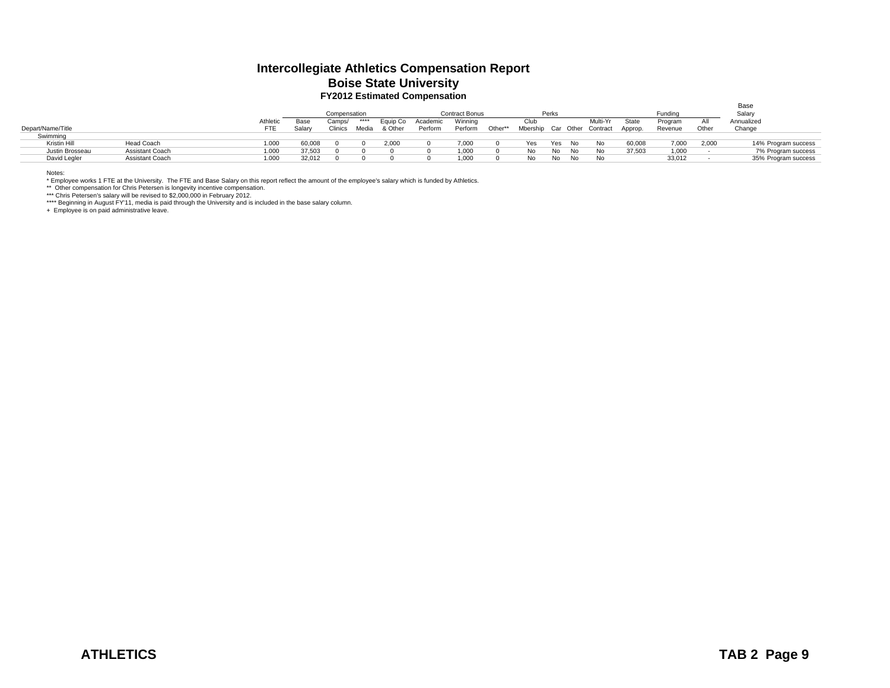# Intercollegiate Athletics Compensation Report
## Boise State University
### FY2012 Estimated Compensation

| Depart/Name/Title | | Athletic FTE | Compensation Base Salary | Camps/ Clinics | **** Media | Equip Co & Other | Contract Bonus Academic Perform | Winning Perform | Other** | Perks Club Mbership | Car | Other | Multi-Yr Contract | State Approp. | Funding Program Revenue | All Other | Base Salary Annualized Change |
|---|---|---|---|---|---|---|---|---|---|---|---|---|---|---|---|---|---|
| Swimming | | | | | | | | | | | | | | | | | |
| Kristin Hill | Head Coach | 1.000 | 60,008 | 0 | 0 | 2,000 | 0 | 7,000 | 0 | Yes | Yes | No | No | 60,008 | 7,000 | 2,000 | 14% Program success |
| Justin Brosseau | Assistant Coach | 1.000 | 37,503 | 0 | 0 | 0 | 0 | 1,000 | 0 | No | No | No | No | 37,503 | 1,000 | - | 7% Program success |
| David Legler | Assistant Coach | 1.000 | 32,012 | 0 | 0 | 0 | 0 | 1,000 | 0 | No | No | No | No | | 33,012 | - | 35% Program success |

Notes:

\* Employee works 1 FTE at the University. The FTE and Base Salary on this report reflect the amount of the employee's salary which is funded by Athletics.

** Other compensation for Chris Petersen is longevity incentive compensation.

*** Chris Petersen's salary will be revised to $2,000,000 in February 2012.

**** Beginning in August FY'11, media is paid through the University and is included in the base salary column.

\+ Employee is on paid administrative leave.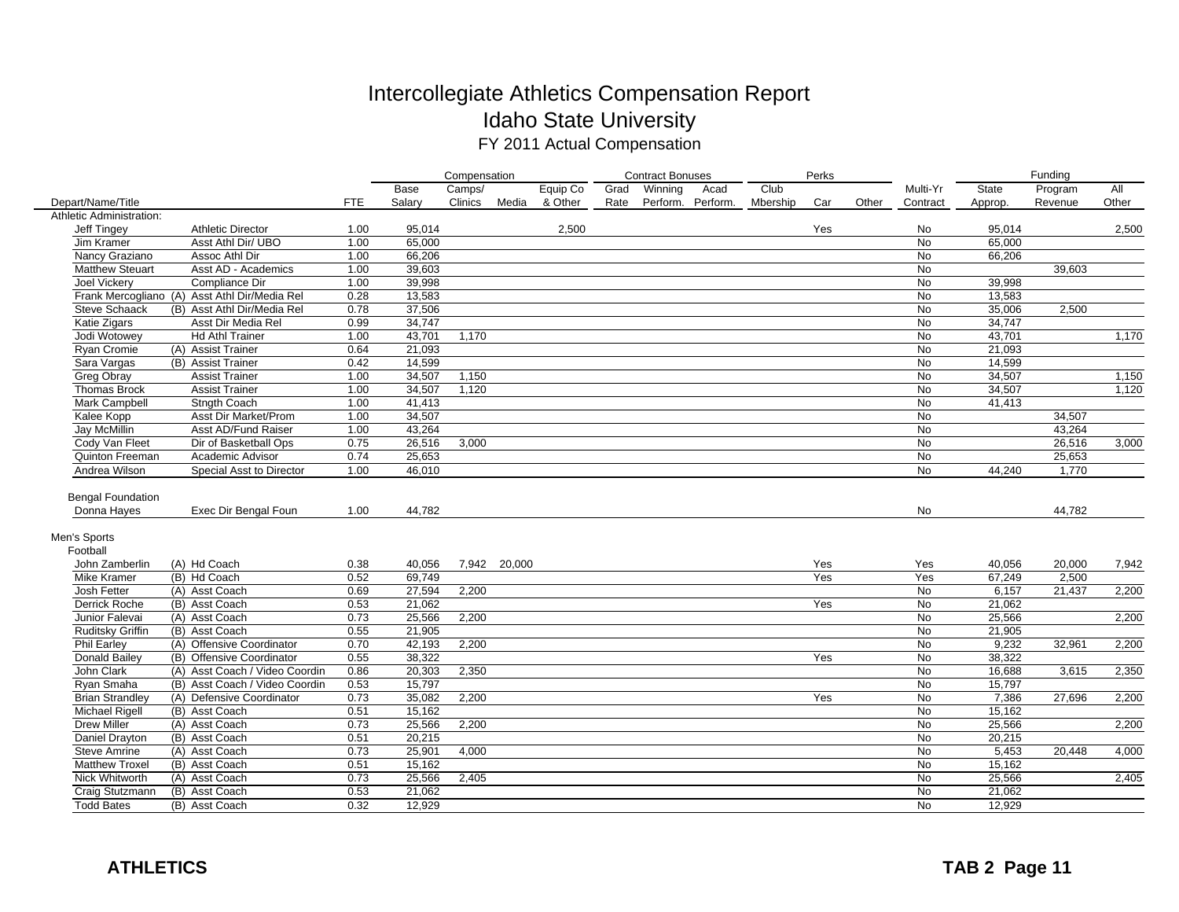# Intercollegiate Athletics Compensation Report
## Idaho State University
### FY 2011 Actual Compensation

| Depart/Name/Title | | FTE | Compensation | | | | Contract Bonuses | | | Perks | | | Multi-Yr | Funding | | |
|---|---|---|---|---|---|---|---|---|---|---|---|---|---|---|---|---|
| | | | Base Salary | Camps/ Clinics | Media | Equip Co & Other | Grad Rate | Winning Perform. | Acad Perform. | Club Mbership | Car | Other | Contract | State Approp. | Program Revenue | All Other |
| **Athletic Administration:** | | | | | | | | | | | | | | | | |
| Jeff Tingey | Athletic Director | 1.00 | 95,014 | | | 2,500 | | | | | Yes | | No | 95,014 | | 2,500 |
| Jim Kramer | Asst Athl Dir/ UBO | 1.00 | 65,000 | | | | | | | | | | No | 65,000 | | |
| Nancy Graziano | Assoc Athl Dir | 1.00 | 66,206 | | | | | | | | | | No | 66,206 | | |
| Matthew Steuart | Asst AD - Academics | 1.00 | 39,603 | | | | | | | | | | No | | 39,603 | |
| Joel Vickery | Compliance Dir | 1.00 | 39,998 | | | | | | | | | | No | 39,998 | | |
| Frank Mercogliano | (A) Asst Athl Dir/Media Rel | 0.28 | 13,583 | | | | | | | | | | No | 13,583 | | |
| Steve Schaack | (B) Asst Athl Dir/Media Rel | 0.78 | 37,506 | | | | | | | | | | No | 35,006 | 2,500 | |
| Katie Zigars | Asst Dir Media Rel | 0.99 | 34,747 | | | | | | | | | | No | 34,747 | | |
| Jodi Wotowey | Hd Athl Trainer | 1.00 | 43,701 | 1,170 | | | | | | | | | No | 43,701 | | 1,170 |
| Ryan Cromie | (A) Assist Trainer | 0.64 | 21,093 | | | | | | | | | | No | 21,093 | | |
| Sara Vargas | (B) Assist Trainer | 0.42 | 14,599 | | | | | | | | | | No | 14,599 | | |
| Greg Obray | Assist Trainer | 1.00 | 34,507 | 1,150 | | | | | | | | | No | 34,507 | | 1,150 |
| Thomas Brock | Assist Trainer | 1.00 | 34,507 | 1,120 | | | | | | | | | No | 34,507 | | 1,120 |
| Mark Campbell | Stngth Coach | 1.00 | 41,413 | | | | | | | | | | No | 41,413 | | |
| Kalee Kopp | Asst Dir Market/Prom | 1.00 | 34,507 | | | | | | | | | | No | | 34,507 | |
| Jay McMillin | Asst AD/Fund Raiser | 1.00 | 43,264 | | | | | | | | | | No | | 43,264 | |
| Cody Van Fleet | Dir of Basketball Ops | 0.75 | 26,516 | 3,000 | | | | | | | | | No | | 26,516 | 3,000 |
| Quinton Freeman | Academic Advisor | 0.74 | 25,653 | | | | | | | | | | No | | 25,653 | |
| Andrea Wilson | Special Asst to Director | 1.00 | 46,010 | | | | | | | | | | No | 44,240 | 1,770 | |
| **Bengal Foundation** | | | | | | | | | | | | | | | | |
| Donna Hayes | Exec Dir Bengal Foun | 1.00 | 44,782 | | | | | | | | | | No | | 44,782 | |
| **Men's Sports** | | | | | | | | | | | | | | | | |
| **Football** | | | | | | | | | | | | | | | | |
| John Zamberlin | (A) Hd Coach | 0.38 | 40,056 | 7,942 | 20,000 | | | | | | Yes | | Yes | 40,056 | 20,000 | 7,942 |
| Mike Kramer | (B) Hd Coach | 0.52 | 69,749 | | | | | | | | Yes | | Yes | 67,249 | 2,500 | |
| Josh Fetter | (A) Asst Coach | 0.69 | 27,594 | 2,200 | | | | | | | | | No | 6,157 | 21,437 | 2,200 |
| Derrick Roche | (B) Asst Coach | 0.53 | 21,062 | | | | | | | | Yes | | No | 21,062 | | |
| Junior Falevai | (A) Asst Coach | 0.73 | 25,566 | 2,200 | | | | | | | | | No | 25,566 | | 2,200 |
| Ruditsky Griffin | (B) Asst Coach | 0.55 | 21,905 | | | | | | | | | | No | 21,905 | | |
| Phil Earley | (A) Offensive Coordinator | 0.70 | 42,193 | 2,200 | | | | | | | | | No | 9,232 | 32,961 | 2,200 |
| Donald Bailey | (B) Offensive Coordinator | 0.55 | 38,322 | | | | | | | | Yes | | No | 38,322 | | |
| John Clark | (A) Asst Coach / Video Coordin | 0.86 | 20,303 | 2,350 | | | | | | | | | No | 16,688 | 3,615 | 2,350 |
| Ryan Smaha | (B) Asst Coach / Video Coordin | 0.53 | 15,797 | | | | | | | | | | No | 15,797 | | |
| Brian Strandley | (A) Defensive Coordinator | 0.73 | 35,082 | 2,200 | | | | | | | Yes | | No | 7,386 | 27,696 | 2,200 |
| Michael Rigell | (B) Asst Coach | 0.51 | 15,162 | | | | | | | | | | No | 15,162 | | |
| Drew Miller | (A) Asst Coach | 0.73 | 25,566 | 2,200 | | | | | | | | | No | 25,566 | | 2,200 |
| Daniel Drayton | (B) Asst Coach | 0.51 | 20,215 | | | | | | | | | | No | 20,215 | | |
| Steve Amrine | (A) Asst Coach | 0.73 | 25,901 | 4,000 | | | | | | | | | No | 5,453 | 20,448 | 4,000 |
| Matthew Troxel | (B) Asst Coach | 0.51 | 15,162 | | | | | | | | | | No | 15,162 | | |
| Nick Whitworth | (A) Asst Coach | 0.73 | 25,566 | 2,405 | | | | | | | | | No | 25,566 | | 2,405 |
| Craig Stutzmann | (B) Asst Coach | 0.53 | 21,062 | | | | | | | | | | No | 21,062 | | |
| Todd Bates | (B) Asst Coach | 0.32 | 12,929 | | | | | | | | | | No | 12,929 | | |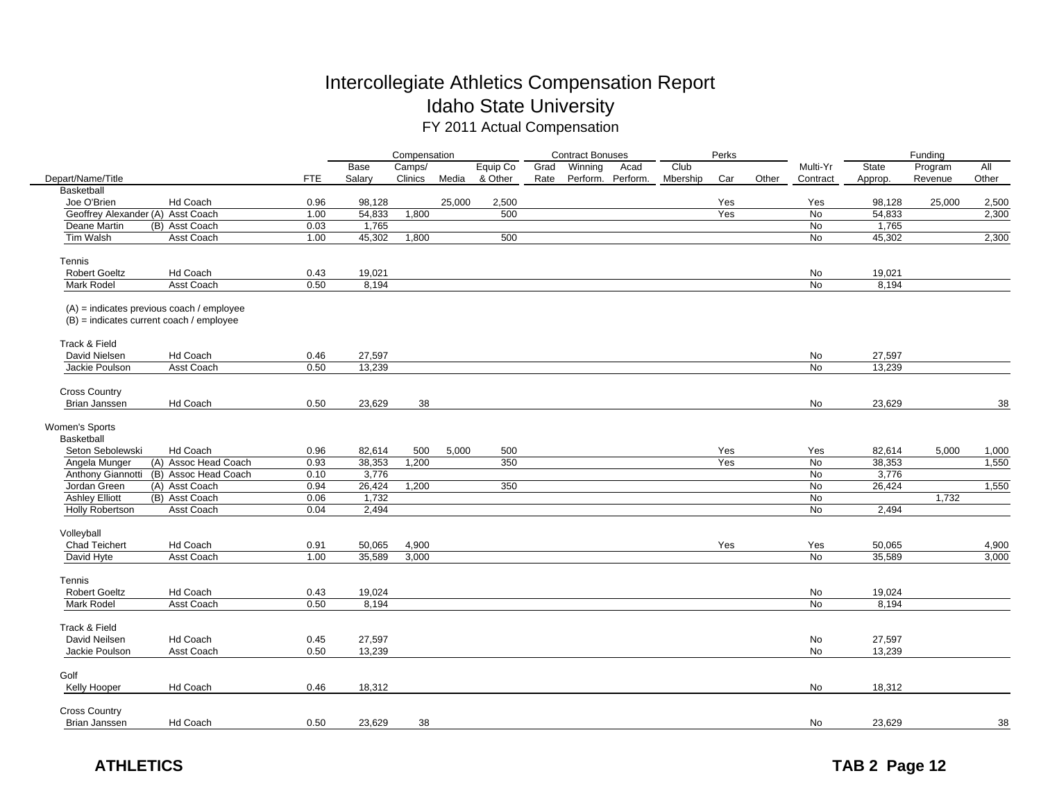# Intercollegiate Athletics Compensation Report
## Idaho State University
### FY 2011 Actual Compensation

| Depart/Name/Title | | FTE | Compensation: Base Salary | Camps/ Clinics | Media | Equip Co & Other | Contract Bonuses: Grad Rate | Winning Perform. | Acad Perform. | Perks: Club Mbership | Car | Other | Multi-Yr Contract | Funding: State Approp. | Program Revenue | All Other |
|---|---|---|---|---|---|---|---|---|---|---|---|---|---|---|---|---|
| **Basketball** | | | | | | | | | | | | | | | | |
| Joe O'Brien | Hd Coach | 0.96 | 98,128 | | 25,000 | 2,500 | | | | | Yes | | Yes | 98,128 | 25,000 | 2,500 |
| Geoffrey Alexander (A) | Asst Coach | 1.00 | 54,833 | 1,800 | | 500 | | | | | Yes | | No | 54,833 | | 2,300 |
| Deane Martin (B) | Asst Coach | 0.03 | 1,765 | | | | | | | | | | No | 1,765 | | |
| Tim Walsh | Asst Coach | 1.00 | 45,302 | 1,800 | | 500 | | | | | | | No | 45,302 | | 2,300 |
| **Tennis** | | | | | | | | | | | | | | | | |
| Robert Goeltz | Hd Coach | 0.43 | 19,021 | | | | | | | | | | No | 19,021 | | |
| Mark Rodel | Asst Coach | 0.50 | 8,194 | | | | | | | | | | No | 8,194 | | |
| **Track & Field** | | | | | | | | | | | | | | | | |
| David Nielsen | Hd Coach | 0.46 | 27,597 | | | | | | | | | | No | 27,597 | | |
| Jackie Poulson | Asst Coach | 0.50 | 13,239 | | | | | | | | | | No | 13,239 | | |
| **Cross Country** | | | | | | | | | | | | | | | | |
| Brian Janssen | Hd Coach | 0.50 | 23,629 | 38 | | | | | | | | | No | 23,629 | | 38 |
| **Women's Sports** | | | | | | | | | | | | | | | | |
| **Basketball** | | | | | | | | | | | | | | | | |
| Seton Sebolewski | Hd Coach | 0.96 | 82,614 | 500 | 5,000 | 500 | | | | | Yes | | Yes | 82,614 | 5,000 | 1,000 |
| Angela Munger (A) | Assoc Head Coach | 0.93 | 38,353 | 1,200 | | 350 | | | | | Yes | | No | 38,353 | | 1,550 |
| Anthony Giannotti (B) | Assoc Head Coach | 0.10 | 3,776 | | | | | | | | | | No | 3,776 | | |
| Jordan Green (A) | Asst Coach | 0.94 | 26,424 | 1,200 | | 350 | | | | | | | No | 26,424 | | 1,550 |
| Ashley Elliott (B) | Asst Coach | 0.06 | 1,732 | | | | | | | | | | No | | 1,732 | |
| Holly Robertson | Asst Coach | 0.04 | 2,494 | | | | | | | | | | No | 2,494 | | |
| **Volleyball** | | | | | | | | | | | | | | | | |
| Chad Teichert | Hd Coach | 0.91 | 50,065 | 4,900 | | | | | | | Yes | | Yes | 50,065 | | 4,900 |
| David Hyte | Asst Coach | 1.00 | 35,589 | 3,000 | | | | | | | | | No | 35,589 | | 3,000 |
| **Tennis** | | | | | | | | | | | | | | | | |
| Robert Goeltz | Hd Coach | 0.43 | 19,024 | | | | | | | | | | No | 19,024 | | |
| Mark Rodel | Asst Coach | 0.50 | 8,194 | | | | | | | | | | No | 8,194 | | |
| **Track & Field** | | | | | | | | | | | | | | | | |
| David Neilsen | Hd Coach | 0.45 | 27,597 | | | | | | | | | | No | 27,597 | | |
| Jackie Poulson | Asst Coach | 0.50 | 13,239 | | | | | | | | | | No | 13,239 | | |
| **Golf** | | | | | | | | | | | | | | | | |
| Kelly Hooper | Hd Coach | 0.46 | 18,312 | | | | | | | | | | No | 18,312 | | |
| **Cross Country** | | | | | | | | | | | | | | | | |
| Brian Janssen | Hd Coach | 0.50 | 23,629 | 38 | | | | | | | | | No | 23,629 | | 38 |

(A) = indicates previous coach / employee
(B) = indicates current coach / employee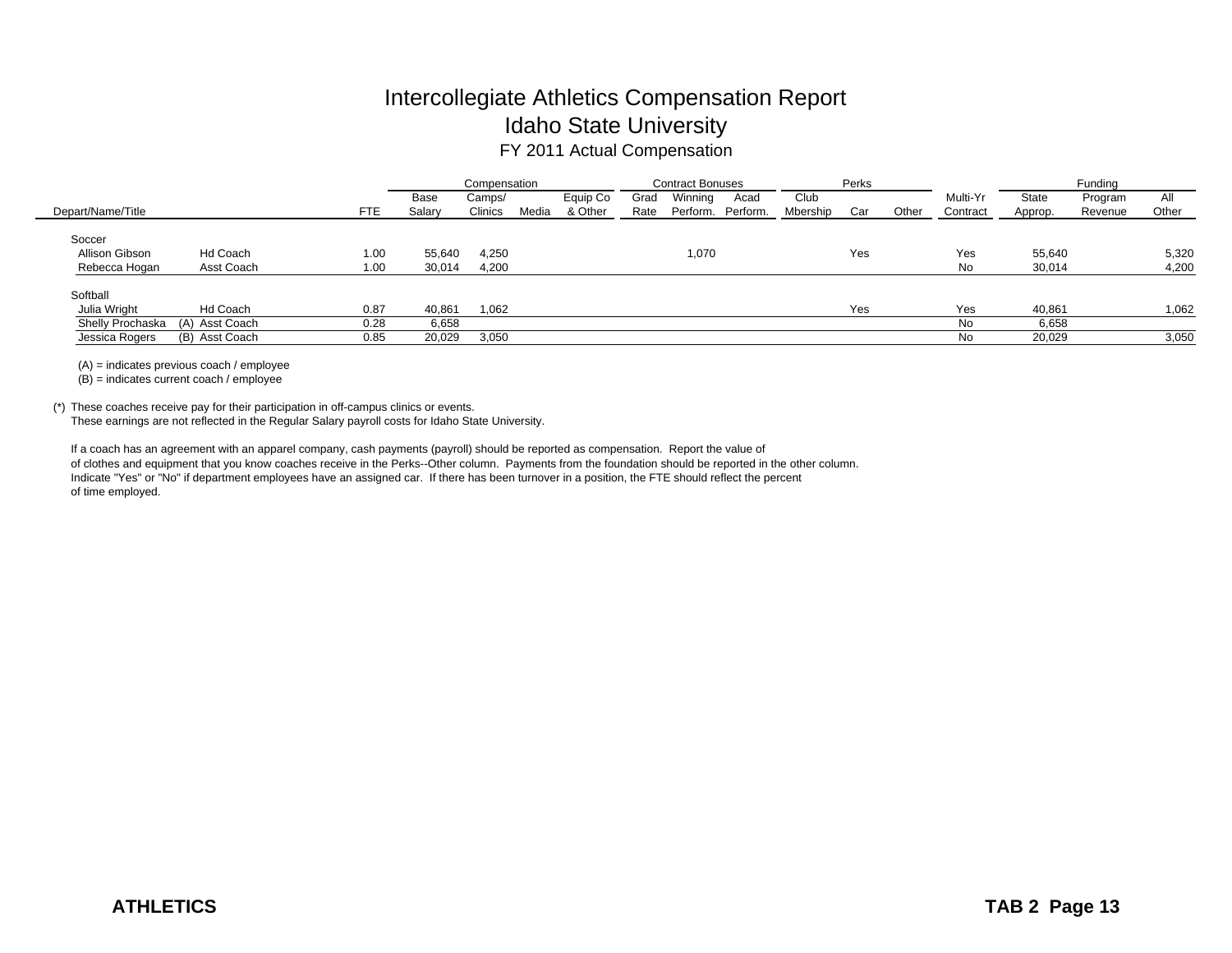# Intercollegiate Athletics Compensation Report
## Idaho State University
### FY 2011 Actual Compensation

| Depart/Name/Title | | FTE | Compensation | | | | Contract Bonuses | | | Perks | | | | Funding | | |
|---|---|---|---|---|---|---|---|---|---|---|---|---|---|---|---|---|
| | | | Base Salary | Camps/ Clinics | Media | Equip Co & Other | Grad Rate | Winning Perform. | Acad Perform. | Club Mbership | Car | Other | Multi-Yr Contract | State Approp. | Program Revenue | All Other |
| Soccer | | | | | | | | | | | | | | | | |
| Allison Gibson | Hd Coach | 1.00 | 55,640 | 4,250 | | | | 1,070 | | | Yes | | Yes | 55,640 | | 5,320 |
| Rebecca Hogan | Asst Coach | 1.00 | 30,014 | 4,200 | | | | | | | | | No | 30,014 | | 4,200 |
| Softball | | | | | | | | | | | | | | | | |
| Julia Wright | Hd Coach | 0.87 | 40,861 | 1,062 | | | | | | | Yes | | Yes | 40,861 | | 1,062 |
| Shelly Prochaska | (A) Asst Coach | 0.28 | 6,658 | | | | | | | | | | No | 6,658 | | |
| Jessica Rogers | (B) Asst Coach | 0.85 | 20,029 | 3,050 | | | | | | | | | No | 20,029 | | 3,050 |

(A) = indicates previous coach / employee
(B) = indicates current coach / employee

(*) These coaches receive pay for their participation in off-campus clinics or events.
These earnings are not reflected in the Regular Salary payroll costs for Idaho State University.

If a coach has an agreement with an apparel company, cash payments (payroll) should be reported as compensation. Report the value of of clothes and equipment that you know coaches receive in the Perks--Other column. Payments from the foundation should be reported in the other column. Indicate "Yes" or "No" if department employees have an assigned car. If there has been turnover in a position, the FTE should reflect the percent of time employed.

**ATHLETICS**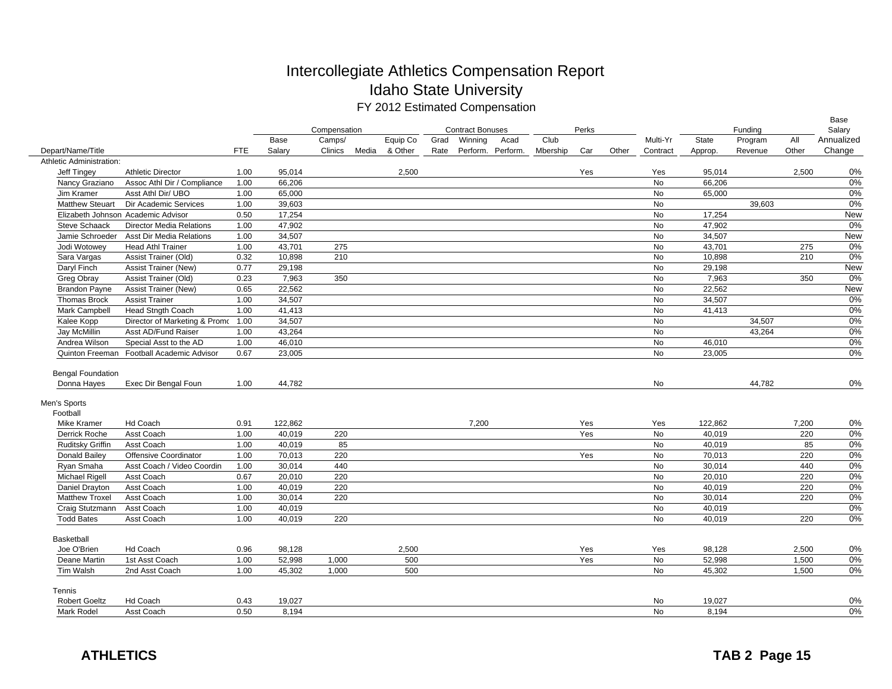# Intercollegiate Athletics Compensation Report
## Idaho State University
### FY 2012 Estimated Compensation

| Depart/Name/Title | | FTE | Compensation Base Salary | Camps/ Clinics | Media | Equip Co & Other | Contract Bonuses Grad Rate | Winning Perform. | Acad Perform. | Perks Club Mbership | Car | Other | Multi-Yr Contract | Funding State Approp. | Program Revenue | All Other | Base Salary Annualized Change |
|---|---|---|---|---|---|---|---|---|---|---|---|---|---|---|---|---|---|
| Athletic Administration: | | | | | | | | | | | | | | | | | |
| Jeff Tingey | Athletic Director | 1.00 | 95,014 | | | 2,500 | | | | | Yes | | Yes | 95,014 | | 2,500 | 0% |
| Nancy Graziano | Assoc Athl Dir / Compliance | 1.00 | 66,206 | | | | | | | | | | No | 66,206 | | | 0% |
| Jim Kramer | Asst Athl Dir/ UBO | 1.00 | 65,000 | | | | | | | | | | No | 65,000 | | | 0% |
| Matthew Steuart | Dir Academic Services | 1.00 | 39,603 | | | | | | | | | | No | | 39,603 | | 0% |
| Elizabeth Johnson | Academic Advisor | 0.50 | 17,254 | | | | | | | | | | No | 17,254 | | | New |
| Steve Schaack | Director Media Relations | 1.00 | 47,902 | | | | | | | | | | No | 47,902 | | | 0% |
| Jamie Schroeder | Asst Dir Media Relations | 1.00 | 34,507 | | | | | | | | | | No | 34,507 | | | New |
| Jodi Wotowey | Head Athl Trainer | 1.00 | 43,701 | 275 | | | | | | | | | No | 43,701 | | 275 | 0% |
| Sara Vargas | Assist Trainer (Old) | 0.32 | 10,898 | 210 | | | | | | | | | No | 10,898 | | 210 | 0% |
| Daryl Finch | Assist Trainer (New) | 0.77 | 29,198 | | | | | | | | | | No | 29,198 | | | New |
| Greg Obray | Assist Trainer (Old) | 0.23 | 7,963 | 350 | | | | | | | | | No | 7,963 | | 350 | 0% |
| Brandon Payne | Assist Trainer (New) | 0.65 | 22,562 | | | | | | | | | | No | 22,562 | | | New |
| Thomas Brock | Assist Trainer | 1.00 | 34,507 | | | | | | | | | | No | 34,507 | | | 0% |
| Mark Campbell | Head Stngth Coach | 1.00 | 41,413 | | | | | | | | | | No | 41,413 | | | 0% |
| Kalee Kopp | Director of Marketing & Promo | 1.00 | 34,507 | | | | | | | | | | No | | 34,507 | | 0% |
| Jay McMillin | Asst AD/Fund Raiser | 1.00 | 43,264 | | | | | | | | | | No | | 43,264 | | 0% |
| Andrea Wilson | Special Asst to the AD | 1.00 | 46,010 | | | | | | | | | | No | 46,010 | | | 0% |
| Quinton Freeman | Football Academic Advisor | 0.67 | 23,005 | | | | | | | | | | No | 23,005 | | | 0% |
| Bengal Foundation | | | | | | | | | | | | | | | | | |
| Donna Hayes | Exec Dir Bengal Foun | 1.00 | 44,782 | | | | | | | | | | No | | 44,782 | | 0% |
| Men's Sports | | | | | | | | | | | | | | | | | |
| Football | | | | | | | | | | | | | | | | | |
| Mike Kramer | Hd Coach | 0.91 | 122,862 | | | | | 7,200 | | | Yes | | Yes | 122,862 | | 7,200 | 0% |
| Derrick Roche | Asst Coach | 1.00 | 40,019 | 220 | | | | | | | Yes | | No | 40,019 | | 220 | 0% |
| Ruditsky Griffin | Asst Coach | 1.00 | 40,019 | 85 | | | | | | | | | No | 40,019 | | 85 | 0% |
| Donald Bailey | Offensive Coordinator | 1.00 | 70,013 | 220 | | | | | | | Yes | | No | 70,013 | | 220 | 0% |
| Ryan Smaha | Asst Coach / Video Coordin | 1.00 | 30,014 | 440 | | | | | | | | | No | 30,014 | | 440 | 0% |
| Michael Rigell | Asst Coach | 0.67 | 20,010 | 220 | | | | | | | | | No | 20,010 | | 220 | 0% |
| Daniel Drayton | Asst Coach | 1.00 | 40,019 | 220 | | | | | | | | | No | 40,019 | | 220 | 0% |
| Matthew Troxel | Asst Coach | 1.00 | 30,014 | 220 | | | | | | | | | No | 30,014 | | 220 | 0% |
| Craig Stutzmann | Asst Coach | 1.00 | 40,019 | | | | | | | | | | No | 40,019 | | | 0% |
| Todd Bates | Asst Coach | 1.00 | 40,019 | 220 | | | | | | | | | No | 40,019 | | 220 | 0% |
| Basketball | | | | | | | | | | | | | | | | | |
| Joe O'Brien | Hd Coach | 0.96 | 98,128 | | | 2,500 | | | | | Yes | | Yes | 98,128 | | 2,500 | 0% |
| Deane Martin | 1st Asst Coach | 1.00 | 52,998 | 1,000 | | 500 | | | | | Yes | | No | 52,998 | | 1,500 | 0% |
| Tim Walsh | 2nd Asst Coach | 1.00 | 45,302 | 1,000 | | 500 | | | | | | | No | 45,302 | | 1,500 | 0% |
| Tennis | | | | | | | | | | | | | | | | | |
| Robert Goeltz | Hd Coach | 0.43 | 19,027 | | | | | | | | | | No | 19,027 | | | 0% |
| Mark Rodel | Asst Coach | 0.50 | 8,194 | | | | | | | | | | No | 8,194 | | | 0% |

**ATHLETICS** **TAB 2 Page 15**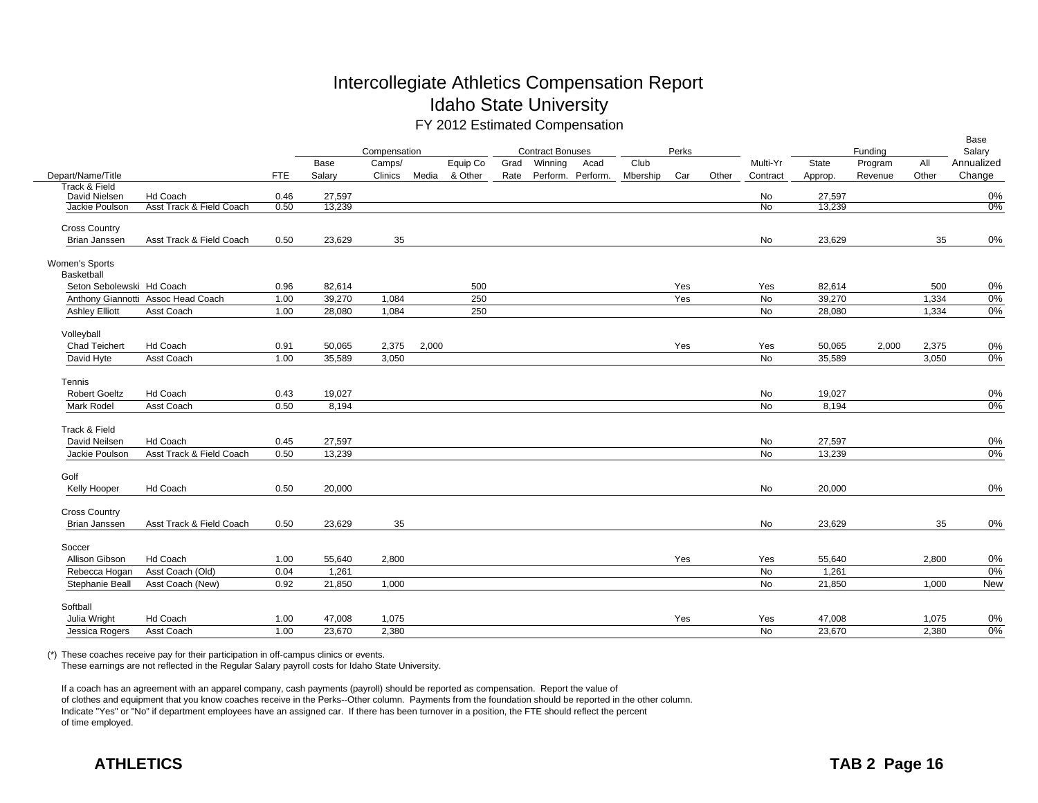# Intercollegiate Athletics Compensation Report

## Idaho State University

### FY 2012 Estimated Compensation

| Depart/Name/Title | | FTE | Base Salary | Compensation Camps/ Clinics | Media | Equip Co & Other | Contract Bonuses Grad Rate | Winning Perform. | Acad Perform. | Club Mbership | Perks Car | Other | Multi-Yr Contract | State Approp. | Funding Program Revenue | All Other | Base Salary Annualized Change |
|---|---|---|---|---|---|---|---|---|---|---|---|---|---|---|---|---|---|
| Track & Field | | | | | | | | | | | | | | | | | |
| David Nielsen | Hd Coach | 0.46 | 27,597 | | | | | | | | | | No | 27,597 | | | 0% |
| Jackie Poulson | Asst Track & Field Coach | 0.50 | 13,239 | | | | | | | | | | No | 13,239 | | | 0% |
| Cross Country | | | | | | | | | | | | | | | | | |
| Brian Janssen | Asst Track & Field Coach | 0.50 | 23,629 | 35 | | | | | | | | | No | 23,629 | | 35 | 0% |
| Women's Sports | | | | | | | | | | | | | | | | | |
| Basketball | | | | | | | | | | | | | | | | | |
| Seton Sebolewski | Hd Coach | 0.96 | 82,614 | | | 500 | | | | | Yes | | Yes | 82,614 | | 500 | 0% |
| Anthony Giannotti | Assoc Head Coach | 1.00 | 39,270 | 1,084 | | 250 | | | | | Yes | | No | 39,270 | | 1,334 | 0% |
| Ashley Elliott | Asst Coach | 1.00 | 28,080 | 1,084 | | 250 | | | | | | | No | 28,080 | | 1,334 | 0% |
| Volleyball | | | | | | | | | | | | | | | | | |
| Chad Teichert | Hd Coach | 0.91 | 50,065 | 2,375 | 2,000 | | | | | | Yes | | Yes | 50,065 | 2,000 | 2,375 | 0% |
| David Hyte | Asst Coach | 1.00 | 35,589 | 3,050 | | | | | | | | | No | 35,589 | | 3,050 | 0% |
| Tennis | | | | | | | | | | | | | | | | | |
| Robert Goeltz | Hd Coach | 0.43 | 19,027 | | | | | | | | | | No | 19,027 | | | 0% |
| Mark Rodel | Asst Coach | 0.50 | 8,194 | | | | | | | | | | No | 8,194 | | | 0% |
| Track & Field | | | | | | | | | | | | | | | | | |
| David Neilsen | Hd Coach | 0.45 | 27,597 | | | | | | | | | | No | 27,597 | | | 0% |
| Jackie Poulson | Asst Track & Field Coach | 0.50 | 13,239 | | | | | | | | | | No | 13,239 | | | 0% |
| Golf | | | | | | | | | | | | | | | | | |
| Kelly Hooper | Hd Coach | 0.50 | 20,000 | | | | | | | | | | No | 20,000 | | | 0% |
| Cross Country | | | | | | | | | | | | | | | | | |
| Brian Janssen | Asst Track & Field Coach | 0.50 | 23,629 | 35 | | | | | | | | | No | 23,629 | | 35 | 0% |
| Soccer | | | | | | | | | | | | | | | | | |
| Allison Gibson | Hd Coach | 1.00 | 55,640 | 2,800 | | | | | | | Yes | | Yes | 55,640 | | 2,800 | 0% |
| Rebecca Hogan | Asst Coach (Old) | 0.04 | 1,261 | | | | | | | | | | No | 1,261 | | | 0% |
| Stephanie Beall | Asst Coach (New) | 0.92 | 21,850 | 1,000 | | | | | | | | | No | 21,850 | | 1,000 | New |
| Softball | | | | | | | | | | | | | | | | | |
| Julia Wright | Hd Coach | 1.00 | 47,008 | 1,075 | | | | | | | Yes | | Yes | 47,008 | | 1,075 | 0% |
| Jessica Rogers | Asst Coach | 1.00 | 23,670 | 2,380 | | | | | | | | | No | 23,670 | | 2,380 | 0% |

(*) These coaches receive pay for their participation in off-campus clinics or events.
These earnings are not reflected in the Regular Salary payroll costs for Idaho State University.

If a coach has an agreement with an apparel company, cash payments (payroll) should be reported as compensation. Report the value of of clothes and equipment that you know coaches receive in the Perks--Other column. Payments from the foundation should be reported in the other column. Indicate "Yes" or "No" if department employees have an assigned car. If there has been turnover in a position, the FTE should reflect the percent of time employed.

**ATHLETICS**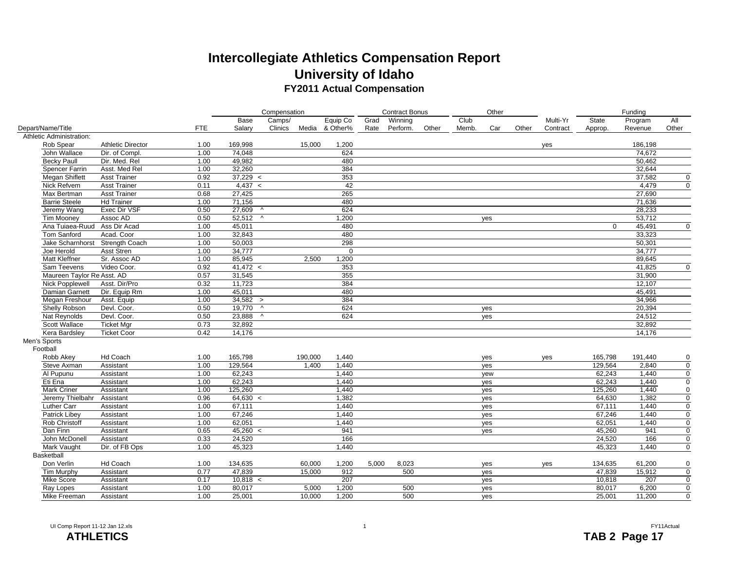# Intercollegiate Athletics Compensation Report

## University of Idaho

### FY2011 Actual Compensation

| Depart/Name/Title | | FTE | Compensation Base Salary | | Camps/ Clinics | Media | Equip Co & Other% | Contract Bonus Grad Rate | Winning Perform. | Other | Other Club Memb. | Car | Other | Multi-Yr Contract | Funding State Approp. | Program Revenue | All Other |
|---|---|---|---|---|---|---|---|---|---|---|---|---|---|---|---|---|---|
| Athletic Administration: | | | | | | | | | | | | | | | | | |
| Rob Spear | Athletic Director | 1.00 | 169,998 | | | 15,000 | 1,200 | | | | | | | yes | | 186,198 | |
| John Wallace | Dir. of Compl. | 1.00 | 74,048 | | | | 624 | | | | | | | | | 74,672 | |
| Becky Paull | Dir. Med. Rel | 1.00 | 49,982 | | | | 480 | | | | | | | | | 50,462 | |
| Spencer Farrin | Asst. Med Rel | 1.00 | 32,260 | | | | 384 | | | | | | | | | 32,644 | |
| Megan Shiflett | Asst Trainer | 0.92 | 37,229 | < | | | 353 | | | | | | | | | 37,582 | 0 |
| Nick Refvem | Asst Trainer | 0.11 | 4,437 | < | | | 42 | | | | | | | | | 4,479 | 0 |
| Max Bertman | Asst Trainer | 0.68 | 27,425 | | | | 265 | | | | | | | | | 27,690 | |
| Barrie Steele | Hd Trainer | 1.00 | 71,156 | | | | 480 | | | | | | | | | 71,636 | |
| Jeremy Wang | Exec Dir VSF | 0.50 | 27,609 | ^ | | | 624 | | | | | | | | | 28,233 | |
| Tim Mooney | Assoc AD | 0.50 | 52,512 | ^ | | | 1,200 | | | | | yes | | | | 53,712 | |
| Ana Tuiaea-Ruud | Ass Dir Acad | 1.00 | 45,011 | | | | 480 | | | | | | | | 0 | 45,491 | 0 |
| Tom Sanford | Acad. Coor | 1.00 | 32,843 | | | | 480 | | | | | | | | | 33,323 | |
| Jake Scharnhorst | Strength Coach | 1.00 | 50,003 | | | | 298 | | | | | | | | | 50,301 | |
| Joe Herold | Asst Stren | 1.00 | 34,777 | | | | 0 | | | | | | | | | 34,777 | |
| Matt Kleffner | Sr. Assoc AD | 1.00 | 85,945 | | | 2,500 | 1,200 | | | | | | | | | 89,645 | |
| Sam Teevens | Video Coor. | 0.92 | 41,472 | < | | | 353 | | | | | | | | | 41,825 | 0 |
| Maureen Taylor Re | Asst. AD | 0.57 | 31,545 | | | | 355 | | | | | | | | | 31,900 | |
| Nick Popplewell | Asst. Dir/Pro | 0.32 | 11,723 | | | | 384 | | | | | | | | | 12,107 | |
| Damian Garnett | Dir. Equip Rm | 1.00 | 45,011 | | | | 480 | | | | | | | | | 45,491 | |
| Megan Freshour | Asst. Equip | 1.00 | 34,582 | > | | | 384 | | | | | | | | | 34,966 | |
| Shelly Robson | Devl. Coor. | 0.50 | 19,770 | ^ | | | 624 | | | | | yes | | | | 20,394 | |
| Nat Reynolds | Devl. Coor. | 0.50 | 23,888 | ^ | | | 624 | | | | | yes | | | | 24,512 | |
| Scott Wallace | Ticket Mgr | 0.73 | 32,892 | | | | | | | | | | | | | 32,892 | |
| Kera Bardsley | Ticket Coor | 0.42 | 14,176 | | | | | | | | | | | | | 14,176 | |
| Men's Sports | | | | | | | | | | | | | | | | | |
| Football | | | | | | | | | | | | | | | | | |
| Robb Akey | Hd Coach | 1.00 | 165,798 | | | 190,000 | 1,440 | | | | | yes | | yes | 165,798 | 191,440 | 0 |
| Steve Axman | Assistant | 1.00 | 129,564 | | | 1,400 | 1,440 | | | | | yes | | | 129,564 | 2,840 | 0 |
| Al Pupunu | Assistant | 1.00 | 62,243 | | | | 1,440 | | | | | yew | | | 62,243 | 1,440 | 0 |
| Eti Ena | Assistant | 1.00 | 62,243 | | | | 1,440 | | | | | yes | | | 62,243 | 1,440 | 0 |
| Mark Criner | Assistant | 1.00 | 125,260 | | | | 1,440 | | | | | yes | | | 125,260 | 1,440 | 0 |
| Jeremy Thielbahr | Assistant | 0.96 | 64,630 | < | | | 1,382 | | | | | yes | | | 64,630 | 1,382 | 0 |
| Luther Carr | Assistant | 1.00 | 67,111 | | | | 1,440 | | | | | yes | | | 67,111 | 1,440 | 0 |
| Patrick Libey | Assistant | 1.00 | 67,246 | | | | 1,440 | | | | | yes | | | 67,246 | 1,440 | 0 |
| Rob Christoff | Assistant | 1.00 | 62,051 | | | | 1,440 | | | | | yes | | | 62,051 | 1,440 | 0 |
| Dan Finn | Assistant | 0.65 | 45,260 | < | | | 941 | | | | | yes | | | 45,260 | 941 | 0 |
| John McDonell | Assistant | 0.33 | 24,520 | | | | 166 | | | | | | | | 24,520 | 166 | 0 |
| Mark Vaught | Dir. of FB Ops | 1.00 | 45,323 | | | | 1,440 | | | | | | | | 45,323 | 1,440 | 0 |
| Basketball | | | | | | | | | | | | | | | | | |
| Don Verlin | Hd Coach | 1.00 | 134,635 | | | 60,000 | 1,200 | 5,000 | 8,023 | | | yes | | yes | 134,635 | 61,200 | 0 |
| Tim Murphy | Assistant | 0.77 | 47,839 | | | 15,000 | 912 | | 500 | | | yes | | | 47,839 | 15,912 | 0 |
| Mike Score | Assistant | 0.17 | 10,818 | < | | | 207 | | | | | yes | | | 10,818 | 207 | 0 |
| Ray Lopes | Assistant | 1.00 | 80,017 | | | 5,000 | 1,200 | | 500 | | | yes | | | 80,017 | 6,200 | 0 |
| Mike Freeman | Assistant | 1.00 | 25,001 | | | 10,000 | 1,200 | | 500 | | | yes | | | 25,001 | 11,200 | 0 |

UI Comp Report 11-12 Jan 12.xls — FY11Actual

**ATHLETICS** — **TAB 2 Page 17**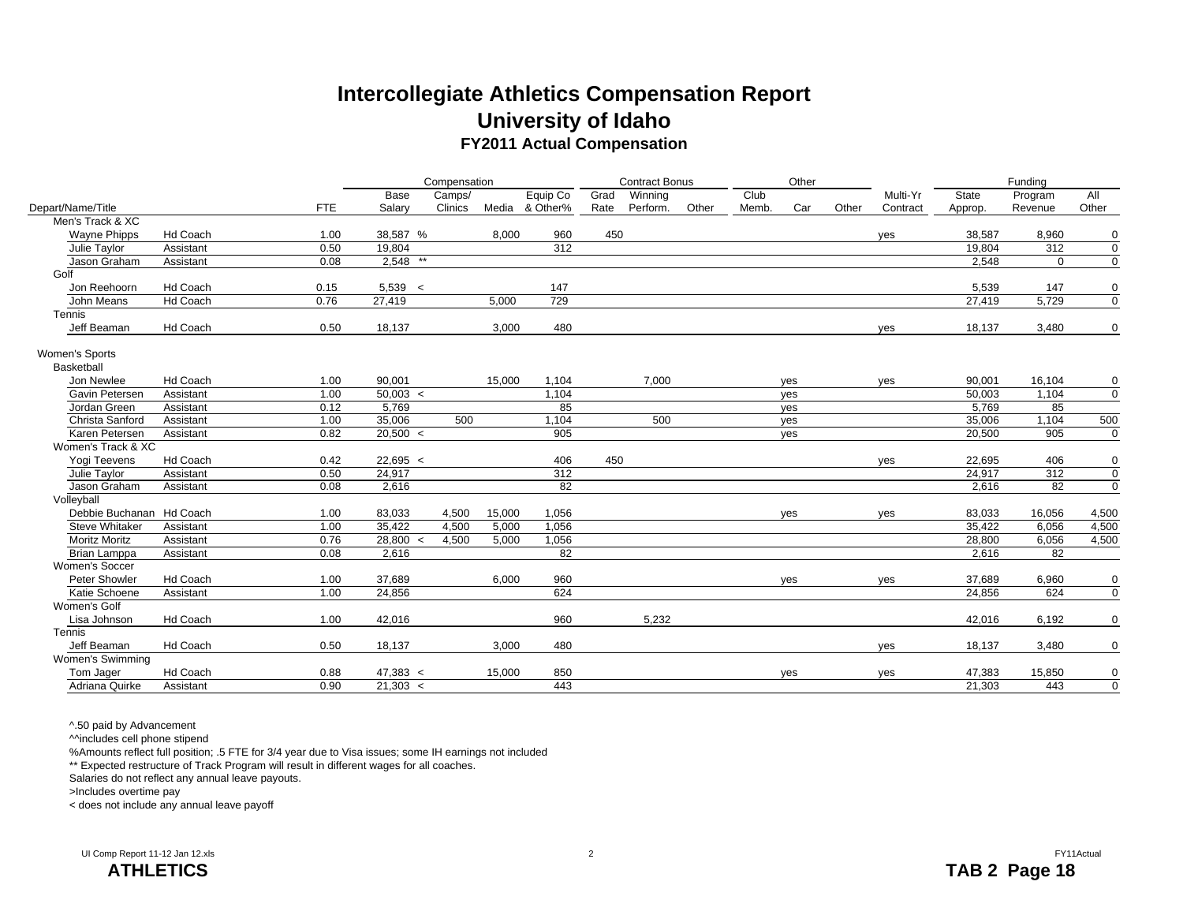# Intercollegiate Athletics Compensation Report

## University of Idaho

### FY2011 Actual Compensation

| Depart/Name/Title | | FTE | Compensation Base Salary | | Camps/ Clinics | Media | Equip Co & Other% | Contract Bonus Grad Rate | Winning Perform. | Other | Other Club Memb. | Car | Other | Multi-Yr Contract | Funding State Approp. | Program Revenue | All Other |
|---|---|---|---|---|---|---|---|---|---|---|---|---|---|---|---|---|---|
| Men's Track & XC | | | | | | | | | | | | | | | | | |
| Wayne Phipps | Hd Coach | 1.00 | 38,587 | % | | 8,000 | 960 | 450 | | | | | | yes | 38,587 | 8,960 | 0 |
| Julie Taylor | Assistant | 0.50 | 19,804 | | | | 312 | | | | | | | | 19,804 | 312 | 0 |
| Jason Graham | Assistant | 0.08 | 2,548 | ** | | | | | | | | | | | 2,548 | 0 | 0 |
| Golf | | | | | | | | | | | | | | | | | |
| Jon Reehoorn | Hd Coach | 0.15 | 5,539 | < | | | 147 | | | | | | | | 5,539 | 147 | 0 |
| John Means | Hd Coach | 0.76 | 27,419 | | | 5,000 | 729 | | | | | | | | 27,419 | 5,729 | 0 |
| Tennis | | | | | | | | | | | | | | | | | |
| Jeff Beaman | Hd Coach | 0.50 | 18,137 | | | 3,000 | 480 | | | | | | | yes | 18,137 | 3,480 | 0 |
| Women's Sports | | | | | | | | | | | | | | | | | |
| Basketball | | | | | | | | | | | | | | | | | |
| Jon Newlee | Hd Coach | 1.00 | 90,001 | | | 15,000 | 1,104 | | 7,000 | | | yes | | yes | 90,001 | 16,104 | 0 |
| Gavin Petersen | Assistant | 1.00 | 50,003 | < | | | 1,104 | | | | | yes | | | 50,003 | 1,104 | 0 |
| Jordan Green | Assistant | 0.12 | 5,769 | | | | 85 | | | | | yes | | | 5,769 | 85 | |
| Christa Sanford | Assistant | 1.00 | 35,006 | | 500 | | 1,104 | | 500 | | | yes | | | 35,006 | 1,104 | 500 |
| Karen Petersen | Assistant | 0.82 | 20,500 | < | | | 905 | | | | | yes | | | 20,500 | 905 | 0 |
| Women's Track & XC | | | | | | | | | | | | | | | | | |
| Yogi Teevens | Hd Coach | 0.42 | 22,695 | < | | | 406 | 450 | | | | | | yes | 22,695 | 406 | 0 |
| Julie Taylor | Assistant | 0.50 | 24,917 | | | | 312 | | | | | | | | 24,917 | 312 | 0 |
| Jason Graham | Assistant | 0.08 | 2,616 | | | | 82 | | | | | | | | 2,616 | 82 | 0 |
| Volleyball | | | | | | | | | | | | | | | | | |
| Debbie Buchanan | Hd Coach | 1.00 | 83,033 | | 4,500 | 15,000 | 1,056 | | | | | yes | | yes | 83,033 | 16,056 | 4,500 |
| Steve Whitaker | Assistant | 1.00 | 35,422 | | 4,500 | 5,000 | 1,056 | | | | | | | | 35,422 | 6,056 | 4,500 |
| Moritz Moritz | Assistant | 0.76 | 28,800 | < | 4,500 | 5,000 | 1,056 | | | | | | | | 28,800 | 6,056 | 4,500 |
| Brian Lamppa | Assistant | 0.08 | 2,616 | | | | 82 | | | | | | | | 2,616 | 82 | |
| Women's Soccer | | | | | | | | | | | | | | | | | |
| Peter Showler | Hd Coach | 1.00 | 37,689 | | | 6,000 | 960 | | | | | yes | | yes | 37,689 | 6,960 | 0 |
| Katie Schoene | Assistant | 1.00 | 24,856 | | | | 624 | | | | | | | | 24,856 | 624 | 0 |
| Women's Golf | | | | | | | | | | | | | | | | | |
| Lisa Johnson | Hd Coach | 1.00 | 42,016 | | | | 960 | | 5,232 | | | | | | 42,016 | 6,192 | 0 |
| Tennis | | | | | | | | | | | | | | | | | |
| Jeff Beaman | Hd Coach | 0.50 | 18,137 | | | 3,000 | 480 | | | | | | | yes | 18,137 | 3,480 | 0 |
| Women's Swimming | | | | | | | | | | | | | | | | | |
| Tom Jager | Hd Coach | 0.88 | 47,383 | < | | 15,000 | 850 | | | | | yes | | yes | 47,383 | 15,850 | 0 |
| Adriana Quirke | Assistant | 0.90 | 21,303 | < | | | 443 | | | | | | | | 21,303 | 443 | 0 |

^.50 paid by Advancement

^^includes cell phone stipend

%Amounts reflect full position; .5 FTE for 3/4 year due to Visa issues; some IH earnings not included

** Expected restructure of Track Program will result in different wages for all coaches.

Salaries do not reflect any annual leave payouts.

>Includes overtime pay

< does not include any annual leave payoff

UI Comp Report 11-12 Jan 12.xls

FY11Actual

**ATHLETICS**

**TAB 2 Page 18**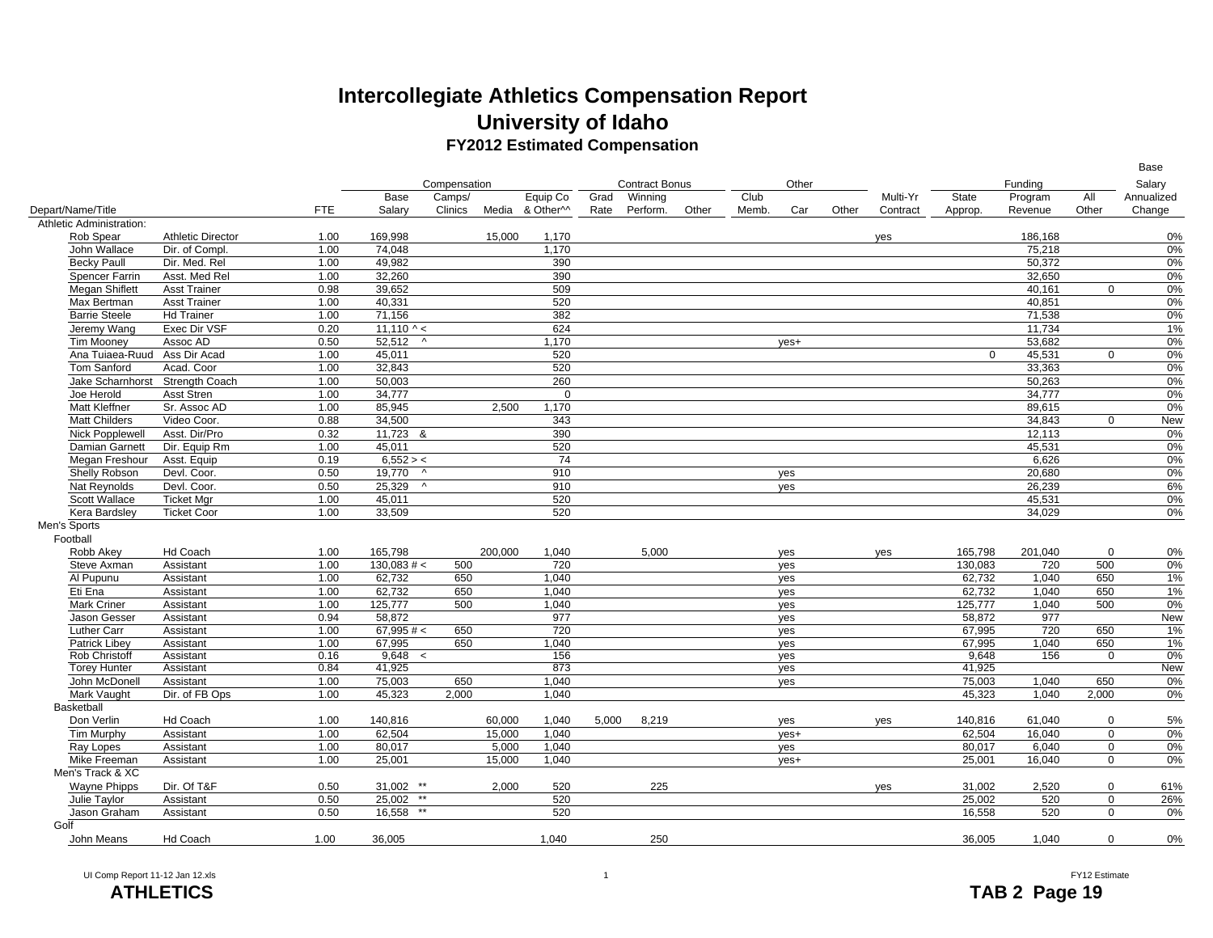# Intercollegiate Athletics Compensation Report

## University of Idaho

### FY2012 Estimated Compensation

| Depart/Name/Title | | FTE | Compensation: Base Salary | Camps/ Clinics | Media | Equip Co & Other^^ | Contract Bonus: Grad Rate | Winning Perform. | Other | Other: Club Memb. | Car | Other | Multi-Yr Contract | Funding: State Approp. | Program Revenue | All Other | Base Salary Annualized Change |
|---|---|---|---|---|---|---|---|---|---|---|---|---|---|---|---|---|---|
| Athletic Administration: | | | | | | | | | | | | | | | | | |
| Rob Spear | Athletic Director | 1.00 | 169,998 | | 15,000 | 1,170 | | | | | | | yes | | 186,168 | | 0% |
| John Wallace | Dir. of Compl. | 1.00 | 74,048 | | | 1,170 | | | | | | | | | 75,218 | | 0% |
| Becky Paull | Dir. Med. Rel | 1.00 | 49,982 | | | 390 | | | | | | | | | 50,372 | | 0% |
| Spencer Farrin | Asst. Med Rel | 1.00 | 32,260 | | | 390 | | | | | | | | | 32,650 | | 0% |
| Megan Shiflett | Asst Trainer | 0.98 | 39,652 | | | 509 | | | | | | | | | 40,161 | 0 | 0% |
| Max Bertman | Asst Trainer | 1.00 | 40,331 | | | 520 | | | | | | | | | 40,851 | | 0% |
| Barrie Steele | Hd Trainer | 1.00 | 71,156 | | | 382 | | | | | | | | | 71,538 | | 0% |
| Jeremy Wang | Exec Dir VSF | 0.20 | 11,110 ^ < | | | 624 | | | | | | | | | 11,734 | | 1% |
| Tim Mooney | Assoc AD | 0.50 | 52,512 ^ | | | 1,170 | | | | | yes+ | | | | 53,682 | | 0% |
| Ana Tuiaea-Ruud | Ass Dir Acad | 1.00 | 45,011 | | | 520 | | | | | | | | 0 | 45,531 | 0 | 0% |
| Tom Sanford | Acad. Coor | 1.00 | 32,843 | | | 520 | | | | | | | | | 33,363 | | 0% |
| Jake Scharnhorst | Strength Coach | 1.00 | 50,003 | | | 260 | | | | | | | | | 50,263 | | 0% |
| Joe Herold | Asst Stren | 1.00 | 34,777 | | | 0 | | | | | | | | | 34,777 | | 0% |
| Matt Kleffner | Sr. Assoc AD | 1.00 | 85,945 | | 2,500 | 1,170 | | | | | | | | | 89,615 | | 0% |
| Matt Childers | Video Coor. | 0.88 | 34,500 | | | 343 | | | | | | | | | 34,843 | 0 | New |
| Nick Popplewell | Asst. Dir/Pro | 0.32 | 11,723 & | | | 390 | | | | | | | | | 12,113 | | 0% |
| Damian Garnett | Dir. Equip Rm | 1.00 | 45,011 | | | 520 | | | | | | | | | 45,531 | | 0% |
| Megan Freshour | Asst. Equip | 0.19 | 6,552 > < | | | 74 | | | | | | | | | 6,626 | | 0% |
| Shelly Robson | Devl. Coor. | 0.50 | 19,770 ^ | | | 910 | | | | | yes | | | | 20,680 | | 0% |
| Nat Reynolds | Devl. Coor. | 0.50 | 25,329 ^ | | | 910 | | | | | yes | | | | 26,239 | | 6% |
| Scott Wallace | Ticket Mgr | 1.00 | 45,011 | | | 520 | | | | | | | | | 45,531 | | 0% |
| Kera Bardsley | Ticket Coor | 1.00 | 33,509 | | | 520 | | | | | | | | | 34,029 | | 0% |
| Men's Sports | | | | | | | | | | | | | | | | | |
| Football | | | | | | | | | | | | | | | | | |
| Robb Akey | Hd Coach | 1.00 | 165,798 | | 200,000 | 1,040 | | 5,000 | | | yes | | yes | 165,798 | 201,040 | 0 | 0% |
| Steve Axman | Assistant | 1.00 | 130,083 # < | 500 | | 720 | | | | | yes | | | 130,083 | 720 | 500 | 0% |
| Al Pupunu | Assistant | 1.00 | 62,732 | 650 | | 1,040 | | | | | yes | | | 62,732 | 1,040 | 650 | 1% |
| Eti Ena | Assistant | 1.00 | 62,732 | 650 | | 1,040 | | | | | yes | | | 62,732 | 1,040 | 650 | 1% |
| Mark Criner | Assistant | 1.00 | 125,777 | 500 | | 1,040 | | | | | yes | | | 125,777 | 1,040 | 500 | 0% |
| Jason Gesser | Assistant | 0.94 | 58,872 | | | 977 | | | | | yes | | | 58,872 | 977 | | New |
| Luther Carr | Assistant | 1.00 | 67,995 # < | 650 | | 720 | | | | | yes | | | 67,995 | 720 | 650 | 1% |
| Patrick Libey | Assistant | 1.00 | 67,995 | 650 | | 1,040 | | | | | yes | | | 67,995 | 1,040 | 650 | 1% |
| Rob Christoff | Assistant | 0.16 | 9,648 < | | | 156 | | | | | yes | | | 9,648 | 156 | 0 | 0% |
| Torey Hunter | Assistant | 0.84 | 41,925 | | | 873 | | | | | yes | | | 41,925 | | | New |
| John McDonell | Assistant | 1.00 | 75,003 | 650 | | 1,040 | | | | | yes | | | 75,003 | 1,040 | 650 | 0% |
| Mark Vaught | Dir. of FB Ops | 1.00 | 45,323 | 2,000 | | 1,040 | | | | | | | | 45,323 | 1,040 | 2,000 | 0% |
| Basketball | | | | | | | | | | | | | | | | | |
| Don Verlin | Hd Coach | 1.00 | 140,816 | | 60,000 | 1,040 | 5,000 | 8,219 | | | yes | | yes | 140,816 | 61,040 | 0 | 5% |
| Tim Murphy | Assistant | 1.00 | 62,504 | | 15,000 | 1,040 | | | | | yes+ | | | 62,504 | 16,040 | 0 | 0% |
| Ray Lopes | Assistant | 1.00 | 80,017 | | 5,000 | 1,040 | | | | | yes | | | 80,017 | 6,040 | 0 | 0% |
| Mike Freeman | Assistant | 1.00 | 25,001 | | 15,000 | 1,040 | | | | | yes+ | | | 25,001 | 16,040 | 0 | 0% |
| Men's Track & XC | | | | | | | | | | | | | | | | | |
| Wayne Phipps | Dir. Of T&F | 0.50 | 31,002 ** | | 2,000 | 520 | | 225 | | | | | yes | 31,002 | 2,520 | 0 | 61% |
| Julie Taylor | Assistant | 0.50 | 25,002 ** | | | 520 | | | | | | | | 25,002 | 520 | 0 | 26% |
| Jason Graham | Assistant | 0.50 | 16,558 ** | | | 520 | | | | | | | | 16,558 | 520 | 0 | 0% |
| Golf | | | | | | | | | | | | | | | | | |
| John Means | Hd Coach | 1.00 | 36,005 | | | 1,040 | | 250 | | | | | | 36,005 | 1,040 | 0 | 0% |

UI Comp Report 11-12 Jan 12.xls

FY12 Estimate

**ATHLETICS**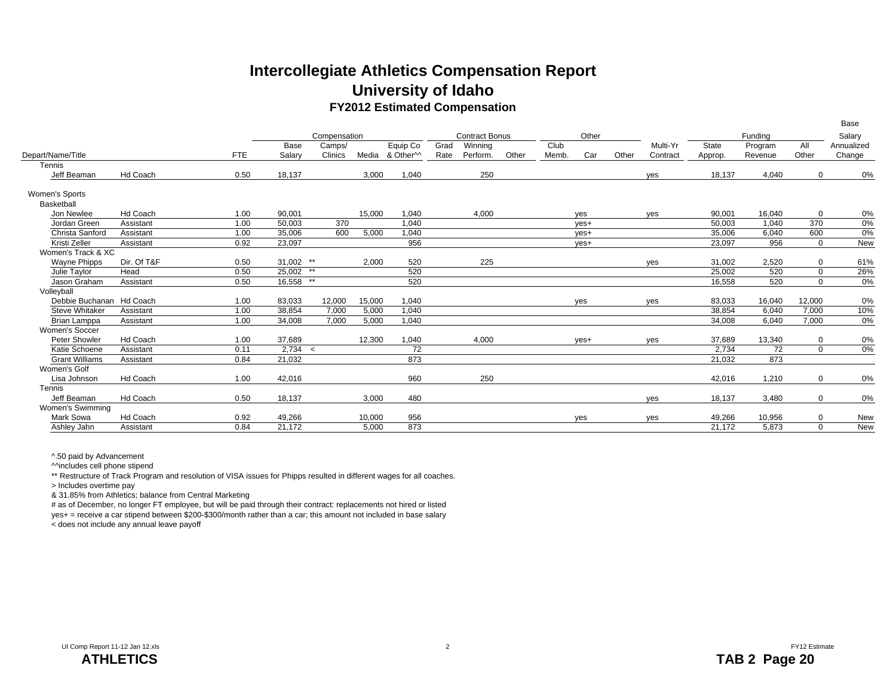# Intercollegiate Athletics Compensation Report

## University of Idaho

### FY2012 Estimated Compensation

| Depart/Name/Title | | FTE | Compensation: Base Salary | Camps/ Clinics | Media | Equip Co & Other^^ | Contract Bonus: Grad Rate | Winning Perform. | Other | Other: Club Memb. | Car | Other | Multi-Yr Contract | Funding: State Approp. | Program Revenue | All Other | Base Salary Annualized Change |
|---|---|---|---|---|---|---|---|---|---|---|---|---|---|---|---|---|---|
| Tennis | | | | | | | | | | | | | | | | | |
| Jeff Beaman | Hd Coach | 0.50 | 18,137 | | 3,000 | 1,040 | | 250 | | | | | yes | 18,137 | 4,040 | 0 | 0% |
| **Women's Sports** | | | | | | | | | | | | | | | | | |
| Basketball | | | | | | | | | | | | | | | | | |
| Jon Newlee | Hd Coach | 1.00 | 90,001 | | 15,000 | 1,040 | | 4,000 | | | yes | | yes | 90,001 | 16,040 | 0 | 0% |
| Jordan Green | Assistant | 1.00 | 50,003 | 370 | | 1,040 | | | | | yes+ | | | 50,003 | 1,040 | 370 | 0% |
| Christa Sanford | Assistant | 1.00 | 35,006 | 600 | 5,000 | 1,040 | | | | | yes+ | | | 35,006 | 6,040 | 600 | 0% |
| Kristi Zeller | Assistant | 0.92 | 23,097 | | | 956 | | | | | yes+ | | | 23,097 | 956 | 0 | New |
| Women's Track & XC | | | | | | | | | | | | | | | | | |
| Wayne Phipps | Dir. Of T&F | 0.50 | 31,002 ** | | 2,000 | 520 | | 225 | | | | | yes | 31,002 | 2,520 | 0 | 61% |
| Julie Taylor | Head | 0.50 | 25,002 ** | | | 520 | | | | | | | | 25,002 | 520 | 0 | 26% |
| Jason Graham | Assistant | 0.50 | 16,558 ** | | | 520 | | | | | | | | 16,558 | 520 | 0 | 0% |
| Volleyball | | | | | | | | | | | | | | | | | |
| Debbie Buchanan | Hd Coach | 1.00 | 83,033 | 12,000 | 15,000 | 1,040 | | | | | yes | | yes | 83,033 | 16,040 | 12,000 | 0% |
| Steve Whitaker | Assistant | 1.00 | 38,854 | 7,000 | 5,000 | 1,040 | | | | | | | | 38,854 | 6,040 | 7,000 | 10% |
| Brian Lamppa | Assistant | 1.00 | 34,008 | 7,000 | 5,000 | 1,040 | | | | | | | | 34,008 | 6,040 | 7,000 | 0% |
| Women's Soccer | | | | | | | | | | | | | | | | | |
| Peter Showler | Hd Coach | 1.00 | 37,689 | | 12,300 | 1,040 | | 4,000 | | | yes+ | | yes | 37,689 | 13,340 | 0 | 0% |
| Katie Schoene | Assistant | 0.11 | 2,734 < | | | 72 | | | | | | | | 2,734 | 72 | 0 | 0% |
| Grant Williams | Assistant | 0.84 | 21,032 | | | 873 | | | | | | | | 21,032 | 873 | | |
| Women's Golf | | | | | | | | | | | | | | | | | |
| Lisa Johnson | Hd Coach | 1.00 | 42,016 | | | 960 | | 250 | | | | | | 42,016 | 1,210 | 0 | 0% |
| Tennis | | | | | | | | | | | | | | | | | |
| Jeff Beaman | Hd Coach | 0.50 | 18,137 | | 3,000 | 480 | | | | | | | yes | 18,137 | 3,480 | 0 | 0% |
| Women's Swimming | | | | | | | | | | | | | | | | | |
| Mark Sowa | Hd Coach | 0.92 | 49,266 | | 10,000 | 956 | | | | | yes | | yes | 49,266 | 10,956 | 0 | New |
| Ashley Jahn | Assistant | 0.84 | 21,172 | | 5,000 | 873 | | | | | | | | 21,172 | 5,873 | 0 | New |

^.50 paid by Advancement

^^includes cell phone stipend

** Restructure of Track Program and resolution of VISA issues for Phipps resulted in different wages for all coaches.

> Includes overtime pay

& 31.85% from Athletics; balance from Central Marketing

# as of December, no longer FT employee, but will be paid through their contract: replacements not hired or listed

yes+ = receive a car stipend between $200-$300/month rather than a car; this amount not included in base salary

< does not include any annual leave payoff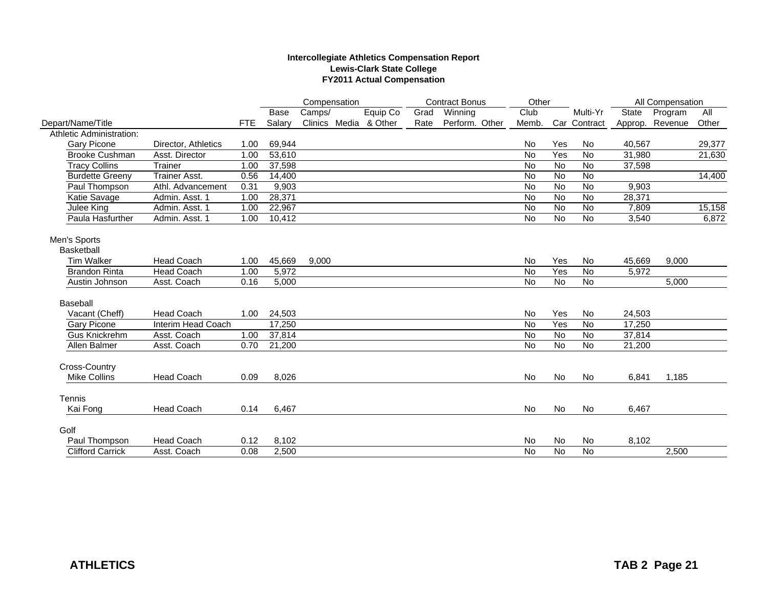**Intercollegiate Athletics Compensation Report**
**Lewis-Clark State College**
**FY2011 Actual Compensation**

| | | | Compensation | | | | Contract Bonus | | | Other | | | All Compensation | | |
|---|---|---|---|---|---|---|---|---|---|---|---|---|---|---|---|
| Depart/Name/Title | | FTE | Base Salary | Camps/ Clinics | Media | Equip Co & Other | Grad Rate | Winning Perform. | Other | Club Memb. | Car | Multi-Yr Contract | State Approp. | Program Revenue | All Other |
| Athletic Administration: | | | | | | | | | | | | | | | |
| Gary Picone | Director, Athletics | 1.00 | 69,944 | | | | | | | No | Yes | No | 40,567 | | 29,377 |
| Brooke Cushman | Asst. Director | 1.00 | 53,610 | | | | | | | No | Yes | No | 31,980 | | 21,630 |
| Tracy Collins | Trainer | 1.00 | 37,598 | | | | | | | No | No | No | 37,598 | | |
| Burdette Greeny | Trainer Asst. | 0.56 | 14,400 | | | | | | | No | No | No | | | 14,400 |
| Paul Thompson | Athl. Advancement | 0.31 | 9,903 | | | | | | | No | No | No | 9,903 | | |
| Katie Savage | Admin. Asst. 1 | 1.00 | 28,371 | | | | | | | No | No | No | 28,371 | | |
| Julee King | Admin. Asst. 1 | 1.00 | 22,967 | | | | | | | No | No | No | 7,809 | | 15,158 |
| Paula Hasfurther | Admin. Asst. 1 | 1.00 | 10,412 | | | | | | | No | No | No | 3,540 | | 6,872 |
| Men's Sports | | | | | | | | | | | | | | | |
| Basketball | | | | | | | | | | | | | | | |
| Tim Walker | Head Coach | 1.00 | 45,669 | 9,000 | | | | | | No | Yes | No | 45,669 | 9,000 | |
| Brandon Rinta | Head Coach | 1.00 | 5,972 | | | | | | | No | Yes | No | 5,972 | | |
| Austin Johnson | Asst. Coach | 0.16 | 5,000 | | | | | | | No | No | No | | 5,000 | |
| Baseball | | | | | | | | | | | | | | | |
| Vacant (Cheff) | Head Coach | 1.00 | 24,503 | | | | | | | No | Yes | No | 24,503 | | |
| Gary Picone | Interim Head Coach | | 17,250 | | | | | | | No | Yes | No | 17,250 | | |
| Gus Knickrehm | Asst. Coach | 1.00 | 37,814 | | | | | | | No | No | No | 37,814 | | |
| Allen Balmer | Asst. Coach | 0.70 | 21,200 | | | | | | | No | No | No | 21,200 | | |
| Cross-Country | | | | | | | | | | | | | | | |
| Mike Collins | Head Coach | 0.09 | 8,026 | | | | | | | No | No | No | 6,841 | 1,185 | |
| Tennis | | | | | | | | | | | | | | | |
| Kai Fong | Head Coach | 0.14 | 6,467 | | | | | | | No | No | No | 6,467 | | |
| Golf | | | | | | | | | | | | | | | |
| Paul Thompson | Head Coach | 0.12 | 8,102 | | | | | | | No | No | No | 8,102 | | |
| Clifford Carrick | Asst. Coach | 0.08 | 2,500 | | | | | | | No | No | No | | 2,500 | |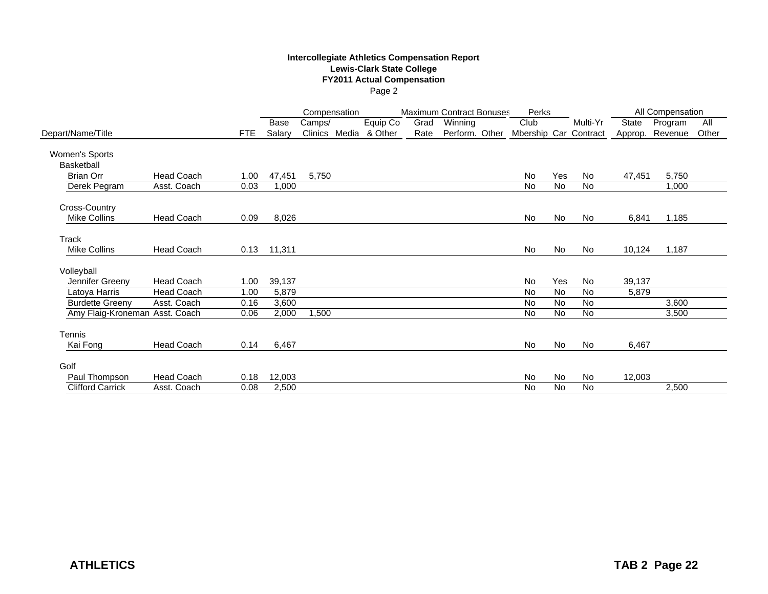**Intercollegiate Athletics Compensation Report**
**Lewis-Clark State College**
**FY2011 Actual Compensation**
Page 2

| Depart/Name/Title | | FTE | Compensation Base Salary | Camps/ Clinics | Media | Equip Co & Other | Maximum Contract Bonuses Grad Rate | Winning Perform. | Other | Perks Club Mbership | Car | Multi-Yr Contract | All Compensation State Approp. | Program Revenue | All Other |
|---|---|---|---|---|---|---|---|---|---|---|---|---|---|---|---|
| **Women's Sports** | | | | | | | | | | | | | | | |
| Basketball | | | | | | | | | | | | | | | |
| Brian Orr | Head Coach | 1.00 | 47,451 | 5,750 | | | | | | No | Yes | No | 47,451 | 5,750 | |
| Derek Pegram | Asst. Coach | 0.03 | 1,000 | | | | | | | No | No | No | | 1,000 | |
| Cross-Country | | | | | | | | | | | | | | | |
| Mike Collins | Head Coach | 0.09 | 8,026 | | | | | | | No | No | No | 6,841 | 1,185 | |
| Track | | | | | | | | | | | | | | | |
| Mike Collins | Head Coach | 0.13 | 11,311 | | | | | | | No | No | No | 10,124 | 1,187 | |
| Volleyball | | | | | | | | | | | | | | | |
| Jennifer Greeny | Head Coach | 1.00 | 39,137 | | | | | | | No | Yes | No | 39,137 | | |
| Latoya Harris | Head Coach | 1.00 | 5,879 | | | | | | | No | No | No | 5,879 | | |
| Burdette Greeny | Asst. Coach | 0.16 | 3,600 | | | | | | | No | No | No | | 3,600 | |
| Amy Flaig-Kroneman | Asst. Coach | 0.06 | 2,000 | 1,500 | | | | | | No | No | No | | 3,500 | |
| Tennis | | | | | | | | | | | | | | | |
| Kai Fong | Head Coach | 0.14 | 6,467 | | | | | | | No | No | No | 6,467 | | |
| Golf | | | | | | | | | | | | | | | |
| Paul Thompson | Head Coach | 0.18 | 12,003 | | | | | | | No | No | No | 12,003 | | |
| Clifford Carrick | Asst. Coach | 0.08 | 2,500 | | | | | | | No | No | No | | 2,500 | |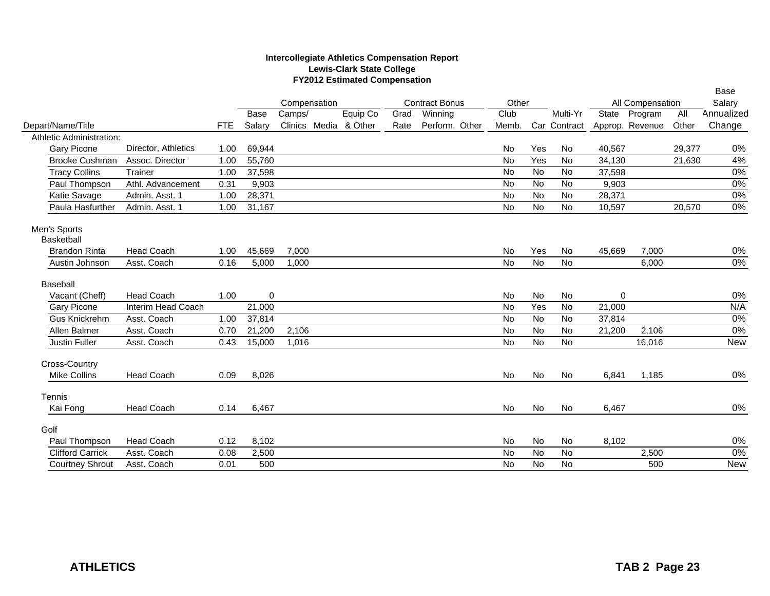**Intercollegiate Athletics Compensation Report**
**Lewis-Clark State College**
**FY2012 Estimated Compensation**

| Depart/Name/Title | | FTE | Compensation: Base Salary | Compensation: Camps/ Clinics | Compensation: Media | Compensation: Equip Co & Other | Contract Bonus: Grad Rate | Contract Bonus: Winning Perform. | Contract Bonus: Other | Other: Club Memb. | Other: Car | Multi-Yr Contract | All Compensation: State Approp. | All Compensation: Program Revenue | All Compensation: All Other | Base Salary Annualized Change |
|---|---|---|---|---|---|---|---|---|---|---|---|---|---|---|---|---|
| Athletic Administration: | | | | | | | | | | | | | | | | |
| Gary Picone | Director, Athletics | 1.00 | 69,944 | | | | | | | No | Yes | No | 40,567 | | 29,377 | 0% |
| Brooke Cushman | Assoc. Director | 1.00 | 55,760 | | | | | | | No | Yes | No | 34,130 | | 21,630 | 4% |
| Tracy Collins | Trainer | 1.00 | 37,598 | | | | | | | No | No | No | 37,598 | | | 0% |
| Paul Thompson | Athl. Advancement | 0.31 | 9,903 | | | | | | | No | No | No | 9,903 | | | 0% |
| Katie Savage | Admin. Asst. 1 | 1.00 | 28,371 | | | | | | | No | No | No | 28,371 | | | 0% |
| Paula Hasfurther | Admin. Asst. 1 | 1.00 | 31,167 | | | | | | | No | No | No | 10,597 | | 20,570 | 0% |
| Men's Sports | | | | | | | | | | | | | | | | |
| Basketball | | | | | | | | | | | | | | | | |
| Brandon Rinta | Head Coach | 1.00 | 45,669 | 7,000 | | | | | | No | Yes | No | 45,669 | 7,000 | | 0% |
| Austin Johnson | Asst. Coach | 0.16 | 5,000 | 1,000 | | | | | | No | No | No | | 6,000 | | 0% |
| Baseball | | | | | | | | | | | | | | | | |
| Vacant (Cheff) | Head Coach | 1.00 | 0 | | | | | | | No | No | No | 0 | | | 0% |
| Gary Picone | Interim Head Coach | | 21,000 | | | | | | | No | Yes | No | 21,000 | | | N/A |
| Gus Knickrehm | Asst. Coach | 1.00 | 37,814 | | | | | | | No | No | No | 37,814 | | | 0% |
| Allen Balmer | Asst. Coach | 0.70 | 21,200 | 2,106 | | | | | | No | No | No | 21,200 | 2,106 | | 0% |
| Justin Fuller | Asst. Coach | 0.43 | 15,000 | 1,016 | | | | | | No | No | No | | 16,016 | | New |
| Cross-Country | | | | | | | | | | | | | | | | |
| Mike Collins | Head Coach | 0.09 | 8,026 | | | | | | | No | No | No | 6,841 | 1,185 | | 0% |
| Tennis | | | | | | | | | | | | | | | | |
| Kai Fong | Head Coach | 0.14 | 6,467 | | | | | | | No | No | No | 6,467 | | | 0% |
| Golf | | | | | | | | | | | | | | | | |
| Paul Thompson | Head Coach | 0.12 | 8,102 | | | | | | | No | No | No | 8,102 | | | 0% |
| Clifford Carrick | Asst. Coach | 0.08 | 2,500 | | | | | | | No | No | No | | 2,500 | | 0% |
| Courtney Shrout | Asst. Coach | 0.01 | 500 | | | | | | | No | No | No | | 500 | | New |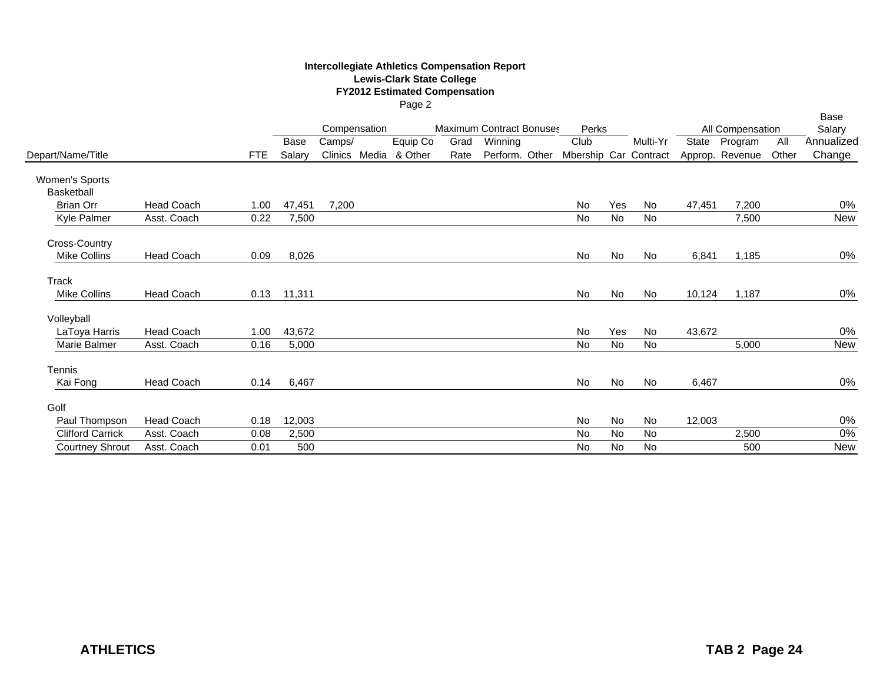**Intercollegiate Athletics Compensation Report**
**Lewis-Clark State College**
**FY2012 Estimated Compensation**
Page 2

| Depart/Name/Title | | FTE | Compensation | | | | Maximum Contract Bonuses | | | Perks | | | All Compensation | | | Base Salary |
|---|---|---|---|---|---|---|---|---|---|---|---|---|---|---|---|---|
| | | | Base Salary | Camps/ Clinics | Media | Equip Co & Other | Grad Rate | Winning Perform. | Other | Club Mbership | Car | Multi-Yr Contract | State Approp. | Program Revenue | All Other | Annualized Change |
| Women's Sports | | | | | | | | | | | | | | | | |
| Basketball | | | | | | | | | | | | | | | | |
| Brian Orr | Head Coach | 1.00 | 47,451 | 7,200 | | | | | | No | Yes | No | 47,451 | 7,200 | | 0% |
| Kyle Palmer | Asst. Coach | 0.22 | 7,500 | | | | | | | No | No | No | | 7,500 | | New |
| Cross-Country | | | | | | | | | | | | | | | | |
| Mike Collins | Head Coach | 0.09 | 8,026 | | | | | | | No | No | No | 6,841 | 1,185 | | 0% |
| Track | | | | | | | | | | | | | | | | |
| Mike Collins | Head Coach | 0.13 | 11,311 | | | | | | | No | No | No | 10,124 | 1,187 | | 0% |
| Volleyball | | | | | | | | | | | | | | | | |
| LaToya Harris | Head Coach | 1.00 | 43,672 | | | | | | | No | Yes | No | 43,672 | | | 0% |
| Marie Balmer | Asst. Coach | 0.16 | 5,000 | | | | | | | No | No | No | | 5,000 | | New |
| Tennis | | | | | | | | | | | | | | | | |
| Kai Fong | Head Coach | 0.14 | 6,467 | | | | | | | No | No | No | 6,467 | | | 0% |
| Golf | | | | | | | | | | | | | | | | |
| Paul Thompson | Head Coach | 0.18 | 12,003 | | | | | | | No | No | No | 12,003 | | | 0% |
| Clifford Carrick | Asst. Coach | 0.08 | 2,500 | | | | | | | No | No | No | | 2,500 | | 0% |
| Courtney Shrout | Asst. Coach | 0.01 | 500 | | | | | | | No | No | No | | 500 | | New |